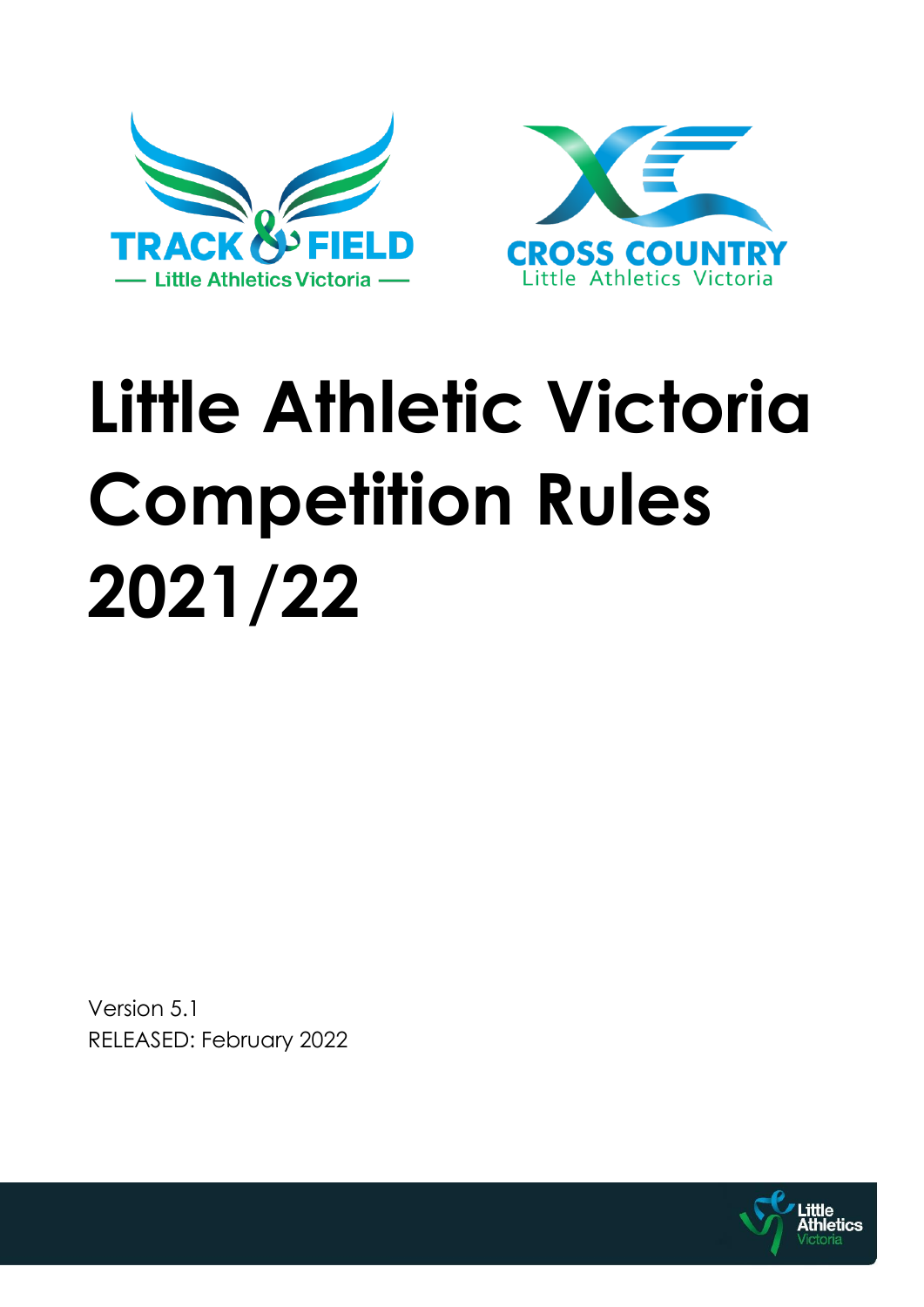# Little Athletic Victoria Competition Rules 2021/22

Version 5.1

RELEASED: February 2022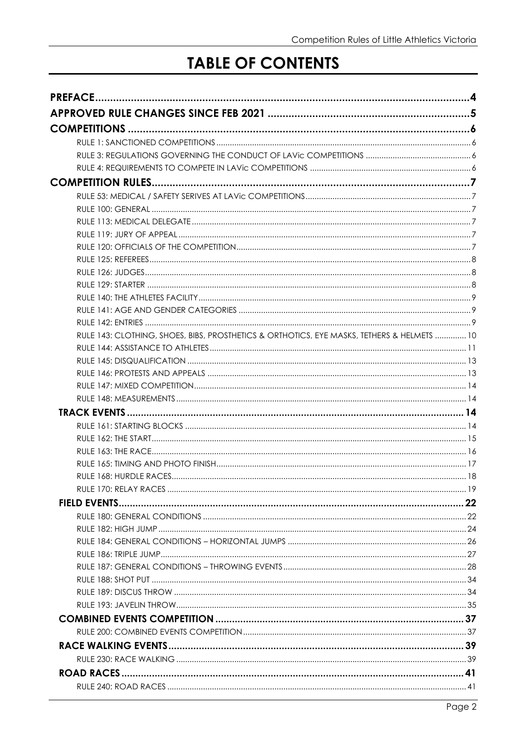# TABLE OF CONTENTS

**PREFACE** .... 4

**APPROVED RULE CHANGES SINCE FEB 2021** .... 5

**COMPETITIONS** .... 6

- RULE 1: SANCTIONED COMPETITIONS .... 6
- RULE 3: REGULATIONS GOVERNING THE CONDUCT OF LAVic COMPETITIONS .... 6
- RULE 4: REQUIREMENTS TO COMPETE IN LAVic COMPETITIONS .... 6

**COMPETITION RULES** .... 7

- RULE 53: MEDICAL / SAFETY SERIVES AT LAVic COMPETITIONS .... 7
- RULE 100: GENERAL .... 7
- RULE 113: MEDICAL DELEGATE .... 7
- RULE 119: JURY OF APPEAL .... 7
- RULE 120: OFFICIALS OF THE COMPETITION .... 7
- RULE 125: REFEREES .... 8
- RULE 126: JUDGES .... 8
- RULE 129: STARTER .... 8
- RULE 140: THE ATHLETES FACILITY .... 9
- RULE 141: AGE AND GENDER CATEGORIES .... 9
- RULE 142: ENTRIES .... 9
- RULE 143: CLOTHING, SHOES, BIBS, PROSTHETICS & ORTHOTICS, EYE MASKS, TETHERS & HELMETS .... 10
- RULE 144: ASSISTANCE TO ATHLETES .... 11
- RULE 145: DISQUALIFICATION .... 13
- RULE 146: PROTESTS AND APPEALS .... 13
- RULE 147: MIXED COMPETITION .... 14
- RULE 148: MEASUREMENTS .... 14

**TRACK EVENTS** .... 14

- RULE 161: STARTING BLOCKS .... 14
- RULE 162: THE START .... 15
- RULE 163: THE RACE .... 16
- RULE 165: TIMING AND PHOTO FINISH .... 17
- RULE 168: HURDLE RACES .... 18
- RULE 170: RELAY RACES .... 19

**FIELD EVENTS** .... 22

- RULE 180: GENERAL CONDITIONS .... 22
- RULE 182: HIGH JUMP .... 24
- RULE 184: GENERAL CONDITIONS – HORIZONTAL JUMPS .... 26
- RULE 186: TRIPLE JUMP .... 27
- RULE 187: GENERAL CONDITIONS – THROWING EVENTS .... 28
- RULE 188: SHOT PUT .... 34
- RULE 189: DISCUS THROW .... 34
- RULE 193: JAVELIN THROW .... 35

**COMBINED EVENTS COMPETITION** .... 37

- RULE 200: COMBINED EVENTS COMPETITION .... 37

**RACE WALKING EVENTS** .... 39

- RULE 230: RACE WALKING .... 39

**ROAD RACES** .... 41

- RULE 240: ROAD RACES .... 41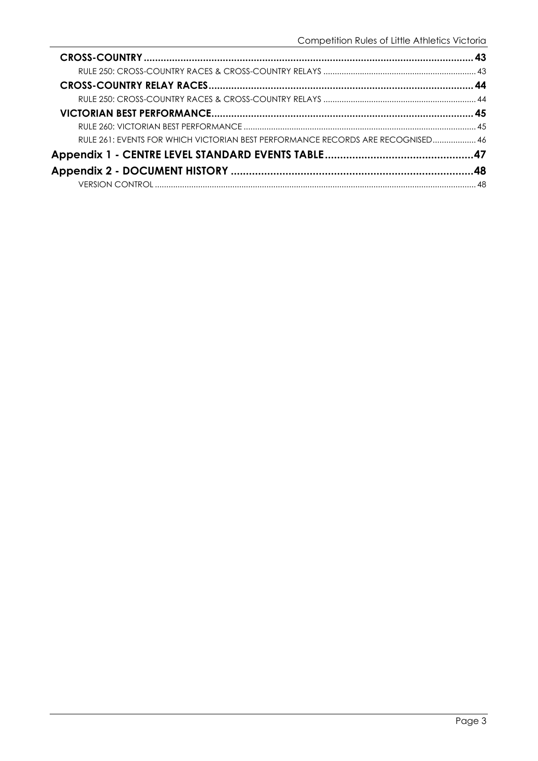**CROSS-COUNTRY** .................................................................................................................. 43

RULE 250: CROSS-COUNTRY RACES & CROSS-COUNTRY RELAYS ..................................................................... 43

**CROSS-COUNTRY RELAY RACES** ........................................................................................... 44

RULE 250: CROSS-COUNTRY RACES & CROSS-COUNTRY RELAYS ..................................................................... 44

**VICTORIAN BEST PERFORMANCE** .......................................................................................... 45

RULE 260: VICTORIAN BEST PERFORMANCE ..................................................................................................... 45

RULE 261: EVENTS FOR WHICH VICTORIAN BEST PERFORMANCE RECORDS ARE RECOGNISED ................... 46

**Appendix 1 - CENTRE LEVEL STANDARD EVENTS TABLE** ................................................47

**Appendix 2 - DOCUMENT HISTORY** ..............................................................................48

VERSION CONTROL ........................................................................................................................................... 48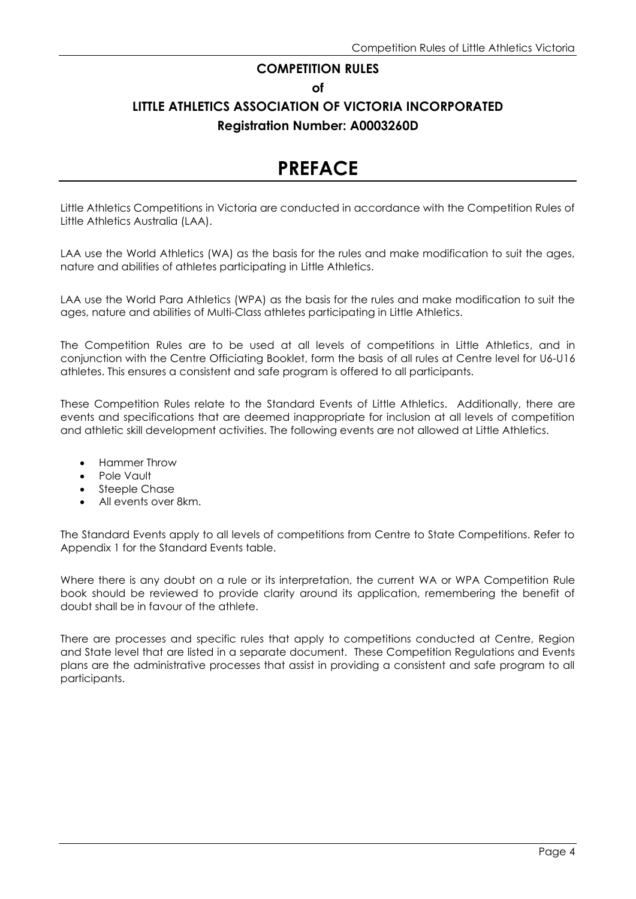**COMPETITION RULES**

**of**

**LITTLE ATHLETICS ASSOCIATION OF VICTORIA INCORPORATED**

**Registration Number: A0003260D**

# PREFACE

Little Athletics Competitions in Victoria are conducted in accordance with the Competition Rules of Little Athletics Australia (LAA).

LAA use the World Athletics (WA) as the basis for the rules and make modification to suit the ages, nature and abilities of athletes participating in Little Athletics.

LAA use the World Para Athletics (WPA) as the basis for the rules and make modification to suit the ages, nature and abilities of Multi-Class athletes participating in Little Athletics.

The Competition Rules are to be used at all levels of competitions in Little Athletics, and in conjunction with the Centre Officiating Booklet, form the basis of all rules at Centre level for U6-U16 athletes. This ensures a consistent and safe program is offered to all participants.

These Competition Rules relate to the Standard Events of Little Athletics. Additionally, there are events and specifications that are deemed inappropriate for inclusion at all levels of competition and athletic skill development activities. The following events are not allowed at Little Athletics.

- Hammer Throw
- Pole Vault
- Steeple Chase
- All events over 8km.

The Standard Events apply to all levels of competitions from Centre to State Competitions. Refer to Appendix 1 for the Standard Events table.

Where there is any doubt on a rule or its interpretation, the current WA or WPA Competition Rule book should be reviewed to provide clarity around its application, remembering the benefit of doubt shall be in favour of the athlete.

There are processes and specific rules that apply to competitions conducted at Centre, Region and State level that are listed in a separate document. These Competition Regulations and Events plans are the administrative processes that assist in providing a consistent and safe program to all participants.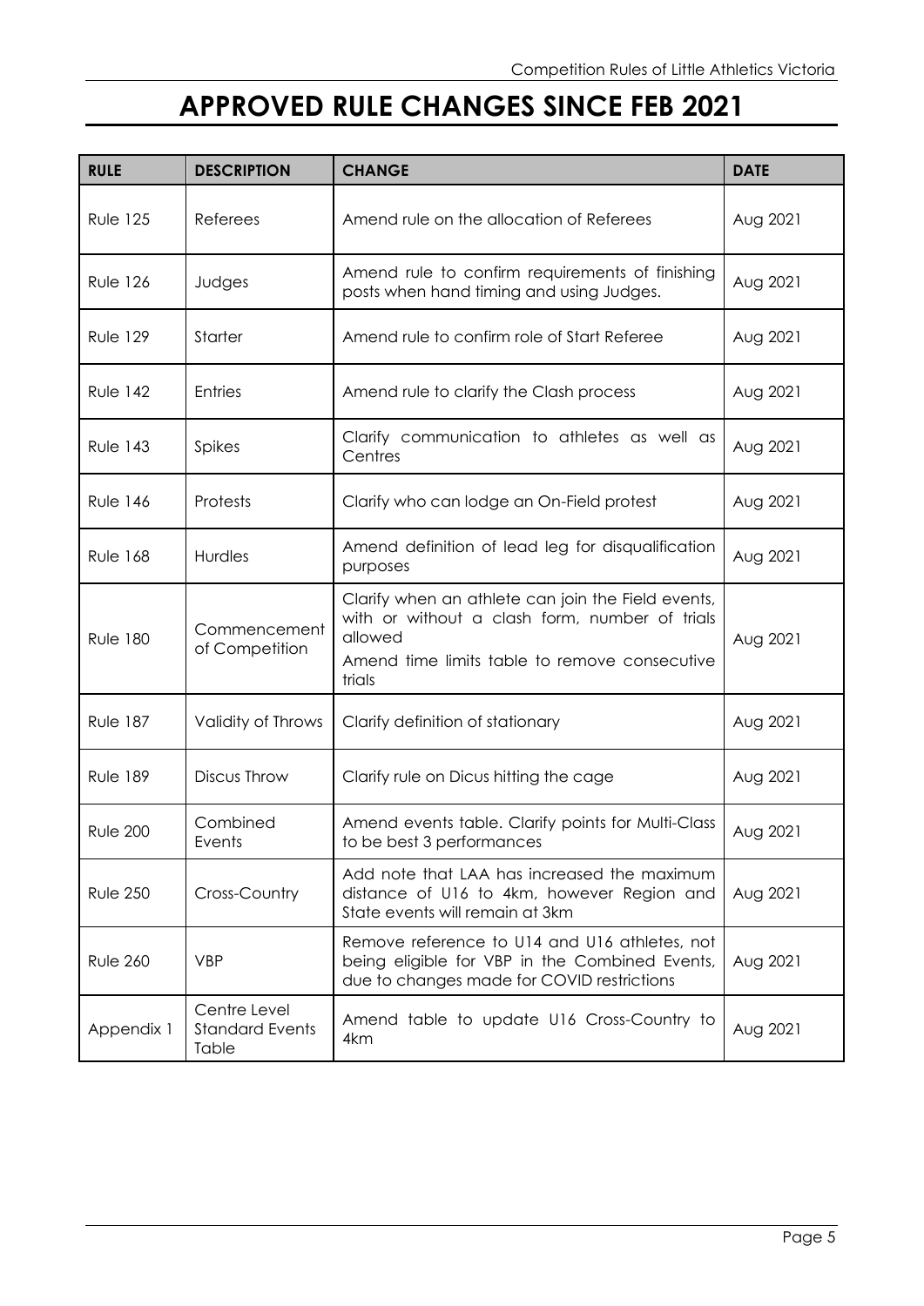# APPROVED RULE CHANGES SINCE FEB 2021

| RULE | DESCRIPTION | CHANGE | DATE |
|---|---|---|---|
| Rule 125 | Referees | Amend rule on the allocation of Referees | Aug 2021 |
| Rule 126 | Judges | Amend rule to confirm requirements of finishing posts when hand timing and using Judges. | Aug 2021 |
| Rule 129 | Starter | Amend rule to confirm role of Start Referee | Aug 2021 |
| Rule 142 | Entries | Amend rule to clarify the Clash process | Aug 2021 |
| Rule 143 | Spikes | Clarify communication to athletes as well as Centres | Aug 2021 |
| Rule 146 | Protests | Clarify who can lodge an On-Field protest | Aug 2021 |
| Rule 168 | Hurdles | Amend definition of lead leg for disqualification purposes | Aug 2021 |
| Rule 180 | Commencement of Competition | Clarify when an athlete can join the Field events, with or without a clash form, number of trials allowed<br>Amend time limits table to remove consecutive trials | Aug 2021 |
| Rule 187 | Validity of Throws | Clarify definition of stationary | Aug 2021 |
| Rule 189 | Discus Throw | Clarify rule on Dicus hitting the cage | Aug 2021 |
| Rule 200 | Combined Events | Amend events table. Clarify points for Multi-Class to be best 3 performances | Aug 2021 |
| Rule 250 | Cross-Country | Add note that LAA has increased the maximum distance of U16 to 4km, however Region and State events will remain at 3km | Aug 2021 |
| Rule 260 | VBP | Remove reference to U14 and U16 athletes, not being eligible for VBP in the Combined Events, due to changes made for COVID restrictions | Aug 2021 |
| Appendix 1 | Centre Level Standard Events Table | Amend table to update U16 Cross-Country to 4km | Aug 2021 |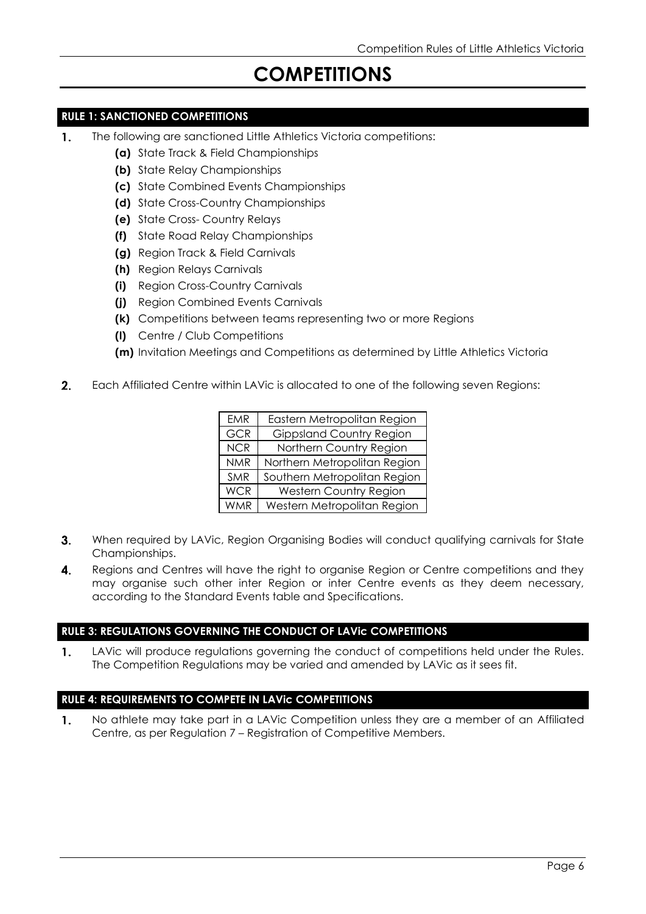# COMPETITIONS

## RULE 1: SANCTIONED COMPETITIONS

1. The following are sanctioned Little Athletics Victoria competitions:
   - **(a)** State Track & Field Championships
   - **(b)** State Relay Championships
   - **(c)** State Combined Events Championships
   - **(d)** State Cross-Country Championships
   - **(e)** State Cross- Country Relays
   - **(f)** State Road Relay Championships
   - **(g)** Region Track & Field Carnivals
   - **(h)** Region Relays Carnivals
   - **(i)** Region Cross-Country Carnivals
   - **(j)** Region Combined Events Carnivals
   - **(k)** Competitions between teams representing two or more Regions
   - **(l)** Centre / Club Competitions
   - **(m)** Invitation Meetings and Competitions as determined by Little Athletics Victoria

2. Each Affiliated Centre within LAVic is allocated to one of the following seven Regions:

| | |
|---|---|
| EMR | Eastern Metropolitan Region |
| GCR | Gippsland Country Region |
| NCR | Northern Country Region |
| NMR | Northern Metropolitan Region |
| SMR | Southern Metropolitan Region |
| WCR | Western Country Region |
| WMR | Western Metropolitan Region |

3. When required by LAVic, Region Organising Bodies will conduct qualifying carnivals for State Championships.

4. Regions and Centres will have the right to organise Region or Centre competitions and they may organise such other inter Region or inter Centre events as they deem necessary, according to the Standard Events table and Specifications.

## RULE 3: REGULATIONS GOVERNING THE CONDUCT OF LAVic COMPETITIONS

1. LAVic will produce regulations governing the conduct of competitions held under the Rules. The Competition Regulations may be varied and amended by LAVic as it sees fit.

## RULE 4: REQUIREMENTS TO COMPETE IN LAVic COMPETITIONS

1. No athlete may take part in a LAVic Competition unless they are a member of an Affiliated Centre, as per Regulation 7 – Registration of Competitive Members.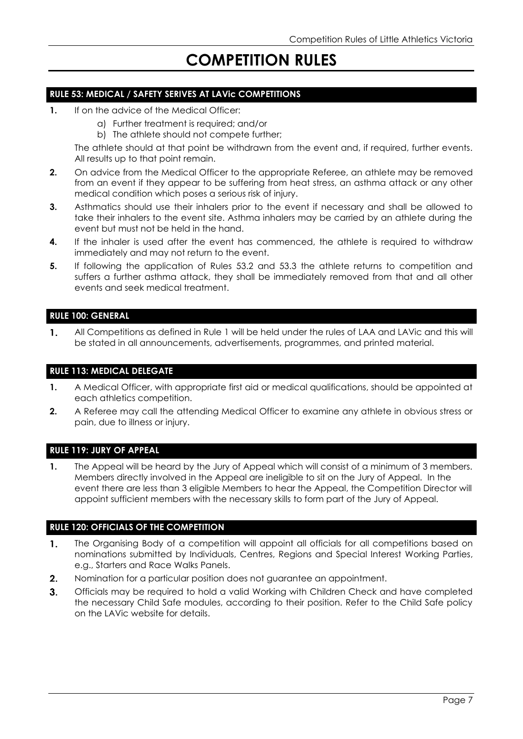# COMPETITION RULES

## RULE 53: MEDICAL / SAFETY SERIVES AT LAVic COMPETITIONS

1. If on the advice of the Medical Officer:
   a) Further treatment is required; and/or
   b) The athlete should not compete further;

   The athlete should at that point be withdrawn from the event and, if required, further events. All results up to that point remain.
2. On advice from the Medical Officer to the appropriate Referee, an athlete may be removed from an event if they appear to be suffering from heat stress, an asthma attack or any other medical condition which poses a serious risk of injury.
3. Asthmatics should use their inhalers prior to the event if necessary and shall be allowed to take their inhalers to the event site. Asthma inhalers may be carried by an athlete during the event but must not be held in the hand.
4. If the inhaler is used after the event has commenced, the athlete is required to withdraw immediately and may not return to the event.
5. If following the application of Rules 53.2 and 53.3 the athlete returns to competition and suffers a further asthma attack, they shall be immediately removed from that and all other events and seek medical treatment.

## RULE 100: GENERAL

1. All Competitions as defined in Rule 1 will be held under the rules of LAA and LAVic and this will be stated in all announcements, advertisements, programmes, and printed material.

## RULE 113: MEDICAL DELEGATE

1. A Medical Officer, with appropriate first aid or medical qualifications, should be appointed at each athletics competition.
2. A Referee may call the attending Medical Officer to examine any athlete in obvious stress or pain, due to illness or injury.

## RULE 119: JURY OF APPEAL

1. The Appeal will be heard by the Jury of Appeal which will consist of a minimum of 3 members. Members directly involved in the Appeal are ineligible to sit on the Jury of Appeal. In the event there are less than 3 eligible Members to hear the Appeal, the Competition Director will appoint sufficient members with the necessary skills to form part of the Jury of Appeal.

## RULE 120: OFFICIALS OF THE COMPETITION

1. The Organising Body of a competition will appoint all officials for all competitions based on nominations submitted by Individuals, Centres, Regions and Special Interest Working Parties, e.g., Starters and Race Walks Panels.
2. Nomination for a particular position does not guarantee an appointment.
3. Officials may be required to hold a valid Working with Children Check and have completed the necessary Child Safe modules, according to their position. Refer to the Child Safe policy on the LAVic website for details.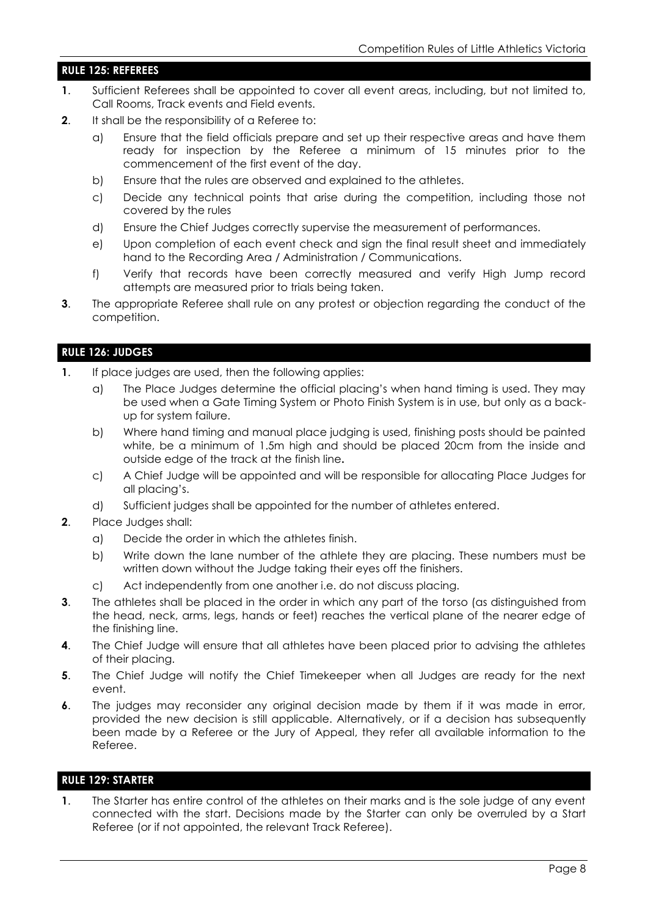## RULE 125: REFEREES

**1**. Sufficient Referees shall be appointed to cover all event areas, including, but not limited to, Call Rooms, Track events and Field events.

**2**. It shall be the responsibility of a Referee to:

a) Ensure that the field officials prepare and set up their respective areas and have them ready for inspection by the Referee a minimum of 15 minutes prior to the commencement of the first event of the day.

b) Ensure that the rules are observed and explained to the athletes.

c) Decide any technical points that arise during the competition, including those not covered by the rules

d) Ensure the Chief Judges correctly supervise the measurement of performances.

e) Upon completion of each event check and sign the final result sheet and immediately hand to the Recording Area / Administration / Communications.

f) Verify that records have been correctly measured and verify High Jump record attempts are measured prior to trials being taken.

**3**. The appropriate Referee shall rule on any protest or objection regarding the conduct of the competition.

## RULE 126: JUDGES

**1**. If place judges are used, then the following applies:

a) The Place Judges determine the official placing's when hand timing is used. They may be used when a Gate Timing System or Photo Finish System is in use, but only as a back-up for system failure.

b) Where hand timing and manual place judging is used, finishing posts should be painted white, be a minimum of 1.5m high and should be placed 20cm from the inside and outside edge of the track at the finish line**.**

c) A Chief Judge will be appointed and will be responsible for allocating Place Judges for all placing's.

d) Sufficient judges shall be appointed for the number of athletes entered.

**2**. Place Judges shall:

a) Decide the order in which the athletes finish.

b) Write down the lane number of the athlete they are placing. These numbers must be written down without the Judge taking their eyes off the finishers.

c) Act independently from one another i.e. do not discuss placing.

**3**. The athletes shall be placed in the order in which any part of the torso (as distinguished from the head, neck, arms, legs, hands or feet) reaches the vertical plane of the nearer edge of the finishing line.

**4**. The Chief Judge will ensure that all athletes have been placed prior to advising the athletes of their placing.

**5**. The Chief Judge will notify the Chief Timekeeper when all Judges are ready for the next event.

**6**. The judges may reconsider any original decision made by them if it was made in error, provided the new decision is still applicable. Alternatively, or if a decision has subsequently been made by a Referee or the Jury of Appeal, they refer all available information to the Referee.

## RULE 129: STARTER

**1**. The Starter has entire control of the athletes on their marks and is the sole judge of any event connected with the start. Decisions made by the Starter can only be overruled by a Start Referee (or if not appointed, the relevant Track Referee).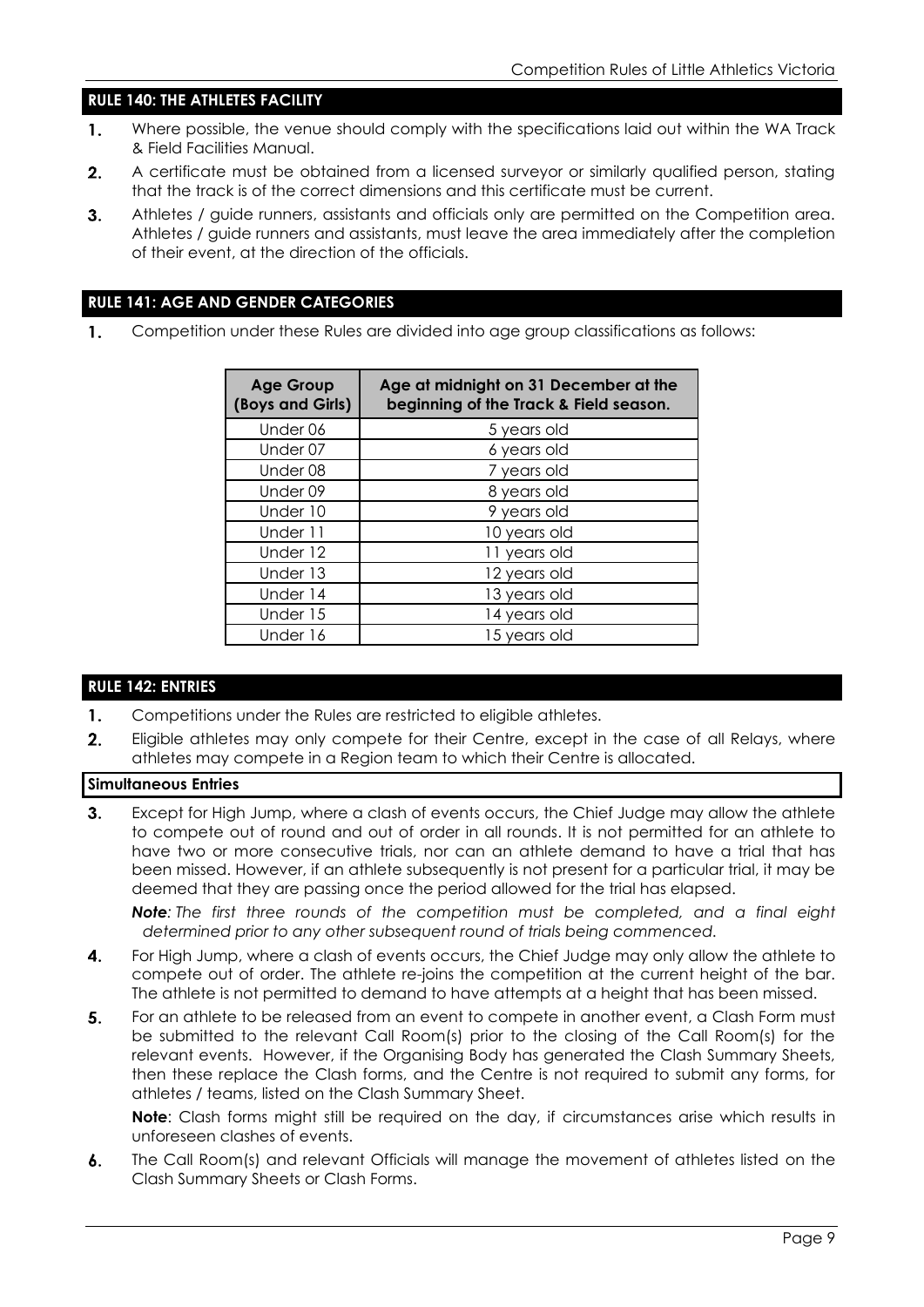## RULE 140: THE ATHLETES FACILITY

1. Where possible, the venue should comply with the specifications laid out within the WA Track & Field Facilities Manual.
2. A certificate must be obtained from a licensed surveyor or similarly qualified person, stating that the track is of the correct dimensions and this certificate must be current.
3. Athletes / guide runners, assistants and officials only are permitted on the Competition area. Athletes / guide runners and assistants, must leave the area immediately after the completion of their event, at the direction of the officials.

## RULE 141: AGE AND GENDER CATEGORIES

1. Competition under these Rules are divided into age group classifications as follows:

| Age Group (Boys and Girls) | Age at midnight on 31 December at the beginning of the Track & Field season. |
|---|---|
| Under 06 | 5 years old |
| Under 07 | 6 years old |
| Under 08 | 7 years old |
| Under 09 | 8 years old |
| Under 10 | 9 years old |
| Under 11 | 10 years old |
| Under 12 | 11 years old |
| Under 13 | 12 years old |
| Under 14 | 13 years old |
| Under 15 | 14 years old |
| Under 16 | 15 years old |

## RULE 142: ENTRIES

1. Competitions under the Rules are restricted to eligible athletes.
2. Eligible athletes may only compete for their Centre, except in the case of all Relays, where athletes may compete in a Region team to which their Centre is allocated.

### Simultaneous Entries

3. Except for High Jump, where a clash of events occurs, the Chief Judge may allow the athlete to compete out of round and out of order in all rounds. It is not permitted for an athlete to have two or more consecutive trials, nor can an athlete demand to have a trial that has been missed. However, if an athlete subsequently is not present for a particular trial, it may be deemed that they are passing once the period allowed for the trial has elapsed.

   ***Note:*** *The first three rounds of the competition must be completed, and a final eight determined prior to any other subsequent round of trials being commenced.*

4. For High Jump, where a clash of events occurs, the Chief Judge may only allow the athlete to compete out of order. The athlete re-joins the competition at the current height of the bar. The athlete is not permitted to demand to have attempts at a height that has been missed.
5. For an athlete to be released from an event to compete in another event, a Clash Form must be submitted to the relevant Call Room(s) prior to the closing of the Call Room(s) for the relevant events. However, if the Organising Body has generated the Clash Summary Sheets, then these replace the Clash forms, and the Centre is not required to submit any forms, for athletes / teams, listed on the Clash Summary Sheet.

   **Note**: Clash forms might still be required on the day, if circumstances arise which results in unforeseen clashes of events.

6. The Call Room(s) and relevant Officials will manage the movement of athletes listed on the Clash Summary Sheets or Clash Forms.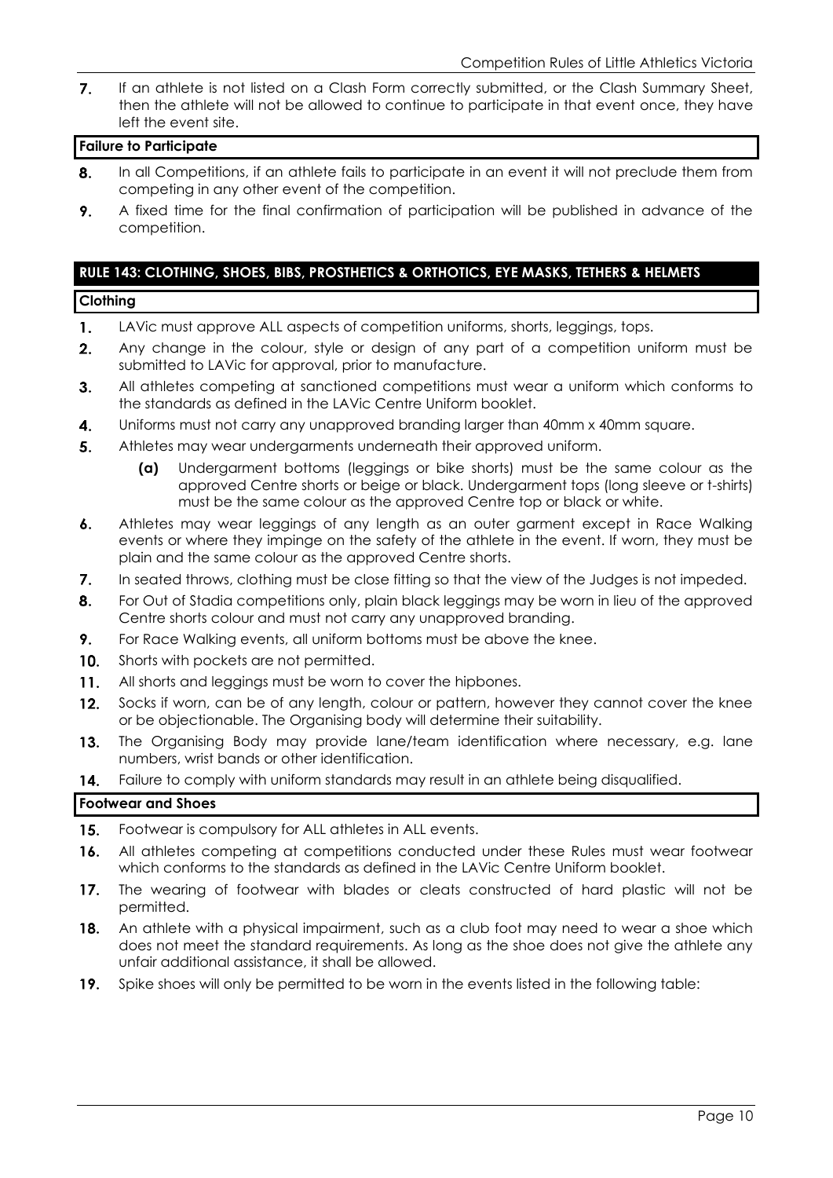7. If an athlete is not listed on a Clash Form correctly submitted, or the Clash Summary Sheet, then the athlete will not be allowed to continue to participate in that event once, they have left the event site.

**Failure to Participate**

8. In all Competitions, if an athlete fails to participate in an event it will not preclude them from competing in any other event of the competition.
9. A fixed time for the final confirmation of participation will be published in advance of the competition.

## RULE 143: CLOTHING, SHOES, BIBS, PROSTHETICS & ORTHOTICS, EYE MASKS, TETHERS & HELMETS

**Clothing**

1. LAVic must approve ALL aspects of competition uniforms, shorts, leggings, tops.
2. Any change in the colour, style or design of any part of a competition uniform must be submitted to LAVic for approval, prior to manufacture.
3. All athletes competing at sanctioned competitions must wear a uniform which conforms to the standards as defined in the LAVic Centre Uniform booklet.
4. Uniforms must not carry any unapproved branding larger than 40mm x 40mm square.
5. Athletes may wear undergarments underneath their approved uniform.
   - **(a)** Undergarment bottoms (leggings or bike shorts) must be the same colour as the approved Centre shorts or beige or black. Undergarment tops (long sleeve or t-shirts) must be the same colour as the approved Centre top or black or white.
6. Athletes may wear leggings of any length as an outer garment except in Race Walking events or where they impinge on the safety of the athlete in the event. If worn, they must be plain and the same colour as the approved Centre shorts.
7. In seated throws, clothing must be close fitting so that the view of the Judges is not impeded.
8. For Out of Stadia competitions only, plain black leggings may be worn in lieu of the approved Centre shorts colour and must not carry any unapproved branding.
9. For Race Walking events, all uniform bottoms must be above the knee.
10. Shorts with pockets are not permitted.
11. All shorts and leggings must be worn to cover the hipbones.
12. Socks if worn, can be of any length, colour or pattern, however they cannot cover the knee or be objectionable. The Organising body will determine their suitability.
13. The Organising Body may provide lane/team identification where necessary, e.g. lane numbers, wrist bands or other identification.
14. Failure to comply with uniform standards may result in an athlete being disqualified.

**Footwear and Shoes**

15. Footwear is compulsory for ALL athletes in ALL events.
16. All athletes competing at competitions conducted under these Rules must wear footwear which conforms to the standards as defined in the LAVic Centre Uniform booklet.
17. The wearing of footwear with blades or cleats constructed of hard plastic will not be permitted.
18. An athlete with a physical impairment, such as a club foot may need to wear a shoe which does not meet the standard requirements. As long as the shoe does not give the athlete any unfair additional assistance, it shall be allowed.
19. Spike shoes will only be permitted to be worn in the events listed in the following table: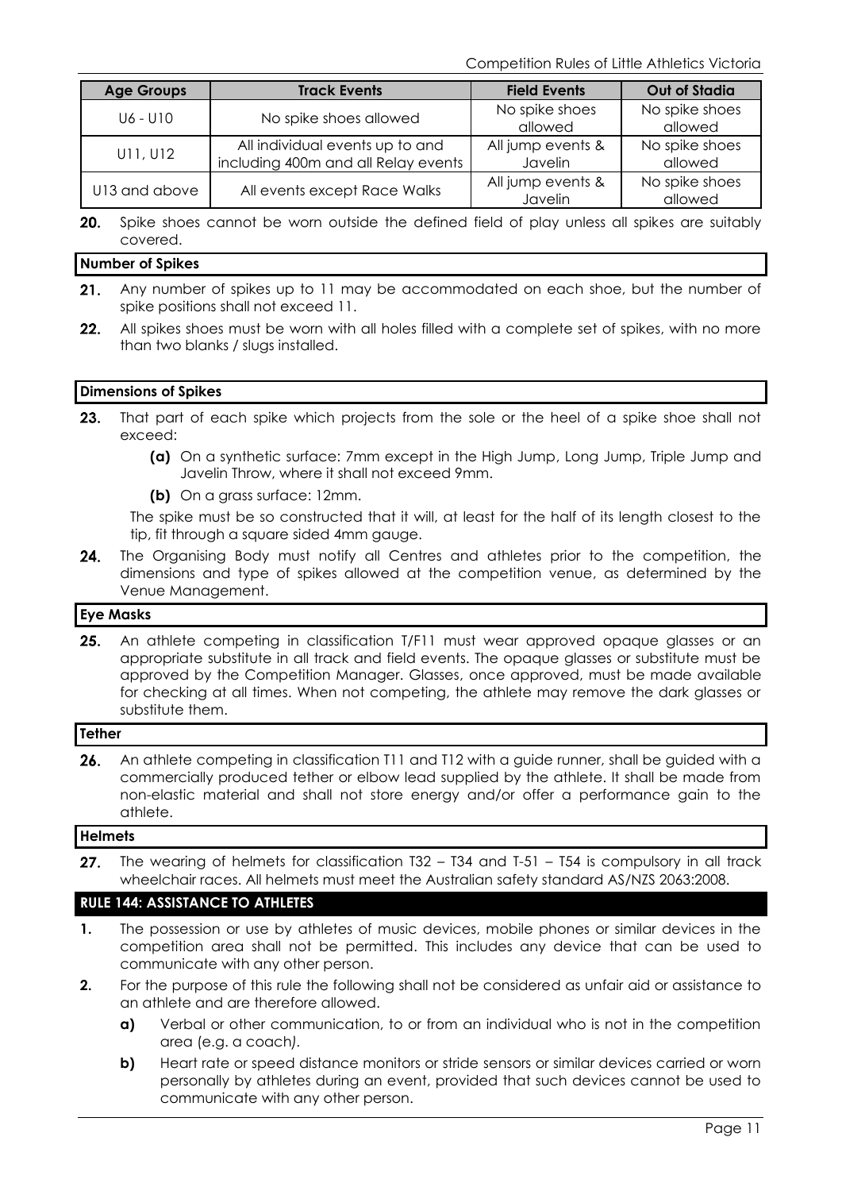| Age Groups | Track Events | Field Events | Out of Stadia |
|---|---|---|---|
| U6 - U10 | No spike shoes allowed | No spike shoes allowed | No spike shoes allowed |
| U11, U12 | All individual events up to and including 400m and all Relay events | All jump events & Javelin | No spike shoes allowed |
| U13 and above | All events except Race Walks | All jump events & Javelin | No spike shoes allowed |

**20.** Spike shoes cannot be worn outside the defined field of play unless all spikes are suitably covered.

### Number of Spikes

**21.** Any number of spikes up to 11 may be accommodated on each shoe, but the number of spike positions shall not exceed 11.

**22.** All spikes shoes must be worn with all holes filled with a complete set of spikes, with no more than two blanks / slugs installed.

### Dimensions of Spikes

**23.** That part of each spike which projects from the sole or the heel of a spike shoe shall not exceed:

- **(a)** On a synthetic surface: 7mm except in the High Jump, Long Jump, Triple Jump and Javelin Throw, where it shall not exceed 9mm.
- **(b)** On a grass surface: 12mm.

The spike must be so constructed that it will, at least for the half of its length closest to the tip, fit through a square sided 4mm gauge.

**24.** The Organising Body must notify all Centres and athletes prior to the competition, the dimensions and type of spikes allowed at the competition venue, as determined by the Venue Management.

### Eye Masks

**25.** An athlete competing in classification T/F11 must wear approved opaque glasses or an appropriate substitute in all track and field events. The opaque glasses or substitute must be approved by the Competition Manager. Glasses, once approved, must be made available for checking at all times. When not competing, the athlete may remove the dark glasses or substitute them.

### Tether

**26.** An athlete competing in classification T11 and T12 with a guide runner, shall be guided with a commercially produced tether or elbow lead supplied by the athlete. It shall be made from non-elastic material and shall not store energy and/or offer a performance gain to the athlete.

### Helmets

**27.** The wearing of helmets for classification T32 – T34 and T-51 – T54 is compulsory in all track wheelchair races. All helmets must meet the Australian safety standard AS/NZS 2063:2008.

## RULE 144: ASSISTANCE TO ATHLETES

**1.** The possession or use by athletes of music devices, mobile phones or similar devices in the competition area shall not be permitted. This includes any device that can be used to communicate with any other person.

**2.** For the purpose of this rule the following shall not be considered as unfair aid or assistance to an athlete and are therefore allowed.

- **a)** Verbal or other communication, to or from an individual who is not in the competition area (e.g. a coach*)*.
- **b)** Heart rate or speed distance monitors or stride sensors or similar devices carried or worn personally by athletes during an event, provided that such devices cannot be used to communicate with any other person.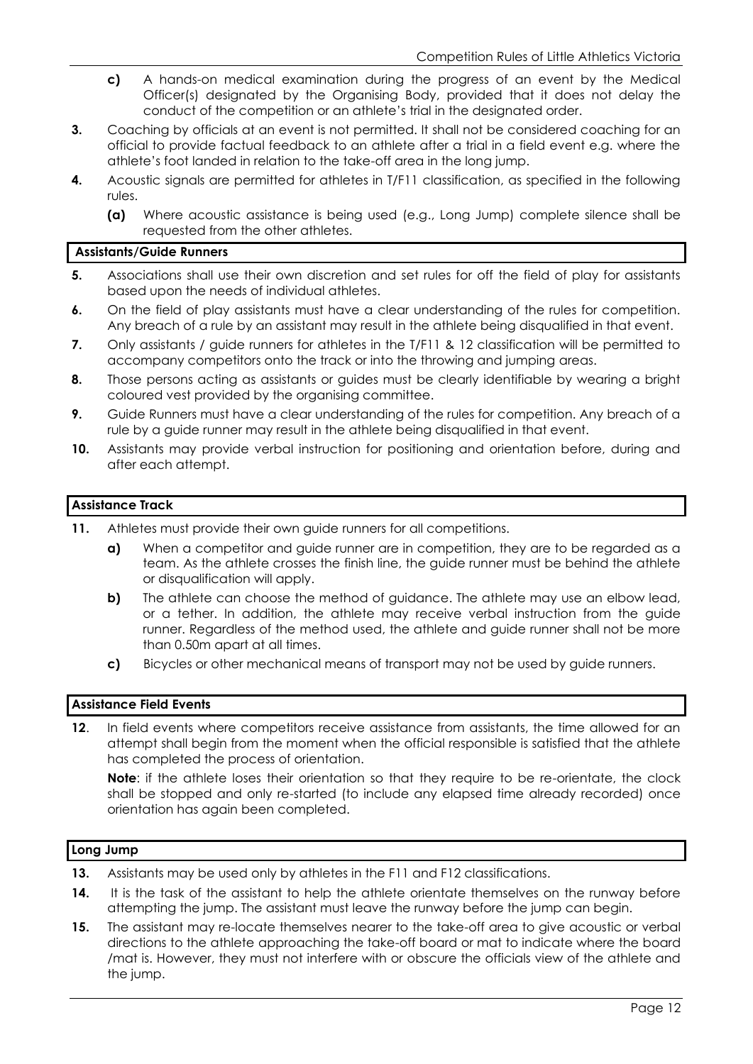c) A hands-on medical examination during the progress of an event by the Medical Officer(s) designated by the Organising Body, provided that it does not delay the conduct of the competition or an athlete's trial in the designated order.

**3.** Coaching by officials at an event is not permitted. It shall not be considered coaching for an official to provide factual feedback to an athlete after a trial in a field event e.g. where the athlete's foot landed in relation to the take-off area in the long jump.

**4.** Acoustic signals are permitted for athletes in T/F11 classification, as specified in the following rules.

**(a)** Where acoustic assistance is being used (e.g., Long Jump) complete silence shall be requested from the other athletes.

## Assistants/Guide Runners

**5.** Associations shall use their own discretion and set rules for off the field of play for assistants based upon the needs of individual athletes.

**6.** On the field of play assistants must have a clear understanding of the rules for competition. Any breach of a rule by an assistant may result in the athlete being disqualified in that event.

**7.** Only assistants / guide runners for athletes in the T/F11 & 12 classification will be permitted to accompany competitors onto the track or into the throwing and jumping areas.

**8.** Those persons acting as assistants or guides must be clearly identifiable by wearing a bright coloured vest provided by the organising committee.

**9.** Guide Runners must have a clear understanding of the rules for competition. Any breach of a rule by a guide runner may result in the athlete being disqualified in that event.

**10.** Assistants may provide verbal instruction for positioning and orientation before, during and after each attempt.

## Assistance Track

**11.** Athletes must provide their own guide runners for all competitions.

**a)** When a competitor and guide runner are in competition, they are to be regarded as a team. As the athlete crosses the finish line, the guide runner must be behind the athlete or disqualification will apply.

**b)** The athlete can choose the method of guidance. The athlete may use an elbow lead, or a tether. In addition, the athlete may receive verbal instruction from the guide runner. Regardless of the method used, the athlete and guide runner shall not be more than 0.50m apart at all times.

**c)** Bicycles or other mechanical means of transport may not be used by guide runners.

## Assistance Field Events

**12**. In field events where competitors receive assistance from assistants, the time allowed for an attempt shall begin from the moment when the official responsible is satisfied that the athlete has completed the process of orientation.

**Note**: if the athlete loses their orientation so that they require to be re-orientate, the clock shall be stopped and only re-started (to include any elapsed time already recorded) once orientation has again been completed.

## Long Jump

**13.** Assistants may be used only by athletes in the F11 and F12 classifications.

**14.** It is the task of the assistant to help the athlete orientate themselves on the runway before attempting the jump. The assistant must leave the runway before the jump can begin.

**15.** The assistant may re-locate themselves nearer to the take-off area to give acoustic or verbal directions to the athlete approaching the take-off board or mat to indicate where the board /mat is. However, they must not interfere with or obscure the officials view of the athlete and the jump.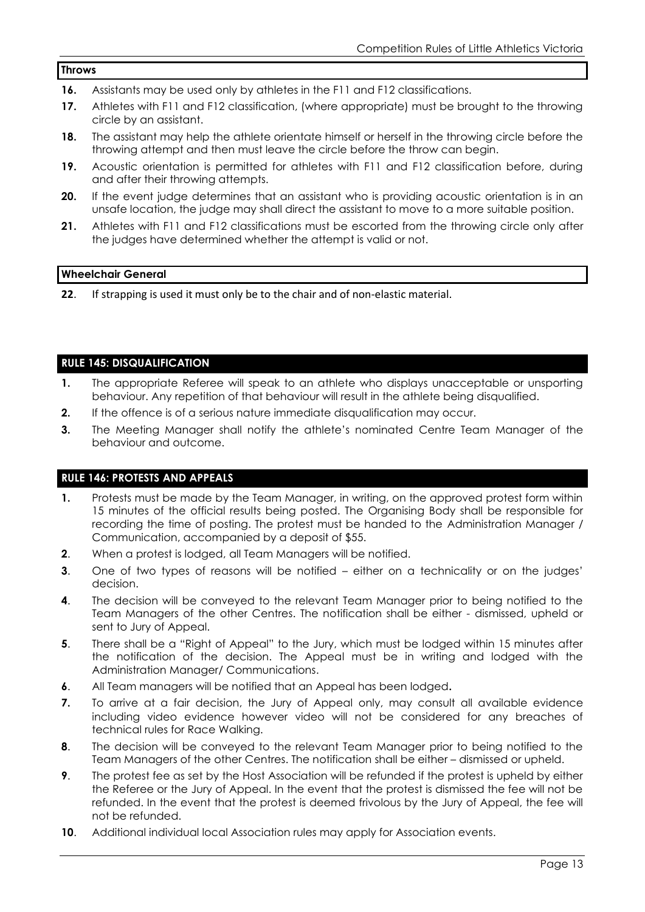**Throws**

**16.** Assistants may be used only by athletes in the F11 and F12 classifications.

**17.** Athletes with F11 and F12 classification, (where appropriate) must be brought to the throwing circle by an assistant.

**18.** The assistant may help the athlete orientate himself or herself in the throwing circle before the throwing attempt and then must leave the circle before the throw can begin.

**19.** Acoustic orientation is permitted for athletes with F11 and F12 classification before, during and after their throwing attempts.

**20.** If the event judge determines that an assistant who is providing acoustic orientation is in an unsafe location, the judge may shall direct the assistant to move to a more suitable position.

**21.** Athletes with F11 and F12 classifications must be escorted from the throwing circle only after the judges have determined whether the attempt is valid or not.

**Wheelchair General**

**22**. If strapping is used it must only be to the chair and of non-elastic material.

## RULE 145: DISQUALIFICATION

**1.** The appropriate Referee will speak to an athlete who displays unacceptable or unsporting behaviour. Any repetition of that behaviour will result in the athlete being disqualified.

**2.** If the offence is of a serious nature immediate disqualification may occur.

**3.** The Meeting Manager shall notify the athlete's nominated Centre Team Manager of the behaviour and outcome.

## RULE 146: PROTESTS AND APPEALS

**1.** Protests must be made by the Team Manager, in writing, on the approved protest form within 15 minutes of the official results being posted. The Organising Body shall be responsible for recording the time of posting. The protest must be handed to the Administration Manager / Communication, accompanied by a deposit of $55.

**2**. When a protest is lodged, all Team Managers will be notified.

**3**. One of two types of reasons will be notified – either on a technicality or on the judges' decision.

**4**. The decision will be conveyed to the relevant Team Manager prior to being notified to the Team Managers of the other Centres. The notification shall be either - dismissed, upheld or sent to Jury of Appeal.

**5**. There shall be a "Right of Appeal" to the Jury, which must be lodged within 15 minutes after the notification of the decision. The Appeal must be in writing and lodged with the Administration Manager/ Communications.

**6**. All Team managers will be notified that an Appeal has been lodged**.**

**7.** To arrive at a fair decision, the Jury of Appeal only, may consult all available evidence including video evidence however video will not be considered for any breaches of technical rules for Race Walking.

**8**. The decision will be conveyed to the relevant Team Manager prior to being notified to the Team Managers of the other Centres. The notification shall be either – dismissed or upheld.

**9**. The protest fee as set by the Host Association will be refunded if the protest is upheld by either the Referee or the Jury of Appeal. In the event that the protest is dismissed the fee will not be refunded. In the event that the protest is deemed frivolous by the Jury of Appeal, the fee will not be refunded.

**10**. Additional individual local Association rules may apply for Association events.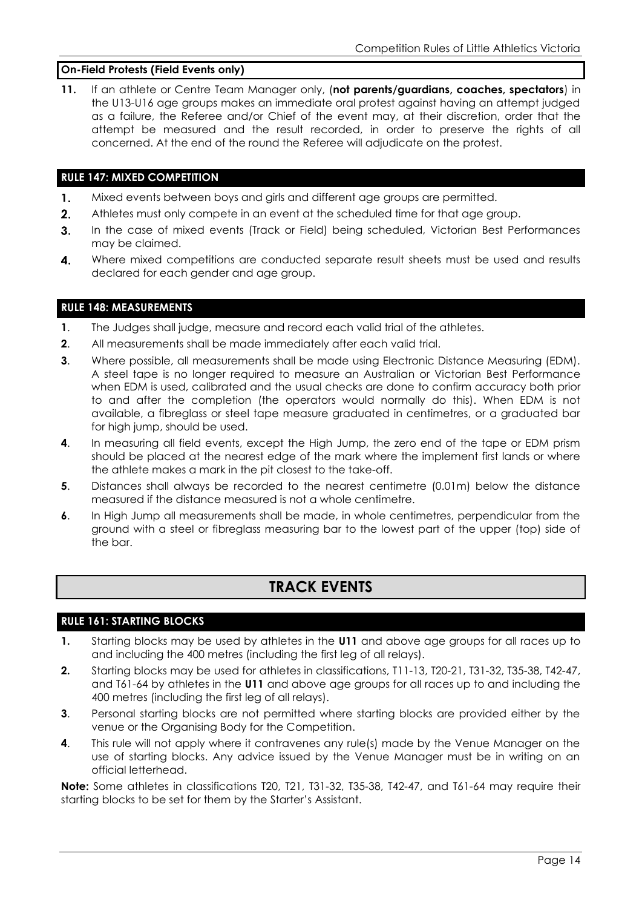### On-Field Protests (Field Events only)

**11.** If an athlete or Centre Team Manager only, (**not parents/guardians, coaches, spectators**) in the U13-U16 age groups makes an immediate oral protest against having an attempt judged as a failure, the Referee and/or Chief of the event may, at their discretion, order that the attempt be measured and the result recorded, in order to preserve the rights of all concerned. At the end of the round the Referee will adjudicate on the protest.

### RULE 147: MIXED COMPETITION

1. Mixed events between boys and girls and different age groups are permitted.
2. Athletes must only compete in an event at the scheduled time for that age group.
3. In the case of mixed events (Track or Field) being scheduled, Victorian Best Performances may be claimed.
4. Where mixed competitions are conducted separate result sheets must be used and results declared for each gender and age group.

### RULE 148: MEASUREMENTS

1. The Judges shall judge, measure and record each valid trial of the athletes.
2. All measurements shall be made immediately after each valid trial.
3. Where possible, all measurements shall be made using Electronic Distance Measuring (EDM). A steel tape is no longer required to measure an Australian or Victorian Best Performance when EDM is used, calibrated and the usual checks are done to confirm accuracy both prior to and after the completion (the operators would normally do this). When EDM is not available, a fibreglass or steel tape measure graduated in centimetres, or a graduated bar for high jump, should be used.
4. In measuring all field events, except the High Jump, the zero end of the tape or EDM prism should be placed at the nearest edge of the mark where the implement first lands or where the athlete makes a mark in the pit closest to the take-off.
5. Distances shall always be recorded to the nearest centimetre (0.01m) below the distance measured if the distance measured is not a whole centimetre.
6. In High Jump all measurements shall be made, in whole centimetres, perpendicular from the ground with a steel or fibreglass measuring bar to the lowest part of the upper (top) side of the bar.

## TRACK EVENTS

### RULE 161: STARTING BLOCKS

1. Starting blocks may be used by athletes in the **U11** and above age groups for all races up to and including the 400 metres (including the first leg of all relays).
2. Starting blocks may be used for athletes in classifications, T11-13, T20-21, T31-32, T35-38, T42-47, and T61-64 by athletes in the **U11** and above age groups for all races up to and including the 400 metres (including the first leg of all relays).
3. Personal starting blocks are not permitted where starting blocks are provided either by the venue or the Organising Body for the Competition.
4. This rule will not apply where it contravenes any rule(s) made by the Venue Manager on the use of starting blocks. Any advice issued by the Venue Manager must be in writing on an official letterhead.

**Note:** Some athletes in classifications T20, T21, T31-32, T35-38, T42-47, and T61-64 may require their starting blocks to be set for them by the Starter's Assistant.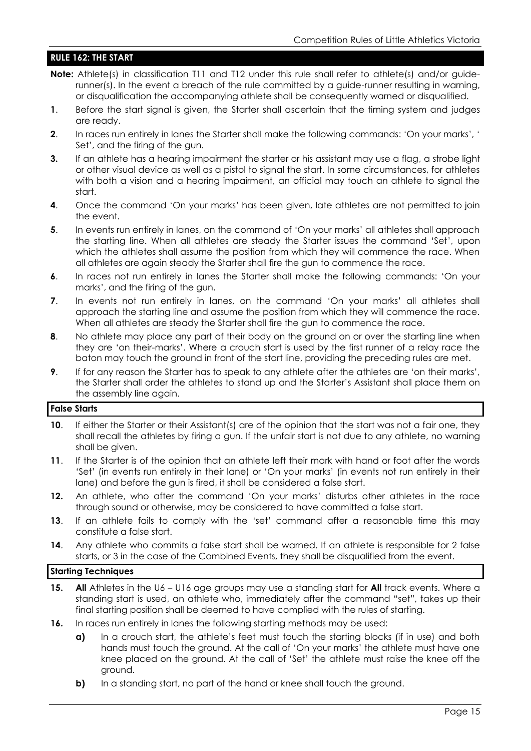## RULE 162: THE START

**Note:** Athlete(s) in classification T11 and T12 under this rule shall refer to athlete(s) and/or guide-runner(s). In the event a breach of the rule committed by a guide-runner resulting in warning, or disqualification the accompanying athlete shall be consequently warned or disqualified.

**1**. Before the start signal is given, the Starter shall ascertain that the timing system and judges are ready.

**2**. In races run entirely in lanes the Starter shall make the following commands: 'On your marks', ' Set', and the firing of the gun.

**3.** If an athlete has a hearing impairment the starter or his assistant may use a flag, a strobe light or other visual device as well as a pistol to signal the start. In some circumstances, for athletes with both a vision and a hearing impairment, an official may touch an athlete to signal the start.

**4**. Once the command 'On your marks' has been given, late athletes are not permitted to join the event.

**5**. In events run entirely in lanes, on the command of 'On your marks' all athletes shall approach the starting line. When all athletes are steady the Starter issues the command 'Set', upon which the athletes shall assume the position from which they will commence the race. When all athletes are again steady the Starter shall fire the gun to commence the race.

**6**. In races not run entirely in lanes the Starter shall make the following commands: 'On your marks', and the firing of the gun.

**7**. In events not run entirely in lanes, on the command 'On your marks' all athletes shall approach the starting line and assume the position from which they will commence the race. When all athletes are steady the Starter shall fire the gun to commence the race.

**8**. No athlete may place any part of their body on the ground on or over the starting line when they are 'on their-marks'. Where a crouch start is used by the first runner of a relay race the baton may touch the ground in front of the start line, providing the preceding rules are met.

**9**. If for any reason the Starter has to speak to any athlete after the athletes are 'on their marks', the Starter shall order the athletes to stand up and the Starter's Assistant shall place them on the assembly line again.

### False Starts

**10**. If either the Starter or their Assistant(s) are of the opinion that the start was not a fair one, they shall recall the athletes by firing a gun. If the unfair start is not due to any athlete, no warning shall be given.

**11**. If the Starter is of the opinion that an athlete left their mark with hand or foot after the words 'Set' (in events run entirely in their lane) or 'On your marks' (in events not run entirely in their lane) and before the gun is fired, it shall be considered a false start.

**12.** An athlete, who after the command 'On your marks' disturbs other athletes in the race through sound or otherwise, may be considered to have committed a false start.

**13**. If an athlete fails to comply with the 'set' command after a reasonable time this may constitute a false start.

**14**. Any athlete who commits a false start shall be warned. If an athlete is responsible for 2 false starts, or 3 in the case of the Combined Events, they shall be disqualified from the event.

### Starting Techniques

**15.** **All** Athletes in the U6 – U16 age groups may use a standing start for **All** track events. Where a standing start is used, an athlete who, immediately after the command "set", takes up their final starting position shall be deemed to have complied with the rules of starting.

**16.** In races run entirely in lanes the following starting methods may be used:

- **a)** In a crouch start, the athlete's feet must touch the starting blocks (if in use) and both hands must touch the ground. At the call of 'On your marks' the athlete must have one knee placed on the ground. At the call of 'Set' the athlete must raise the knee off the ground.
- **b)** In a standing start, no part of the hand or knee shall touch the ground.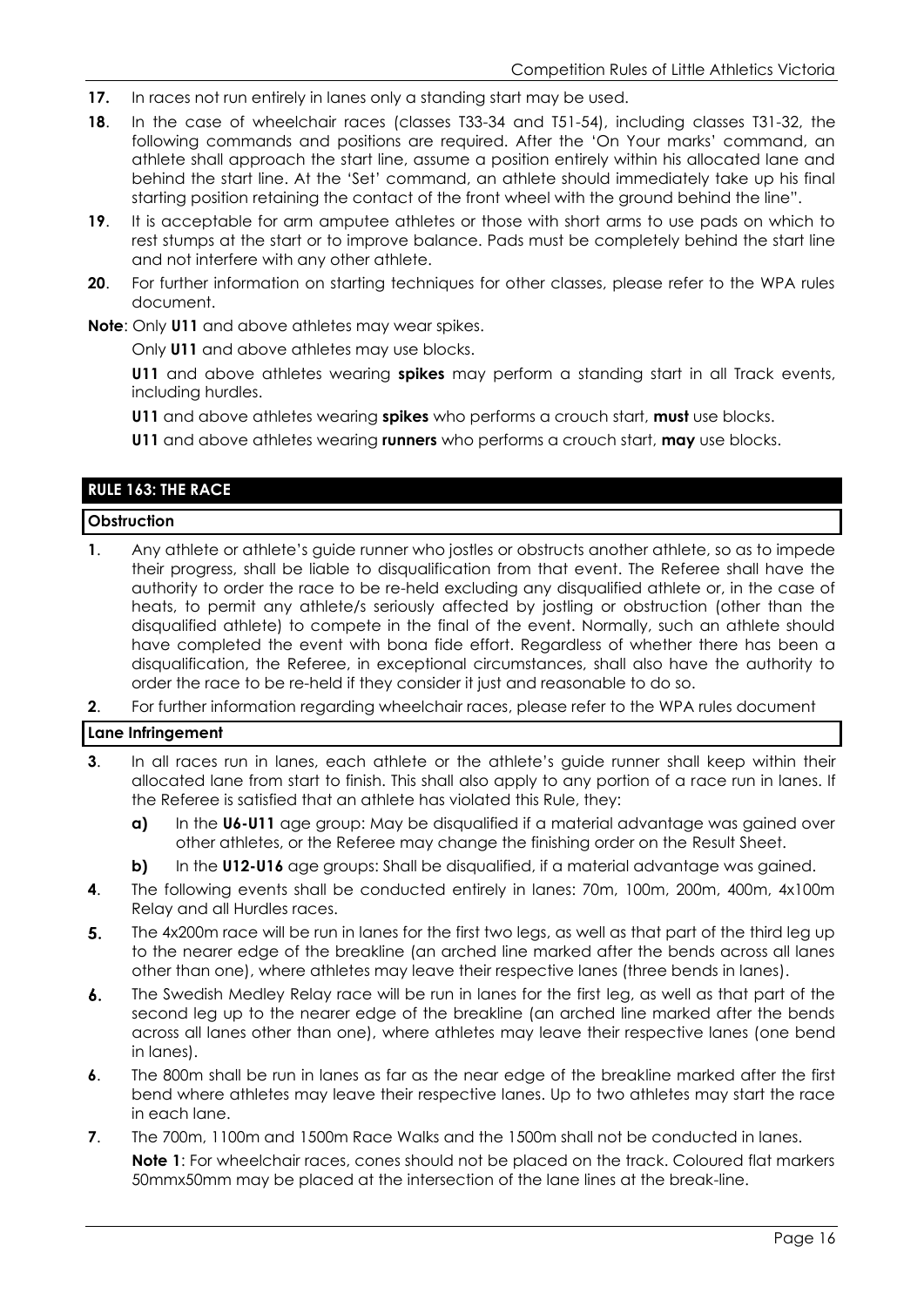**17.** In races not run entirely in lanes only a standing start may be used.

**18**. In the case of wheelchair races (classes T33-34 and T51-54), including classes T31-32, the following commands and positions are required. After the 'On Your marks' command, an athlete shall approach the start line, assume a position entirely within his allocated lane and behind the start line. At the 'Set' command, an athlete should immediately take up his final starting position retaining the contact of the front wheel with the ground behind the line".

**19**. It is acceptable for arm amputee athletes or those with short arms to use pads on which to rest stumps at the start or to improve balance. Pads must be completely behind the start line and not interfere with any other athlete.

**20**. For further information on starting techniques for other classes, please refer to the WPA rules document.

**Note**: Only **U11** and above athletes may wear spikes.

Only **U11** and above athletes may use blocks.

**U11** and above athletes wearing **spikes** may perform a standing start in all Track events, including hurdles.

**U11** and above athletes wearing **spikes** who performs a crouch start, **must** use blocks.

**U11** and above athletes wearing **runners** who performs a crouch start, **may** use blocks.

## RULE 163: THE RACE

### Obstruction

**1**. Any athlete or athlete's guide runner who jostles or obstructs another athlete, so as to impede their progress, shall be liable to disqualification from that event. The Referee shall have the authority to order the race to be re-held excluding any disqualified athlete or, in the case of heats, to permit any athlete/s seriously affected by jostling or obstruction (other than the disqualified athlete) to compete in the final of the event. Normally, such an athlete should have completed the event with bona fide effort. Regardless of whether there has been a disqualification, the Referee, in exceptional circumstances, shall also have the authority to order the race to be re-held if they consider it just and reasonable to do so.

**2**. For further information regarding wheelchair races, please refer to the WPA rules document

### Lane Infringement

**3**. In all races run in lanes, each athlete or the athlete's guide runner shall keep within their allocated lane from start to finish. This shall also apply to any portion of a race run in lanes. If the Referee is satisfied that an athlete has violated this Rule, they:

- **a)** In the **U6-U11** age group: May be disqualified if a material advantage was gained over other athletes, or the Referee may change the finishing order on the Result Sheet.
- **b)** In the **U12-U16** age groups: Shall be disqualified, if a material advantage was gained.

**4**. The following events shall be conducted entirely in lanes: 70m, 100m, 200m, 400m, 4x100m Relay and all Hurdles races.

**5.** The 4x200m race will be run in lanes for the first two legs, as well as that part of the third leg up to the nearer edge of the breakline (an arched line marked after the bends across all lanes other than one), where athletes may leave their respective lanes (three bends in lanes).

**6.** The Swedish Medley Relay race will be run in lanes for the first leg, as well as that part of the second leg up to the nearer edge of the breakline (an arched line marked after the bends across all lanes other than one), where athletes may leave their respective lanes (one bend in lanes).

**6**. The 800m shall be run in lanes as far as the near edge of the breakline marked after the first bend where athletes may leave their respective lanes. Up to two athletes may start the race in each lane.

**7**. The 700m, 1100m and 1500m Race Walks and the 1500m shall not be conducted in lanes.

**Note 1**: For wheelchair races, cones should not be placed on the track. Coloured flat markers 50mmx50mm may be placed at the intersection of the lane lines at the break-line.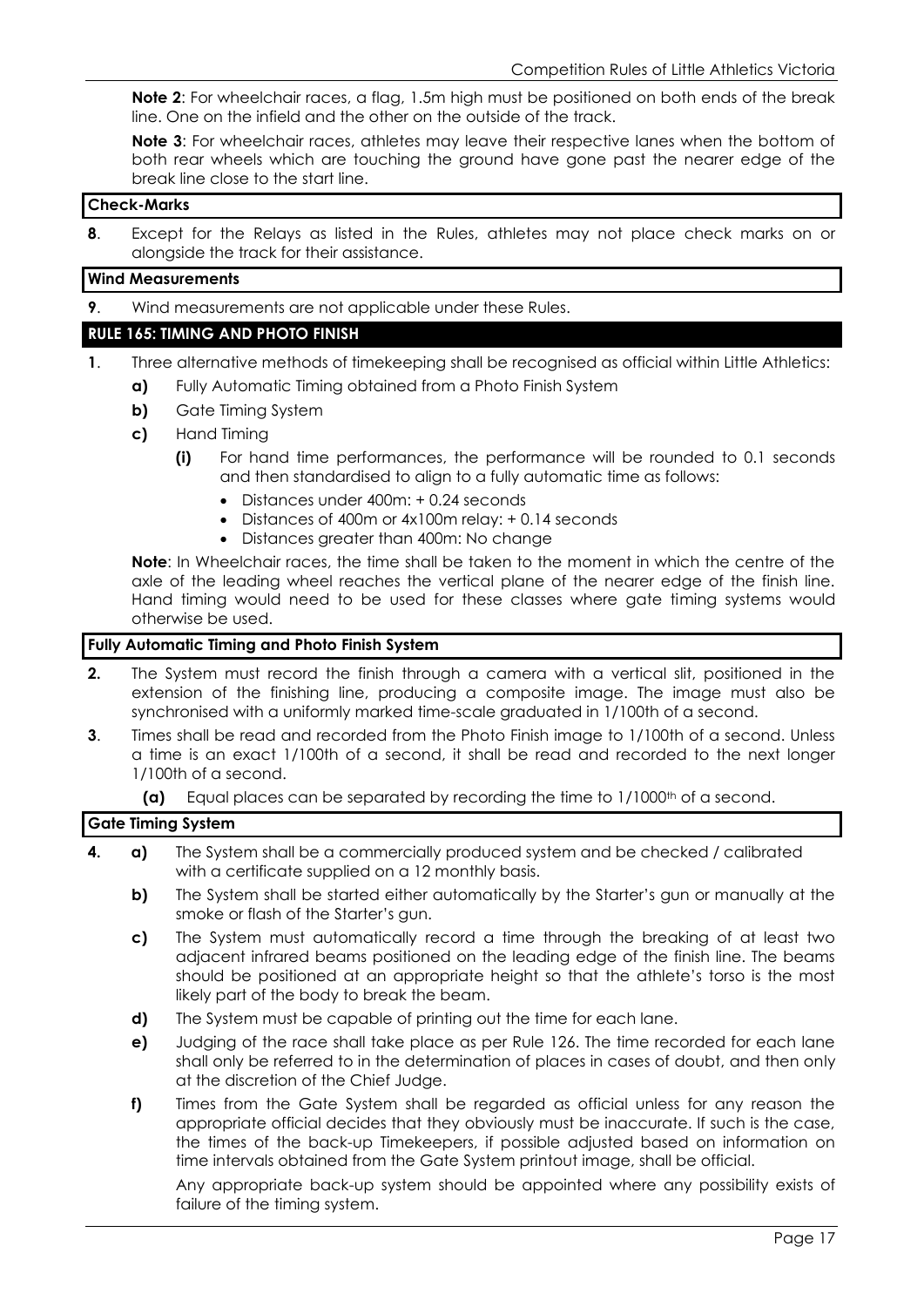**Note 2**: For wheelchair races, a flag, 1.5m high must be positioned on both ends of the break line. One on the infield and the other on the outside of the track.

**Note 3**: For wheelchair races, athletes may leave their respective lanes when the bottom of both rear wheels which are touching the ground have gone past the nearer edge of the break line close to the start line.

#### Check-Marks

**8**. Except for the Relays as listed in the Rules, athletes may not place check marks on or alongside the track for their assistance.

#### Wind Measurements

**9**. Wind measurements are not applicable under these Rules.

### RULE 165: TIMING AND PHOTO FINISH

**1**. Three alternative methods of timekeeping shall be recognised as official within Little Athletics:

- **a)** Fully Automatic Timing obtained from a Photo Finish System
- **b)** Gate Timing System
- **c)** Hand Timing
  - **(i)** For hand time performances, the performance will be rounded to 0.1 seconds and then standardised to align to a fully automatic time as follows:
    - Distances under 400m: + 0.24 seconds
    - Distances of 400m or 4x100m relay: + 0.14 seconds
    - Distances greater than 400m: No change

**Note**: In Wheelchair races, the time shall be taken to the moment in which the centre of the axle of the leading wheel reaches the vertical plane of the nearer edge of the finish line. Hand timing would need to be used for these classes where gate timing systems would otherwise be used.

#### Fully Automatic Timing and Photo Finish System

**2.** The System must record the finish through a camera with a vertical slit, positioned in the extension of the finishing line, producing a composite image. The image must also be synchronised with a uniformly marked time-scale graduated in 1/100th of a second.

**3**. Times shall be read and recorded from the Photo Finish image to 1/100th of a second. Unless a time is an exact 1/100th of a second, it shall be read and recorded to the next longer 1/100th of a second.

- **(a)** Equal places can be separated by recording the time to 1/1000th of a second.

#### Gate Timing System

**4.**

- **a)** The System shall be a commercially produced system and be checked / calibrated with a certificate supplied on a 12 monthly basis.
- **b)** The System shall be started either automatically by the Starter's gun or manually at the smoke or flash of the Starter's gun.
- **c)** The System must automatically record a time through the breaking of at least two adjacent infrared beams positioned on the leading edge of the finish line. The beams should be positioned at an appropriate height so that the athlete's torso is the most likely part of the body to break the beam.
- **d)** The System must be capable of printing out the time for each lane.
- **e)** Judging of the race shall take place as per Rule 126. The time recorded for each lane shall only be referred to in the determination of places in cases of doubt, and then only at the discretion of the Chief Judge.
- **f)** Times from the Gate System shall be regarded as official unless for any reason the appropriate official decides that they obviously must be inaccurate. If such is the case, the times of the back-up Timekeepers, if possible adjusted based on information on time intervals obtained from the Gate System printout image, shall be official.

  Any appropriate back-up system should be appointed where any possibility exists of failure of the timing system.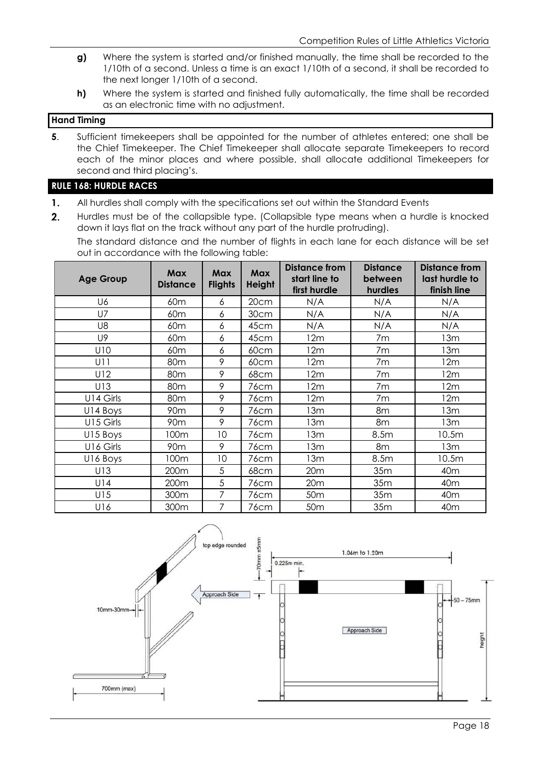**g)** Where the system is started and/or finished manually, the time shall be recorded to the 1/10th of a second. Unless a time is an exact 1/10th of a second, it shall be recorded to the next longer 1/10th of a second.

**h)** Where the system is started and finished fully automatically, the time shall be recorded as an electronic time with no adjustment.

### Hand Timing

**5**. Sufficient timekeepers shall be appointed for the number of athletes entered; one shall be the Chief Timekeeper. The Chief Timekeeper shall allocate separate Timekeepers to record each of the minor places and where possible, shall allocate additional Timekeepers for second and third placing's.

## RULE 168: HURDLE RACES

**1.** All hurdles shall comply with the specifications set out within the Standard Events

**2.** Hurdles must be of the collapsible type. (Collapsible type means when a hurdle is knocked down it lays flat on the track without any part of the hurdle protruding).

The standard distance and the number of flights in each lane for each distance will be set out in accordance with the following table:

| Age Group | Max Distance | Max Flights | Max Height | Distance from start line to first hurdle | Distance between hurdles | Distance from last hurdle to finish line |
|---|---|---|---|---|---|---|
| U6 | 60m | 6 | 20cm | N/A | N/A | N/A |
| U7 | 60m | 6 | 30cm | N/A | N/A | N/A |
| U8 | 60m | 6 | 45cm | N/A | N/A | N/A |
| U9 | 60m | 6 | 45cm | 12m | 7m | 13m |
| U10 | 60m | 6 | 60cm | 12m | 7m | 13m |
| U11 | 80m | 9 | 60cm | 12m | 7m | 12m |
| U12 | 80m | 9 | 68cm | 12m | 7m | 12m |
| U13 | 80m | 9 | 76cm | 12m | 7m | 12m |
| U14 Girls | 80m | 9 | 76cm | 12m | 7m | 12m |
| U14 Boys | 90m | 9 | 76cm | 13m | 8m | 13m |
| U15 Girls | 90m | 9 | 76cm | 13m | 8m | 13m |
| U15 Boys | 100m | 10 | 76cm | 13m | 8.5m | 10.5m |
| U16 Girls | 90m | 9 | 76cm | 13m | 8m | 13m |
| U16 Boys | 100m | 10 | 76cm | 13m | 8.5m | 10.5m |
| U13 | 200m | 5 | 68cm | 20m | 35m | 40m |
| U14 | 200m | 5 | 76cm | 20m | 35m | 40m |
| U15 | 300m | 7 | 76cm | 50m | 35m | 40m |
| U16 | 300m | 7 | 76cm | 50m | 35m | 40m |

top edge rounded — 70mm ±5mm — Approach Side — 10mm-30mm — 700mm (max) — 1.06m to 1.20m — 0.225m min. — 50 – 75mm — Approach Side — height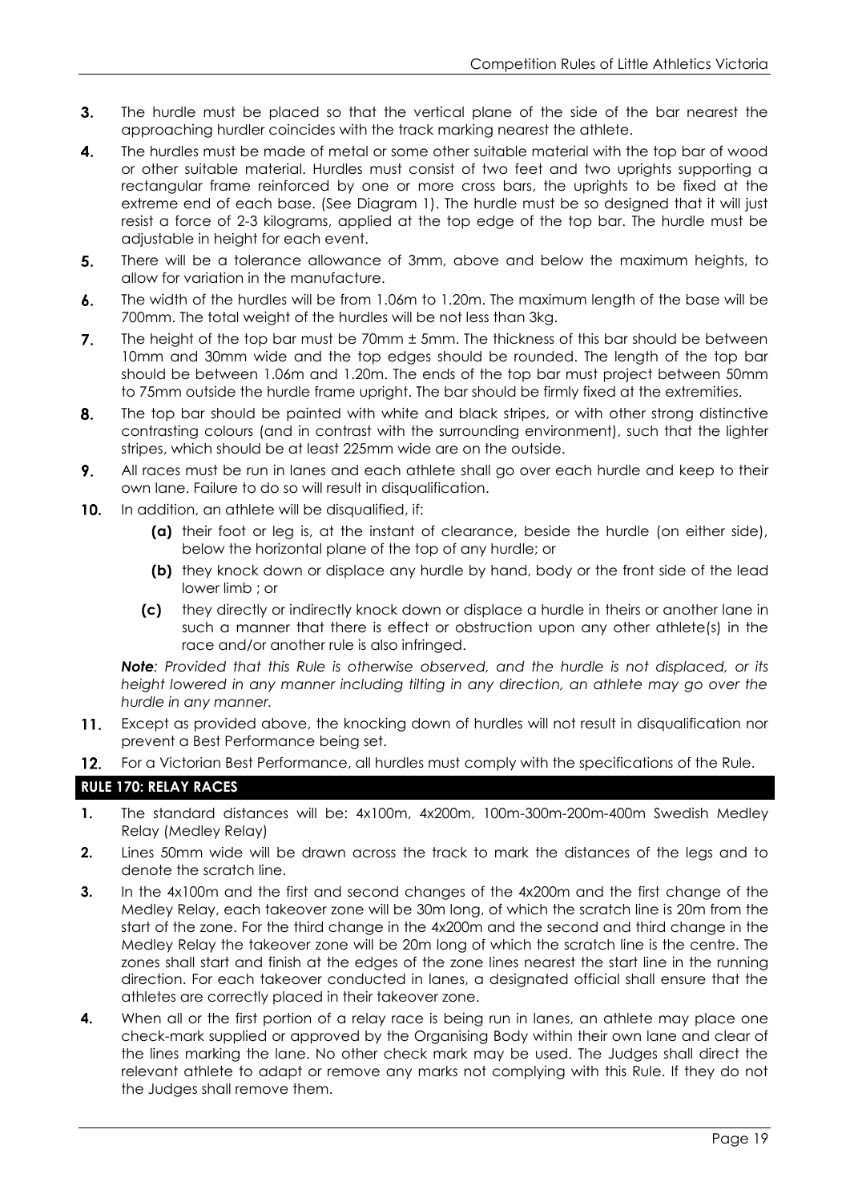**3.** The hurdle must be placed so that the vertical plane of the side of the bar nearest the approaching hurdler coincides with the track marking nearest the athlete.

**4.** The hurdles must be made of metal or some other suitable material with the top bar of wood or other suitable material. Hurdles must consist of two feet and two uprights supporting a rectangular frame reinforced by one or more cross bars, the uprights to be fixed at the extreme end of each base. (See Diagram 1). The hurdle must be so designed that it will just resist a force of 2-3 kilograms, applied at the top edge of the top bar. The hurdle must be adjustable in height for each event.

**5.** There will be a tolerance allowance of 3mm, above and below the maximum heights, to allow for variation in the manufacture.

**6.** The width of the hurdles will be from 1.06m to 1.20m. The maximum length of the base will be 700mm. The total weight of the hurdles will be not less than 3kg.

**7.** The height of the top bar must be 70mm ± 5mm. The thickness of this bar should be between 10mm and 30mm wide and the top edges should be rounded. The length of the top bar should be between 1.06m and 1.20m. The ends of the top bar must project between 50mm to 75mm outside the hurdle frame upright. The bar should be firmly fixed at the extremities.

**8.** The top bar should be painted with white and black stripes, or with other strong distinctive contrasting colours (and in contrast with the surrounding environment), such that the lighter stripes, which should be at least 225mm wide are on the outside.

**9.** All races must be run in lanes and each athlete shall go over each hurdle and keep to their own lane. Failure to do so will result in disqualification.

**10.** In addition, an athlete will be disqualified, if:

- **(a)** their foot or leg is, at the instant of clearance, beside the hurdle (on either side), below the horizontal plane of the top of any hurdle; or
- **(b)** they knock down or displace any hurdle by hand, body or the front side of the lead lower limb ; or
- **(c)** they directly or indirectly knock down or displace a hurdle in theirs or another lane in such a manner that there is effect or obstruction upon any other athlete(s) in the race and/or another rule is also infringed.

***Note****: Provided that this Rule is otherwise observed, and the hurdle is not displaced, or its height lowered in any manner including tilting in any direction, an athlete may go over the hurdle in any manner.*

**11.** Except as provided above, the knocking down of hurdles will not result in disqualification nor prevent a Best Performance being set.

**12.** For a Victorian Best Performance, all hurdles must comply with the specifications of the Rule.

## RULE 170: RELAY RACES

**1.** The standard distances will be: 4x100m, 4x200m, 100m-300m-200m-400m Swedish Medley Relay (Medley Relay)

**2.** Lines 50mm wide will be drawn across the track to mark the distances of the legs and to denote the scratch line.

**3.** In the 4x100m and the first and second changes of the 4x200m and the first change of the Medley Relay, each takeover zone will be 30m long, of which the scratch line is 20m from the start of the zone. For the third change in the 4x200m and the second and third change in the Medley Relay the takeover zone will be 20m long of which the scratch line is the centre. The zones shall start and finish at the edges of the zone lines nearest the start line in the running direction. For each takeover conducted in lanes, a designated official shall ensure that the athletes are correctly placed in their takeover zone.

**4.** When all or the first portion of a relay race is being run in lanes, an athlete may place one check-mark supplied or approved by the Organising Body within their own lane and clear of the lines marking the lane. No other check mark may be used. The Judges shall direct the relevant athlete to adapt or remove any marks not complying with this Rule. If they do not the Judges shall remove them.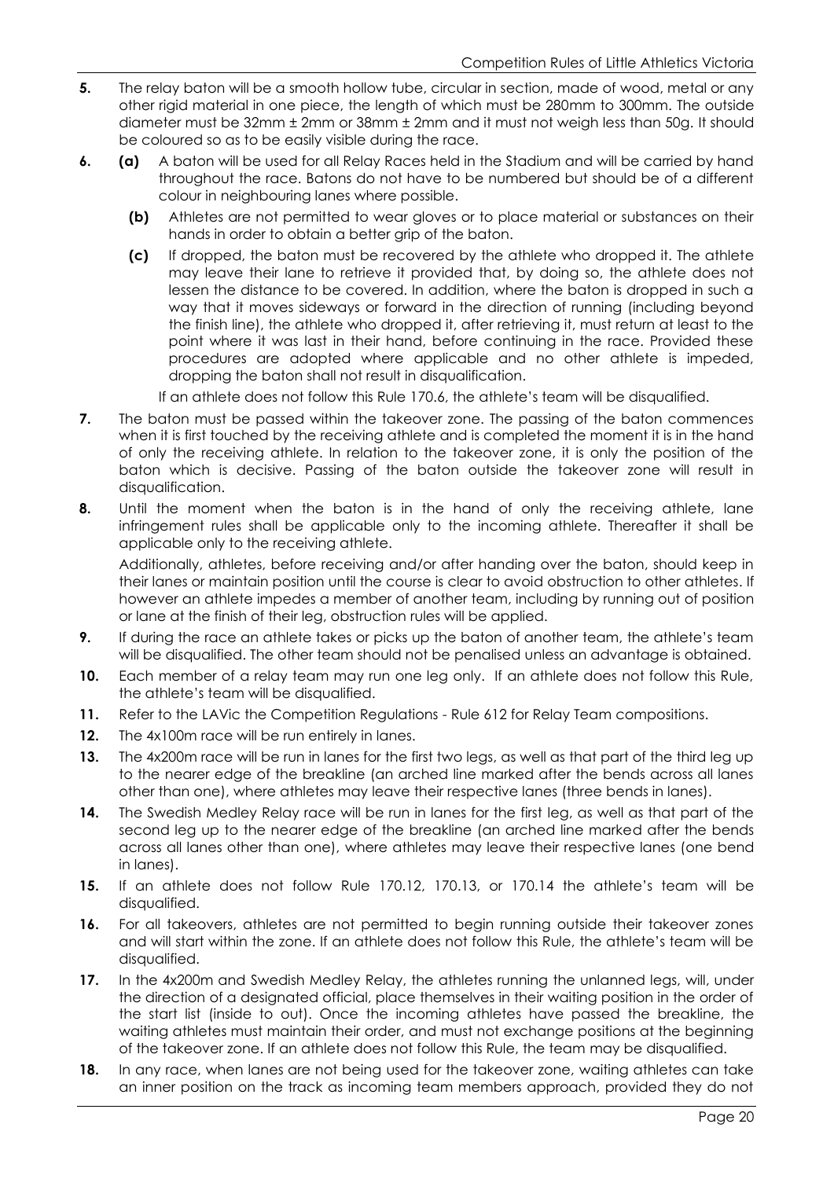**5.** The relay baton will be a smooth hollow tube, circular in section, made of wood, metal or any other rigid material in one piece, the length of which must be 280mm to 300mm. The outside diameter must be 32mm ± 2mm or 38mm ± 2mm and it must not weigh less than 50g. It should be coloured so as to be easily visible during the race.

**6.** **(a)** A baton will be used for all Relay Races held in the Stadium and will be carried by hand throughout the race. Batons do not have to be numbered but should be of a different colour in neighbouring lanes where possible.

**(b)** Athletes are not permitted to wear gloves or to place material or substances on their hands in order to obtain a better grip of the baton.

**(c)** If dropped, the baton must be recovered by the athlete who dropped it. The athlete may leave their lane to retrieve it provided that, by doing so, the athlete does not lessen the distance to be covered. In addition, where the baton is dropped in such a way that it moves sideways or forward in the direction of running (including beyond the finish line), the athlete who dropped it, after retrieving it, must return at least to the point where it was last in their hand, before continuing in the race. Provided these procedures are adopted where applicable and no other athlete is impeded, dropping the baton shall not result in disqualification.

If an athlete does not follow this Rule 170.6, the athlete's team will be disqualified.

**7.** The baton must be passed within the takeover zone. The passing of the baton commences when it is first touched by the receiving athlete and is completed the moment it is in the hand of only the receiving athlete. In relation to the takeover zone, it is only the position of the baton which is decisive. Passing of the baton outside the takeover zone will result in disqualification.

**8.** Until the moment when the baton is in the hand of only the receiving athlete, lane infringement rules shall be applicable only to the incoming athlete. Thereafter it shall be applicable only to the receiving athlete.

Additionally, athletes, before receiving and/or after handing over the baton, should keep in their lanes or maintain position until the course is clear to avoid obstruction to other athletes. If however an athlete impedes a member of another team, including by running out of position or lane at the finish of their leg, obstruction rules will be applied.

**9.** If during the race an athlete takes or picks up the baton of another team, the athlete's team will be disqualified. The other team should not be penalised unless an advantage is obtained.

**10.** Each member of a relay team may run one leg only. If an athlete does not follow this Rule, the athlete's team will be disqualified.

**11.** Refer to the LAVic the Competition Regulations - Rule 612 for Relay Team compositions.

**12.** The 4x100m race will be run entirely in lanes.

**13.** The 4x200m race will be run in lanes for the first two legs, as well as that part of the third leg up to the nearer edge of the breakline (an arched line marked after the bends across all lanes other than one), where athletes may leave their respective lanes (three bends in lanes).

**14.** The Swedish Medley Relay race will be run in lanes for the first leg, as well as that part of the second leg up to the nearer edge of the breakline (an arched line marked after the bends across all lanes other than one), where athletes may leave their respective lanes (one bend in lanes).

**15.** If an athlete does not follow Rule 170.12, 170.13, or 170.14 the athlete's team will be disqualified.

**16.** For all takeovers, athletes are not permitted to begin running outside their takeover zones and will start within the zone. If an athlete does not follow this Rule, the athlete's team will be disqualified.

**17.** In the 4x200m and Swedish Medley Relay, the athletes running the unlanned legs, will, under the direction of a designated official, place themselves in their waiting position in the order of the start list (inside to out). Once the incoming athletes have passed the breakline, the waiting athletes must maintain their order, and must not exchange positions at the beginning of the takeover zone. If an athlete does not follow this Rule, the team may be disqualified.

**18.** In any race, when lanes are not being used for the takeover zone, waiting athletes can take an inner position on the track as incoming team members approach, provided they do not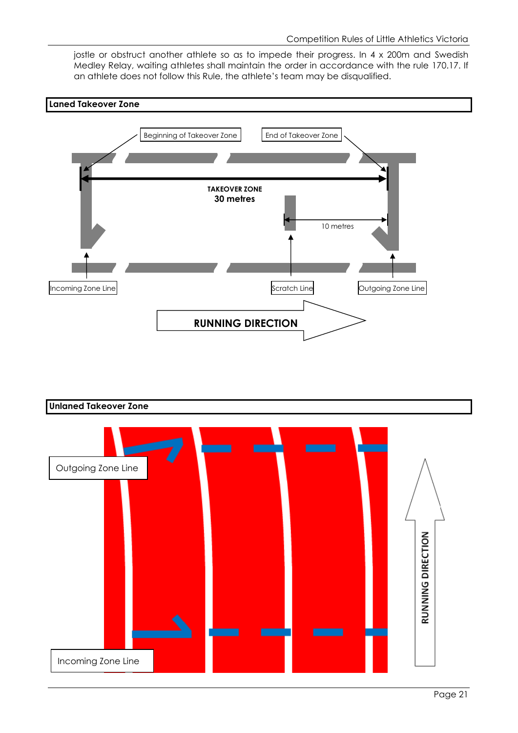jostle or obstruct another athlete so as to impede their progress. In 4 x 200m and Swedish Medley Relay, waiting athletes shall maintain the order in accordance with the rule 170.17. If an athlete does not follow this Rule, the athlete's team may be disqualified.

**Laned Takeover Zone**

Beginning of Takeover Zone

End of Takeover Zone

TAKEOVER ZONE
30 metres

10 metres

Incoming Zone Line

Scratch Line

Outgoing Zone Line

RUNNING DIRECTION

**Unlaned Takeover Zone**

Outgoing Zone Line

Incoming Zone Line

RUNNING DIRECTION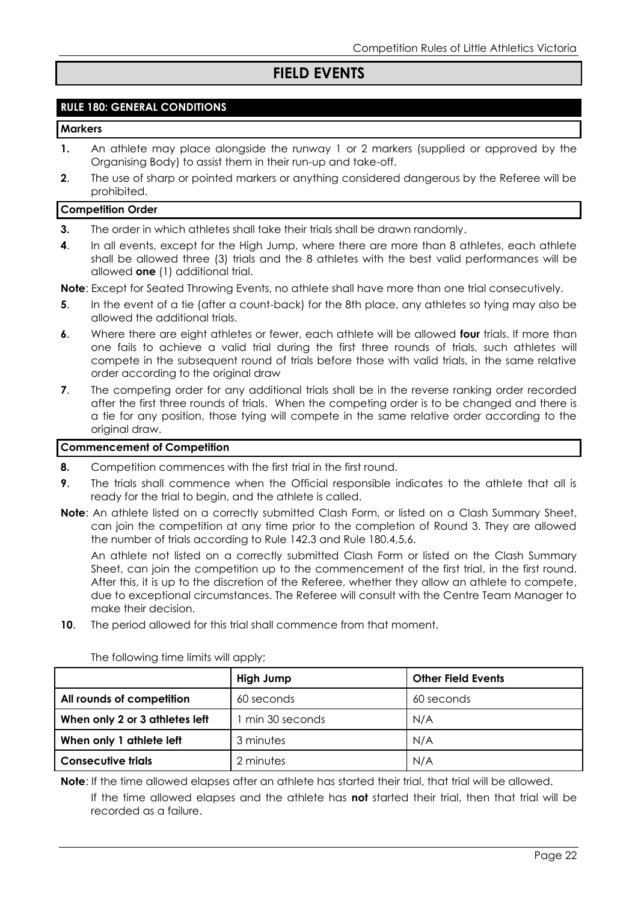# FIELD EVENTS

## RULE 180: GENERAL CONDITIONS

### Markers

**1.** An athlete may place alongside the runway 1 or 2 markers (supplied or approved by the Organising Body) to assist them in their run-up and take-off.

**2**. The use of sharp or pointed markers or anything considered dangerous by the Referee will be prohibited.

### Competition Order

**3.** The order in which athletes shall take their trials shall be drawn randomly.

**4**. In all events, except for the High Jump, where there are more than 8 athletes, each athlete shall be allowed three (3) trials and the 8 athletes with the best valid performances will be allowed **one** (1) additional trial.

**Note**: Except for Seated Throwing Events, no athlete shall have more than one trial consecutively.

**5**. In the event of a tie (after a count-back) for the 8th place, any athletes so tying may also be allowed the additional trials.

**6**. Where there are eight athletes or fewer, each athlete will be allowed **four** trials. If more than one fails to achieve a valid trial during the first three rounds of trials, such athletes will compete in the subsequent round of trials before those with valid trials, in the same relative order according to the original draw

**7**. The competing order for any additional trials shall be in the reverse ranking order recorded after the first three rounds of trials. When the competing order is to be changed and there is a tie for any position, those tying will compete in the same relative order according to the original draw.

### Commencement of Competition

**8.** Competition commences with the first trial in the first round.

**9**. The trials shall commence when the Official responsible indicates to the athlete that all is ready for the trial to begin, and the athlete is called.

**Note**: An athlete listed on a correctly submitted Clash Form, or listed on a Clash Summary Sheet, can join the competition at any time prior to the completion of Round 3. They are allowed the number of trials according to Rule 142.3 and Rule 180.4,5,6.

An athlete not listed on a correctly submitted Clash Form or listed on the Clash Summary Sheet, can join the competition up to the commencement of the first trial, in the first round. After this, it is up to the discretion of the Referee, whether they allow an athlete to compete, due to exceptional circumstances. The Referee will consult with the Centre Team Manager to make their decision.

**10**. The period allowed for this trial shall commence from that moment.

The following time limits will apply;

| | High Jump | Other Field Events |
|---|---|---|
| **All rounds of competition** | 60 seconds | 60 seconds |
| **When only 2 or 3 athletes left** | 1 min 30 seconds | N/A |
| **When only 1 athlete left** | 3 minutes | N/A |
| **Consecutive trials** | 2 minutes | N/A |

**Note**: If the time allowed elapses after an athlete has started their trial, that trial will be allowed.

If the time allowed elapses and the athlete has **not** started their trial, then that trial will be recorded as a failure.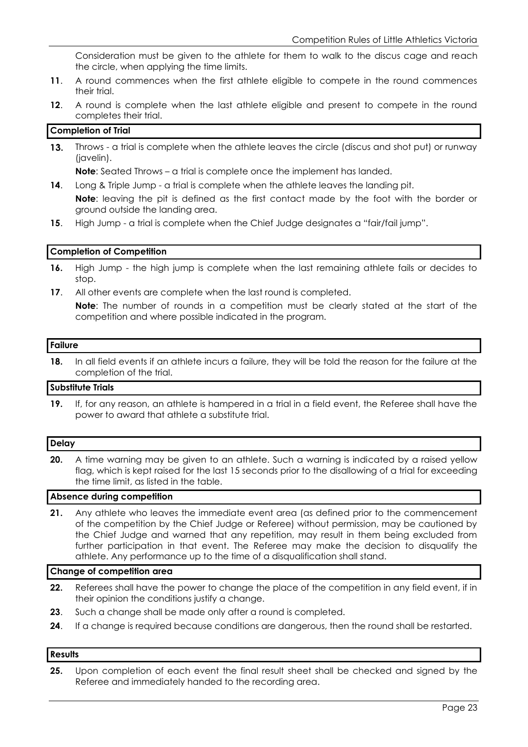Consideration must be given to the athlete for them to walk to the discus cage and reach the circle, when applying the time limits.

**11**. A round commences when the first athlete eligible to compete in the round commences their trial.

**12**. A round is complete when the last athlete eligible and present to compete in the round completes their trial.

### Completion of Trial

**13.** Throws - a trial is complete when the athlete leaves the circle (discus and shot put) or runway (javelin).

**Note**: Seated Throws – a trial is complete once the implement has landed.

**14**. Long & Triple Jump - a trial is complete when the athlete leaves the landing pit.

**Note**: leaving the pit is defined as the first contact made by the foot with the border or ground outside the landing area.

**15**. High Jump - a trial is complete when the Chief Judge designates a "fair/fail jump".

### Completion of Competition

**16.** High Jump - the high jump is complete when the last remaining athlete fails or decides to stop.

**17**. All other events are complete when the last round is completed.

**Note**: The number of rounds in a competition must be clearly stated at the start of the competition and where possible indicated in the program.

### Failure

**18.** In all field events if an athlete incurs a failure, they will be told the reason for the failure at the completion of the trial.

### Substitute Trials

**19.** If, for any reason, an athlete is hampered in a trial in a field event, the Referee shall have the power to award that athlete a substitute trial.

### Delay

**20.** A time warning may be given to an athlete. Such a warning is indicated by a raised yellow flag, which is kept raised for the last 15 seconds prior to the disallowing of a trial for exceeding the time limit, as listed in the table.

### Absence during competition

**21.** Any athlete who leaves the immediate event area (as defined prior to the commencement of the competition by the Chief Judge or Referee) without permission, may be cautioned by the Chief Judge and warned that any repetition, may result in them being excluded from further participation in that event. The Referee may make the decision to disqualify the athlete. Any performance up to the time of a disqualification shall stand.

### Change of competition area

**22.** Referees shall have the power to change the place of the competition in any field event, if in their opinion the conditions justify a change.

**23**. Such a change shall be made only after a round is completed.

**24**. If a change is required because conditions are dangerous, then the round shall be restarted.

### Results

**25.** Upon completion of each event the final result sheet shall be checked and signed by the Referee and immediately handed to the recording area.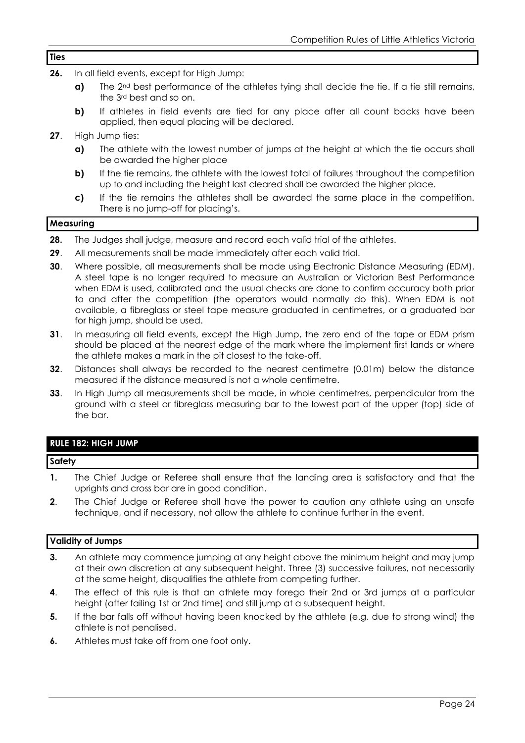### Ties

**26.** In all field events, except for High Jump:

- **a)** The 2nd best performance of the athletes tying shall decide the tie. If a tie still remains, the 3rd best and so on.
- **b)** If athletes in field events are tied for any place after all count backs have been applied, then equal placing will be declared.

**27**. High Jump ties:

- **a)** The athlete with the lowest number of jumps at the height at which the tie occurs shall be awarded the higher place
- **b)** If the tie remains, the athlete with the lowest total of failures throughout the competition up to and including the height last cleared shall be awarded the higher place.
- **c)** If the tie remains the athletes shall be awarded the same place in the competition. There is no jump-off for placing's.

### Measuring

**28.** The Judges shall judge, measure and record each valid trial of the athletes.

**29**. All measurements shall be made immediately after each valid trial.

**30**. Where possible, all measurements shall be made using Electronic Distance Measuring (EDM). A steel tape is no longer required to measure an Australian or Victorian Best Performance when EDM is used, calibrated and the usual checks are done to confirm accuracy both prior to and after the competition (the operators would normally do this). When EDM is not available, a fibreglass or steel tape measure graduated in centimetres, or a graduated bar for high jump, should be used.

**31**. In measuring all field events, except the High Jump, the zero end of the tape or EDM prism should be placed at the nearest edge of the mark where the implement first lands or where the athlete makes a mark in the pit closest to the take-off.

**32**. Distances shall always be recorded to the nearest centimetre (0.01m) below the distance measured if the distance measured is not a whole centimetre.

**33**. In High Jump all measurements shall be made, in whole centimetres, perpendicular from the ground with a steel or fibreglass measuring bar to the lowest part of the upper (top) side of the bar.

## RULE 182: HIGH JUMP

### Safety

**1.** The Chief Judge or Referee shall ensure that the landing area is satisfactory and that the uprights and cross bar are in good condition.

**2**. The Chief Judge or Referee shall have the power to caution any athlete using an unsafe technique, and if necessary, not allow the athlete to continue further in the event.

### Validity of Jumps

**3.** An athlete may commence jumping at any height above the minimum height and may jump at their own discretion at any subsequent height. Three (3) successive failures, not necessarily at the same height, disqualifies the athlete from competing further.

**4**. The effect of this rule is that an athlete may forego their 2nd or 3rd jumps at a particular height (after failing 1st or 2nd time) and still jump at a subsequent height.

**5.** If the bar falls off without having been knocked by the athlete (e.g. due to strong wind) the athlete is not penalised.

**6.** Athletes must take off from one foot only.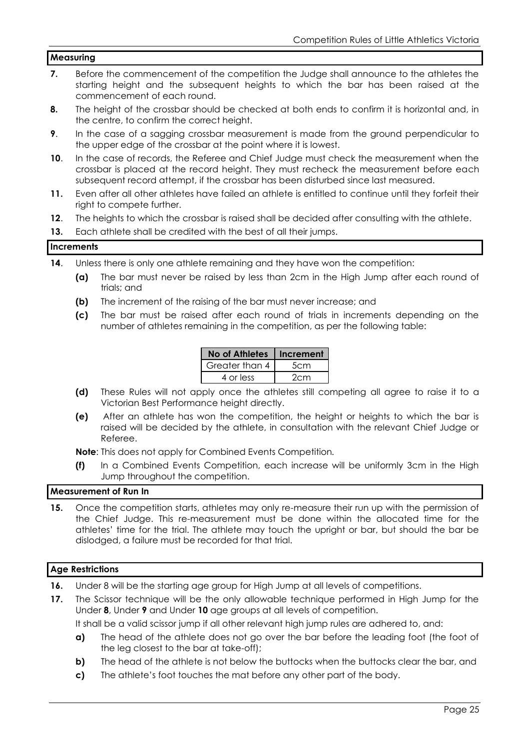## Measuring

**7.** Before the commencement of the competition the Judge shall announce to the athletes the starting height and the subsequent heights to which the bar has been raised at the commencement of each round.

**8.** The height of the crossbar should be checked at both ends to confirm it is horizontal and, in the centre, to confirm the correct height.

**9**. In the case of a sagging crossbar measurement is made from the ground perpendicular to the upper edge of the crossbar at the point where it is lowest.

**10**. In the case of records, the Referee and Chief Judge must check the measurement when the crossbar is placed at the record height. They must recheck the measurement before each subsequent record attempt, if the crossbar has been disturbed since last measured.

**11.** Even after all other athletes have failed an athlete is entitled to continue until they forfeit their right to compete further.

**12**. The heights to which the crossbar is raised shall be decided after consulting with the athlete.

**13.** Each athlete shall be credited with the best of all their jumps.

## Increments

**14**. Unless there is only one athlete remaining and they have won the competition:

- **(a)** The bar must never be raised by less than 2cm in the High Jump after each round of trials; and
- **(b)** The increment of the raising of the bar must never increase; and
- **(c)** The bar must be raised after each round of trials in increments depending on the number of athletes remaining in the competition, as per the following table:

| No of Athletes | Increment |
|---|---|
| Greater than 4 | 5cm |
| 4 or less | 2cm |

- **(d)** These Rules will not apply once the athletes still competing all agree to raise it to a Victorian Best Performance height directly.
- **(e)** After an athlete has won the competition, the height or heights to which the bar is raised will be decided by the athlete, in consultation with the relevant Chief Judge or Referee.

**Note**: This does not apply for Combined Events Competition.

- **(f)** In a Combined Events Competition, each increase will be uniformly 3cm in the High Jump throughout the competition.

## Measurement of Run In

**15.** Once the competition starts, athletes may only re-measure their run up with the permission of the Chief Judge. This re-measurement must be done within the allocated time for the athletes' time for the trial. The athlete may touch the upright or bar, but should the bar be dislodged, a failure must be recorded for that trial.

## Age Restrictions

**16.** Under 8 will be the starting age group for High Jump at all levels of competitions.

**17.** The Scissor technique will be the only allowable technique performed in High Jump for the Under **8**, Under **9** and Under **10** age groups at all levels of competition.

It shall be a valid scissor jump if all other relevant high jump rules are adhered to, and:

- **a)** The head of the athlete does not go over the bar before the leading foot (the foot of the leg closest to the bar at take-off);
- **b)** The head of the athlete is not below the buttocks when the buttocks clear the bar, and
- **c)** The athlete's foot touches the mat before any other part of the body.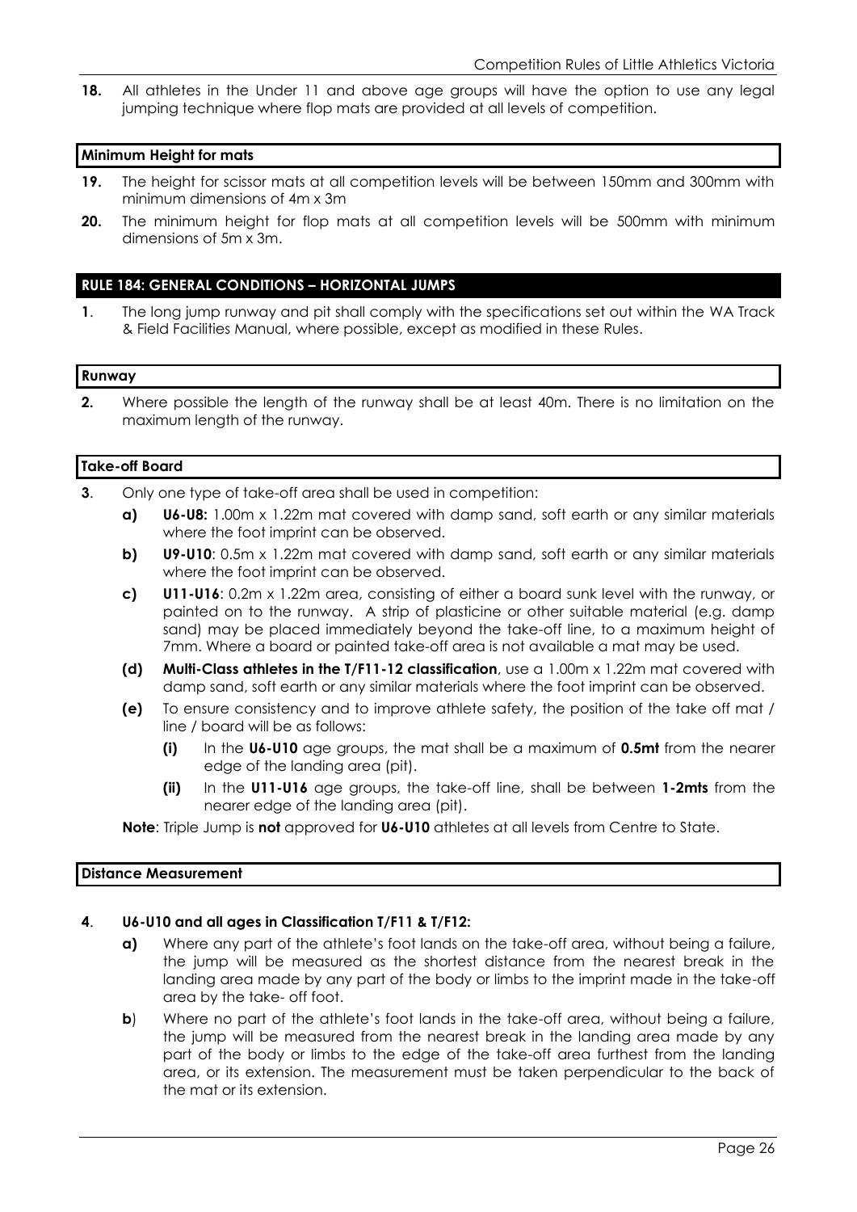**18.** All athletes in the Under 11 and above age groups will have the option to use any legal jumping technique where flop mats are provided at all levels of competition.

**Minimum Height for mats**

**19.** The height for scissor mats at all competition levels will be between 150mm and 300mm with minimum dimensions of 4m x 3m

**20.** The minimum height for flop mats at all competition levels will be 500mm with minimum dimensions of 5m x 3m.

## RULE 184: GENERAL CONDITIONS – HORIZONTAL JUMPS

**1**. The long jump runway and pit shall comply with the specifications set out within the WA Track & Field Facilities Manual, where possible, except as modified in these Rules.

**Runway**

**2.** Where possible the length of the runway shall be at least 40m. There is no limitation on the maximum length of the runway.

**Take-off Board**

**3**. Only one type of take-off area shall be used in competition:

**a)** **U6-U8:** 1.00m x 1.22m mat covered with damp sand, soft earth or any similar materials where the foot imprint can be observed.

**b)** **U9-U10**: 0.5m x 1.22m mat covered with damp sand, soft earth or any similar materials where the foot imprint can be observed.

**c)** **U11-U16**: 0.2m x 1.22m area, consisting of either a board sunk level with the runway, or painted on to the runway. A strip of plasticine or other suitable material (e.g. damp sand) may be placed immediately beyond the take-off line, to a maximum height of 7mm. Where a board or painted take-off area is not available a mat may be used.

**(d)** **Multi-Class athletes in the T/F11-12 classification**, use a 1.00m x 1.22m mat covered with damp sand, soft earth or any similar materials where the foot imprint can be observed.

**(e)** To ensure consistency and to improve athlete safety, the position of the take off mat / line / board will be as follows:

**(i)** In the **U6-U10** age groups, the mat shall be a maximum of **0.5mt** from the nearer edge of the landing area (pit).

**(ii)** In the **U11-U16** age groups, the take-off line, shall be between **1-2mts** from the nearer edge of the landing area (pit).

**Note**: Triple Jump is **not** approved for **U6-U10** athletes at all levels from Centre to State.

**Distance Measurement**

**4**. **U6-U10 and all ages in Classification T/F11 & T/F12:**

**a)** Where any part of the athlete's foot lands on the take-off area, without being a failure, the jump will be measured as the shortest distance from the nearest break in the landing area made by any part of the body or limbs to the imprint made in the take-off area by the take- off foot.

**b**) Where no part of the athlete's foot lands in the take-off area, without being a failure, the jump will be measured from the nearest break in the landing area made by any part of the body or limbs to the edge of the take-off area furthest from the landing area, or its extension. The measurement must be taken perpendicular to the back of the mat or its extension.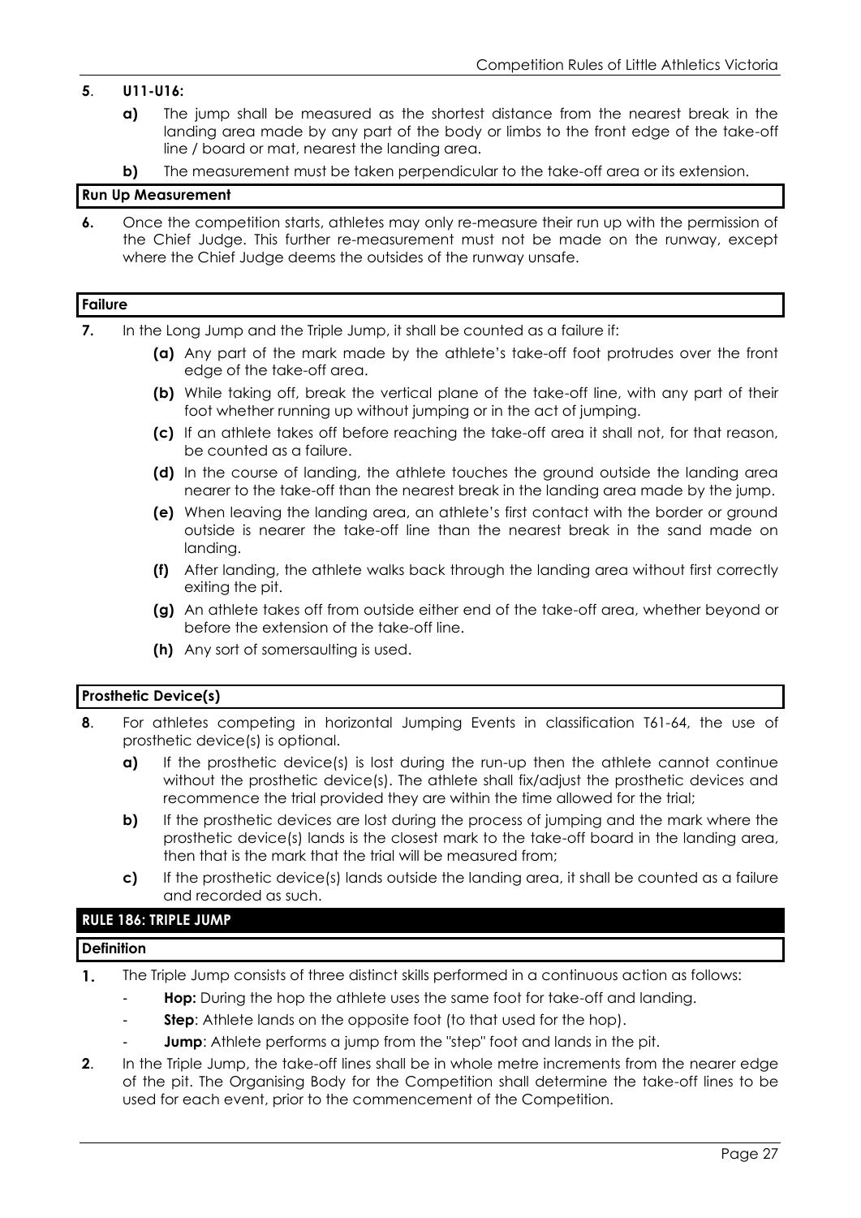**5**. **U11-U16:**

- **a)** The jump shall be measured as the shortest distance from the nearest break in the landing area made by any part of the body or limbs to the front edge of the take-off line / board or mat, nearest the landing area.
- **b)** The measurement must be taken perpendicular to the take-off area or its extension.

**Run Up Measurement**

**6.** Once the competition starts, athletes may only re-measure their run up with the permission of the Chief Judge. This further re-measurement must not be made on the runway, except where the Chief Judge deems the outsides of the runway unsafe.

**Failure**

**7.** In the Long Jump and the Triple Jump, it shall be counted as a failure if:

- **(a)** Any part of the mark made by the athlete's take-off foot protrudes over the front edge of the take-off area.
- **(b)** While taking off, break the vertical plane of the take-off line, with any part of their foot whether running up without jumping or in the act of jumping.
- **(c)** If an athlete takes off before reaching the take-off area it shall not, for that reason, be counted as a failure.
- **(d)** In the course of landing, the athlete touches the ground outside the landing area nearer to the take-off than the nearest break in the landing area made by the jump.
- **(e)** When leaving the landing area, an athlete's first contact with the border or ground outside is nearer the take-off line than the nearest break in the sand made on landing.
- **(f)** After landing, the athlete walks back through the landing area without first correctly exiting the pit.
- **(g)** An athlete takes off from outside either end of the take-off area, whether beyond or before the extension of the take-off line.
- **(h)** Any sort of somersaulting is used.

**Prosthetic Device(s)**

**8**. For athletes competing in horizontal Jumping Events in classification T61-64, the use of prosthetic device(s) is optional.

- **a)** If the prosthetic device(s) is lost during the run-up then the athlete cannot continue without the prosthetic device(s). The athlete shall fix/adjust the prosthetic devices and recommence the trial provided they are within the time allowed for the trial;
- **b)** If the prosthetic devices are lost during the process of jumping and the mark where the prosthetic device(s) lands is the closest mark to the take-off board in the landing area, then that is the mark that the trial will be measured from;
- **c)** If the prosthetic device(s) lands outside the landing area, it shall be counted as a failure and recorded as such.

## RULE 186: TRIPLE JUMP

**Definition**

**1.** The Triple Jump consists of three distinct skills performed in a continuous action as follows:

- **Hop:** During the hop the athlete uses the same foot for take-off and landing.
- **Step**: Athlete lands on the opposite foot (to that used for the hop).
- **Jump**: Athlete performs a jump from the "step" foot and lands in the pit.

**2**. In the Triple Jump, the take-off lines shall be in whole metre increments from the nearer edge of the pit. The Organising Body for the Competition shall determine the take-off lines to be used for each event, prior to the commencement of the Competition.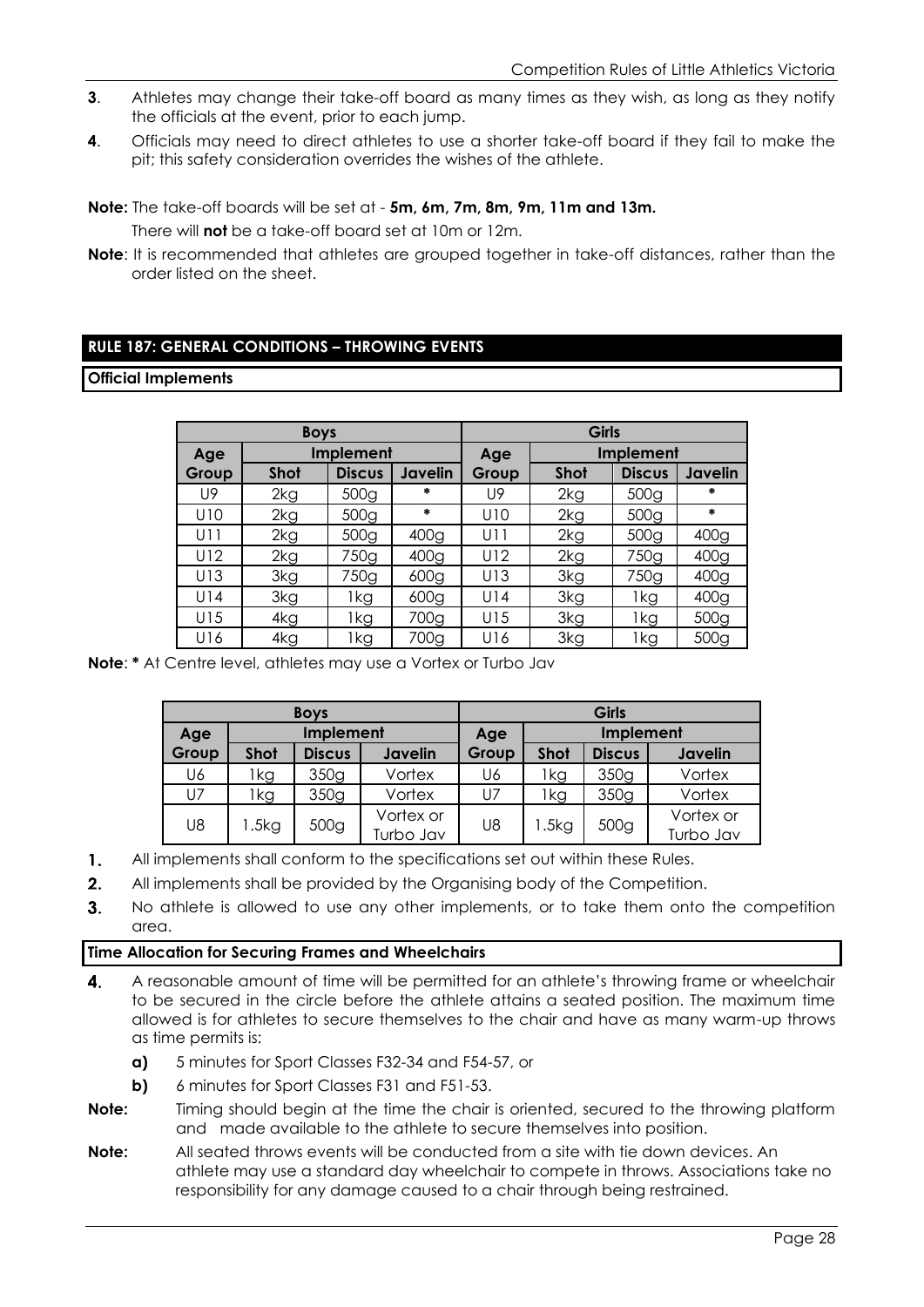**3**. Athletes may change their take-off board as many times as they wish, as long as they notify the officials at the event, prior to each jump.

**4**. Officials may need to direct athletes to use a shorter take-off board if they fail to make the pit; this safety consideration overrides the wishes of the athlete.

**Note:** The take-off boards will be set at - **5m, 6m, 7m, 8m, 9m, 11m and 13m.**

There will **not** be a take-off board set at 10m or 12m.

**Note**: It is recommended that athletes are grouped together in take-off distances, rather than the order listed on the sheet.

## RULE 187: GENERAL CONDITIONS – THROWING EVENTS

### Official Implements

| Boys | | | | Girls | | | |
|---|---|---|---|---|---|---|---|
| Age | Implement | | | Age | Implement | | |
| Group | Shot | Discus | Javelin | Group | Shot | Discus | Javelin |
| U9 | 2kg | 500g | * | U9 | 2kg | 500g | * |
| U10 | 2kg | 500g | * | U10 | 2kg | 500g | * |
| U11 | 2kg | 500g | 400g | U11 | 2kg | 500g | 400g |
| U12 | 2kg | 750g | 400g | U12 | 2kg | 750g | 400g |
| U13 | 3kg | 750g | 600g | U13 | 3kg | 750g | 400g |
| U14 | 3kg | 1kg | 600g | U14 | 3kg | 1kg | 400g |
| U15 | 4kg | 1kg | 700g | U15 | 3kg | 1kg | 500g |
| U16 | 4kg | 1kg | 700g | U16 | 3kg | 1kg | 500g |

**Note**: **\*** At Centre level, athletes may use a Vortex or Turbo Jav

| Boys | | | | Girls | | | |
|---|---|---|---|---|---|---|---|
| Age | Implement | | | Age | Implement | | |
| Group | Shot | Discus | Javelin | Group | Shot | Discus | Javelin |
| U6 | 1kg | 350g | Vortex | U6 | 1kg | 350g | Vortex |
| U7 | 1kg | 350g | Vortex | U7 | 1kg | 350g | Vortex |
| U8 | 1.5kg | 500g | Vortex or Turbo Jav | U8 | 1.5kg | 500g | Vortex or Turbo Jav |

**1.** All implements shall conform to the specifications set out within these Rules.

**2.** All implements shall be provided by the Organising body of the Competition.

**3.** No athlete is allowed to use any other implements, or to take them onto the competition area.

### Time Allocation for Securing Frames and Wheelchairs

**4.** A reasonable amount of time will be permitted for an athlete's throwing frame or wheelchair to be secured in the circle before the athlete attains a seated position. The maximum time allowed is for athletes to secure themselves to the chair and have as many warm-up throws as time permits is:

- **a)** 5 minutes for Sport Classes F32-34 and F54-57, or
- **b)** 6 minutes for Sport Classes F31 and F51-53.

**Note:** Timing should begin at the time the chair is oriented, secured to the throwing platform and made available to the athlete to secure themselves into position.

**Note:** All seated throws events will be conducted from a site with tie down devices. An athlete may use a standard day wheelchair to compete in throws. Associations take no responsibility for any damage caused to a chair through being restrained.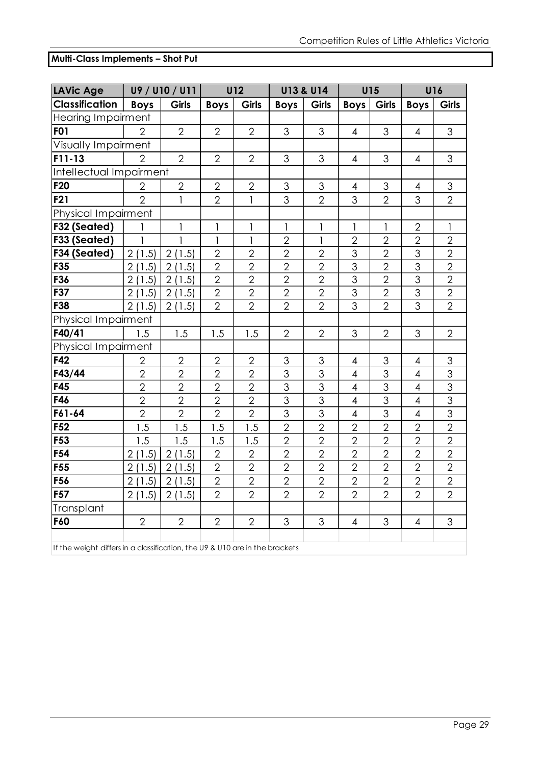**Multi-Class Implements – Shot Put**

| LAVic Age | U9 / U10 / U11 | | U12 | | U13 & U14 | | U15 | | U16 | |
|---|---|---|---|---|---|---|---|---|---|---|
| **Classification** | **Boys** | **Girls** | **Boys** | **Girls** | **Boys** | **Girls** | **Boys** | **Girls** | **Boys** | **Girls** |
| Hearing Impairment | | | | | | | | | | |
| **F01** | 2 | 2 | 2 | 2 | 3 | 3 | 4 | 3 | 4 | 3 |
| Visually Impairment | | | | | | | | | | |
| **F11-13** | 2 | 2 | 2 | 2 | 3 | 3 | 4 | 3 | 4 | 3 |
| Intellectual Impairment | | | | | | | | | | |
| **F20** | 2 | 2 | 2 | 2 | 3 | 3 | 4 | 3 | 4 | 3 |
| **F21** | 2 | 1 | 2 | 1 | 3 | 2 | 3 | 2 | 3 | 2 |
| Physical Impairment | | | | | | | | | | |
| **F32 (Seated)** | 1 | 1 | 1 | 1 | 1 | 1 | 1 | 1 | 2 | 1 |
| **F33 (Seated)** | 1 | 1 | 1 | 1 | 2 | 1 | 2 | 2 | 2 | 2 |
| **F34 (Seated)** | 2 (1.5) | 2 (1.5) | 2 | 2 | 2 | 2 | 3 | 2 | 3 | 2 |
| **F35** | 2 (1.5) | 2 (1.5) | 2 | 2 | 2 | 2 | 3 | 2 | 3 | 2 |
| **F36** | 2 (1.5) | 2 (1.5) | 2 | 2 | 2 | 2 | 3 | 2 | 3 | 2 |
| **F37** | 2 (1.5) | 2 (1.5) | 2 | 2 | 2 | 2 | 3 | 2 | 3 | 2 |
| **F38** | 2 (1.5) | 2 (1.5) | 2 | 2 | 2 | 2 | 3 | 2 | 3 | 2 |
| Physical Impairment | | | | | | | | | | |
| **F40/41** | 1.5 | 1.5 | 1.5 | 1.5 | 2 | 2 | 3 | 2 | 3 | 2 |
| Physical Impairment | | | | | | | | | | |
| **F42** | 2 | 2 | 2 | 2 | 3 | 3 | 4 | 3 | 4 | 3 |
| **F43/44** | 2 | 2 | 2 | 2 | 3 | 3 | 4 | 3 | 4 | 3 |
| **F45** | 2 | 2 | 2 | 2 | 3 | 3 | 4 | 3 | 4 | 3 |
| **F46** | 2 | 2 | 2 | 2 | 3 | 3 | 4 | 3 | 4 | 3 |
| **F61-64** | 2 | 2 | 2 | 2 | 3 | 3 | 4 | 3 | 4 | 3 |
| **F52** | 1.5 | 1.5 | 1.5 | 1.5 | 2 | 2 | 2 | 2 | 2 | 2 |
| **F53** | 1.5 | 1.5 | 1.5 | 1.5 | 2 | 2 | 2 | 2 | 2 | 2 |
| **F54** | 2 (1.5) | 2 (1.5) | 2 | 2 | 2 | 2 | 2 | 2 | 2 | 2 |
| **F55** | 2 (1.5) | 2 (1.5) | 2 | 2 | 2 | 2 | 2 | 2 | 2 | 2 |
| **F56** | 2 (1.5) | 2 (1.5) | 2 | 2 | 2 | 2 | 2 | 2 | 2 | 2 |
| **F57** | 2 (1.5) | 2 (1.5) | 2 | 2 | 2 | 2 | 2 | 2 | 2 | 2 |
| Transplant | | | | | | | | | | |
| **F60** | 2 | 2 | 2 | 2 | 3 | 3 | 4 | 3 | 4 | 3 |

If the weight differs in a classification, the U9 & U10 are in the brackets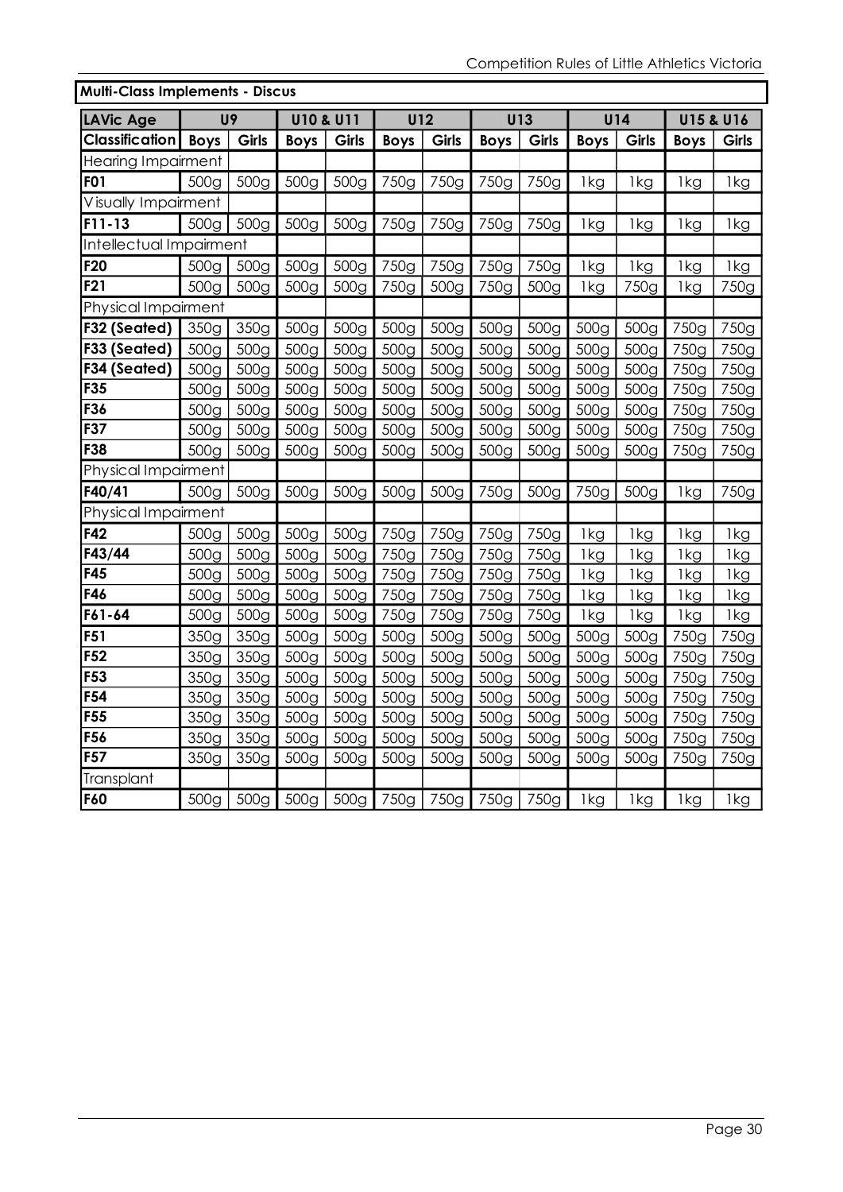## Multi-Class Implements - Discus

| LAVic Age | U9 | | U10 & U11 | | U12 | | U13 | | U14 | | U15 & U16 | |
|---|---|---|---|---|---|---|---|---|---|---|---|---|
| **Classification** | **Boys** | **Girls** | **Boys** | **Girls** | **Boys** | **Girls** | **Boys** | **Girls** | **Boys** | **Girls** | **Boys** | **Girls** |
| Hearing Impairment | | | | | | | | | | | | |
| **F01** | 500g | 500g | 500g | 500g | 750g | 750g | 750g | 750g | 1kg | 1kg | 1kg | 1kg |
| Visually Impairment | | | | | | | | | | | | |
| **F11-13** | 500g | 500g | 500g | 500g | 750g | 750g | 750g | 750g | 1kg | 1kg | 1kg | 1kg |
| Intellectual Impairment | | | | | | | | | | | | |
| **F20** | 500g | 500g | 500g | 500g | 750g | 750g | 750g | 750g | 1kg | 1kg | 1kg | 1kg |
| **F21** | 500g | 500g | 500g | 500g | 750g | 500g | 750g | 500g | 1kg | 750g | 1kg | 750g |
| Physical Impairment | | | | | | | | | | | | |
| **F32 (Seated)** | 350g | 350g | 500g | 500g | 500g | 500g | 500g | 500g | 500g | 500g | 750g | 750g |
| **F33 (Seated)** | 500g | 500g | 500g | 500g | 500g | 500g | 500g | 500g | 500g | 500g | 750g | 750g |
| **F34 (Seated)** | 500g | 500g | 500g | 500g | 500g | 500g | 500g | 500g | 500g | 500g | 750g | 750g |
| **F35** | 500g | 500g | 500g | 500g | 500g | 500g | 500g | 500g | 500g | 500g | 750g | 750g |
| **F36** | 500g | 500g | 500g | 500g | 500g | 500g | 500g | 500g | 500g | 500g | 750g | 750g |
| **F37** | 500g | 500g | 500g | 500g | 500g | 500g | 500g | 500g | 500g | 500g | 750g | 750g |
| **F38** | 500g | 500g | 500g | 500g | 500g | 500g | 500g | 500g | 500g | 500g | 750g | 750g |
| Physical Impairment | | | | | | | | | | | | |
| **F40/41** | 500g | 500g | 500g | 500g | 500g | 500g | 750g | 500g | 750g | 500g | 1kg | 750g |
| Physical Impairment | | | | | | | | | | | | |
| **F42** | 500g | 500g | 500g | 500g | 750g | 750g | 750g | 750g | 1kg | 1kg | 1kg | 1kg |
| **F43/44** | 500g | 500g | 500g | 500g | 750g | 750g | 750g | 750g | 1kg | 1kg | 1kg | 1kg |
| **F45** | 500g | 500g | 500g | 500g | 750g | 750g | 750g | 750g | 1kg | 1kg | 1kg | 1kg |
| **F46** | 500g | 500g | 500g | 500g | 750g | 750g | 750g | 750g | 1kg | 1kg | 1kg | 1kg |
| **F61-64** | 500g | 500g | 500g | 500g | 750g | 750g | 750g | 750g | 1kg | 1kg | 1kg | 1kg |
| **F51** | 350g | 350g | 500g | 500g | 500g | 500g | 500g | 500g | 500g | 500g | 750g | 750g |
| **F52** | 350g | 350g | 500g | 500g | 500g | 500g | 500g | 500g | 500g | 500g | 750g | 750g |
| **F53** | 350g | 350g | 500g | 500g | 500g | 500g | 500g | 500g | 500g | 500g | 750g | 750g |
| **F54** | 350g | 350g | 500g | 500g | 500g | 500g | 500g | 500g | 500g | 500g | 750g | 750g |
| **F55** | 350g | 350g | 500g | 500g | 500g | 500g | 500g | 500g | 500g | 500g | 750g | 750g |
| **F56** | 350g | 350g | 500g | 500g | 500g | 500g | 500g | 500g | 500g | 500g | 750g | 750g |
| **F57** | 350g | 350g | 500g | 500g | 500g | 500g | 500g | 500g | 500g | 500g | 750g | 750g |
| Transplant | | | | | | | | | | | | |
| **F60** | 500g | 500g | 500g | 500g | 750g | 750g | 750g | 750g | 1kg | 1kg | 1kg | 1kg |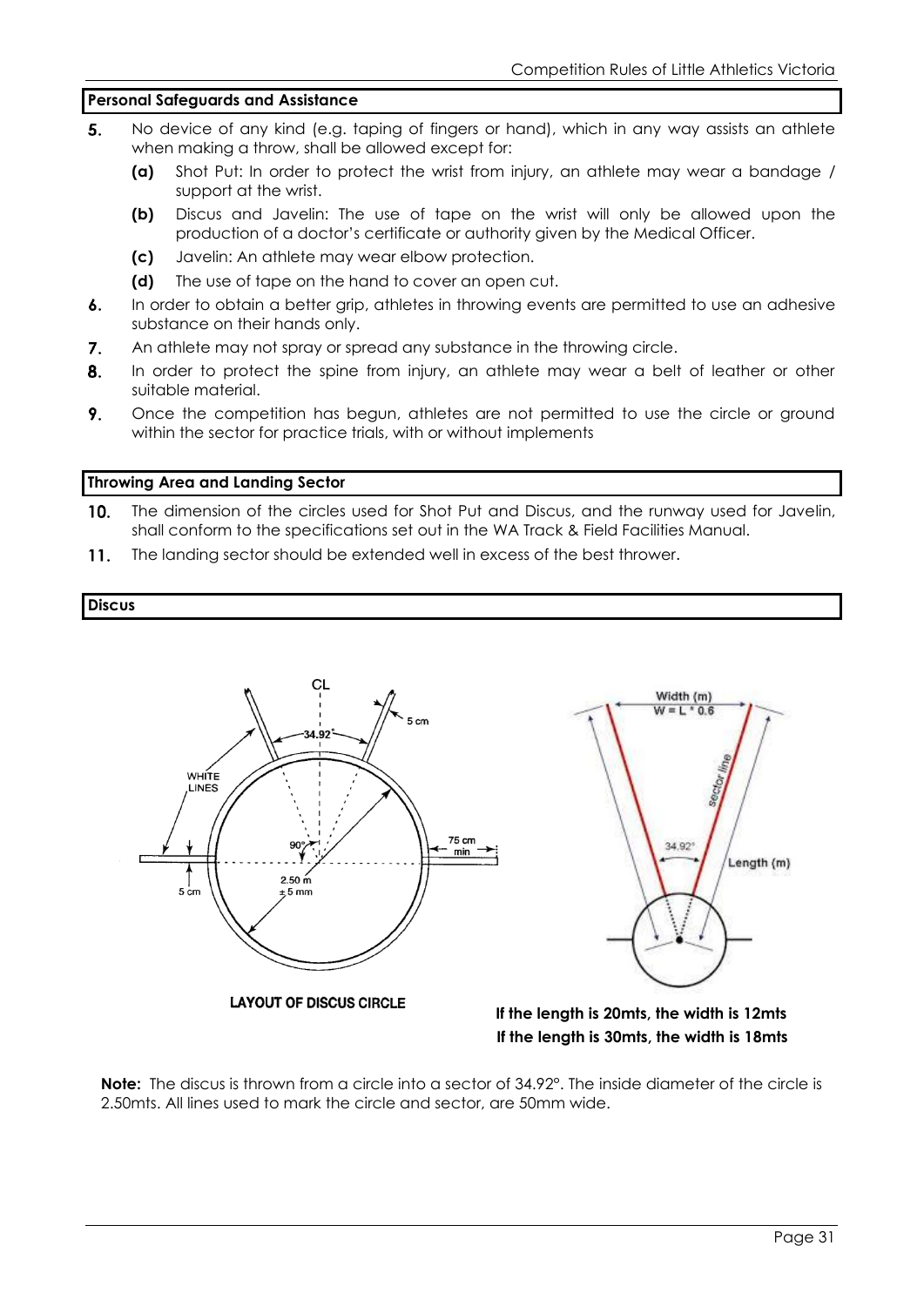## Personal Safeguards and Assistance

**5.** No device of any kind (e.g. taping of fingers or hand), which in any way assists an athlete when making a throw, shall be allowed except for:

- **(a)** Shot Put: In order to protect the wrist from injury, an athlete may wear a bandage / support at the wrist.
- **(b)** Discus and Javelin: The use of tape on the wrist will only be allowed upon the production of a doctor's certificate or authority given by the Medical Officer.
- **(c)** Javelin: An athlete may wear elbow protection.
- **(d)** The use of tape on the hand to cover an open cut.

**6.** In order to obtain a better grip, athletes in throwing events are permitted to use an adhesive substance on their hands only.

**7.** An athlete may not spray or spread any substance in the throwing circle.

**8.** In order to protect the spine from injury, an athlete may wear a belt of leather or other suitable material.

**9.** Once the competition has begun, athletes are not permitted to use the circle or ground within the sector for practice trials, with or without implements

## Throwing Area and Landing Sector

**10.** The dimension of the circles used for Shot Put and Discus, and the runway used for Javelin, shall conform to the specifications set out in the WA Track & Field Facilities Manual.

**11.** The landing sector should be extended well in excess of the best thrower.

## Discus

LAYOUT OF DISCUS CIRCLE

**If the length is 20mts, the width is 12mts**
**If the length is 30mts, the width is 18mts**

**Note:** The discus is thrown from a circle into a sector of 34.92°. The inside diameter of the circle is 2.50mts. All lines used to mark the circle and sector, are 50mm wide.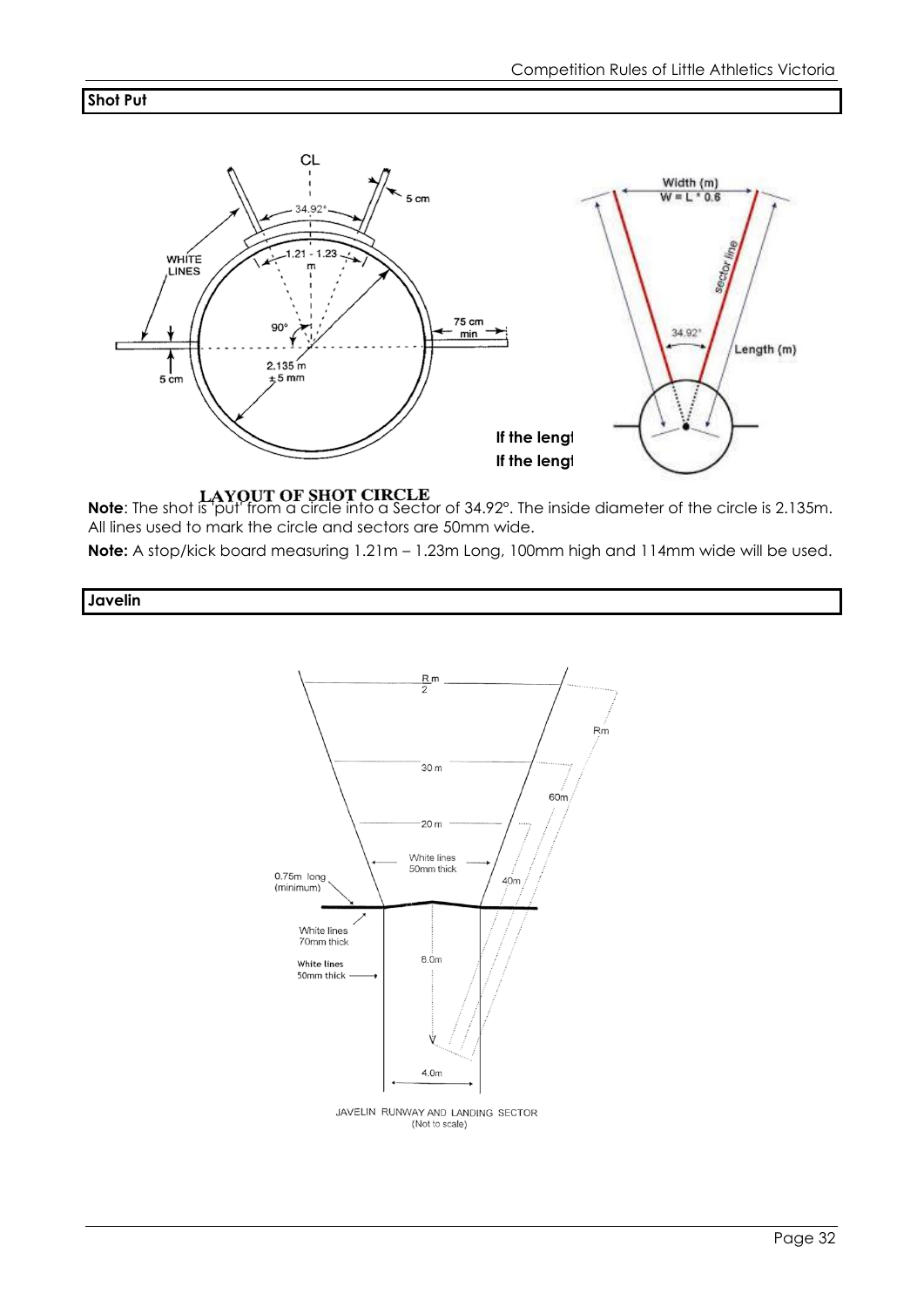## Shot Put

LAYOUT OF SHOT CIRCLE

**Note**: The shot is 'put' from a circle into a Sector of 34.92°. The inside diameter of the circle is 2.135m. All lines used to mark the circle and sectors are 50mm wide.

**Note:** A stop/kick board measuring 1.21m – 1.23m Long, 100mm high and 114mm wide will be used.

## Javelin

JAVELIN RUNWAY AND LANDING SECTOR
(Not to scale)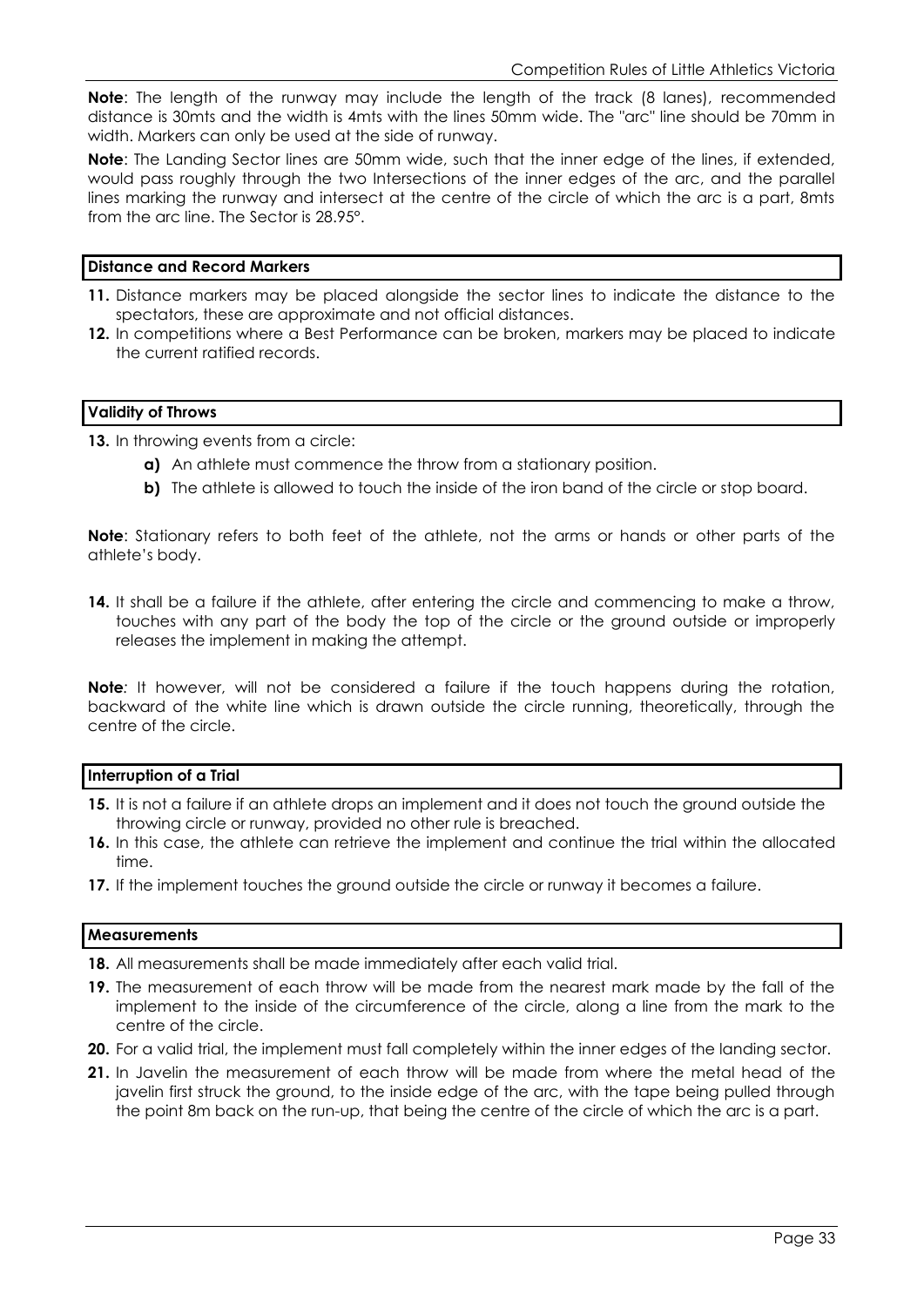**Note**: The length of the runway may include the length of the track (8 lanes), recommended distance is 30mts and the width is 4mts with the lines 50mm wide. The "arc" line should be 70mm in width. Markers can only be used at the side of runway.

**Note**: The Landing Sector lines are 50mm wide, such that the inner edge of the lines, if extended, would pass roughly through the two Intersections of the inner edges of the arc, and the parallel lines marking the runway and intersect at the centre of the circle of which the arc is a part, 8mts from the arc line. The Sector is 28.95°.

### Distance and Record Markers

**11.** Distance markers may be placed alongside the sector lines to indicate the distance to the spectators, these are approximate and not official distances.

**12.** In competitions where a Best Performance can be broken, markers may be placed to indicate the current ratified records.

### Validity of Throws

**13.** In throwing events from a circle:

- **a)** An athlete must commence the throw from a stationary position.
- **b)** The athlete is allowed to touch the inside of the iron band of the circle or stop board.

**Note**: Stationary refers to both feet of the athlete, not the arms or hands or other parts of the athlete's body.

**14.** It shall be a failure if the athlete, after entering the circle and commencing to make a throw, touches with any part of the body the top of the circle or the ground outside or improperly releases the implement in making the attempt.

**Note**: It however, will not be considered a failure if the touch happens during the rotation, backward of the white line which is drawn outside the circle running, theoretically, through the centre of the circle.

### Interruption of a Trial

**15.** It is not a failure if an athlete drops an implement and it does not touch the ground outside the throwing circle or runway, provided no other rule is breached.

**16.** In this case, the athlete can retrieve the implement and continue the trial within the allocated time.

**17.** If the implement touches the ground outside the circle or runway it becomes a failure.

### Measurements

**18.** All measurements shall be made immediately after each valid trial.

**19.** The measurement of each throw will be made from the nearest mark made by the fall of the implement to the inside of the circumference of the circle, along a line from the mark to the centre of the circle.

**20.** For a valid trial, the implement must fall completely within the inner edges of the landing sector.

**21.** In Javelin the measurement of each throw will be made from where the metal head of the javelin first struck the ground, to the inside edge of the arc, with the tape being pulled through the point 8m back on the run-up, that being the centre of the circle of which the arc is a part.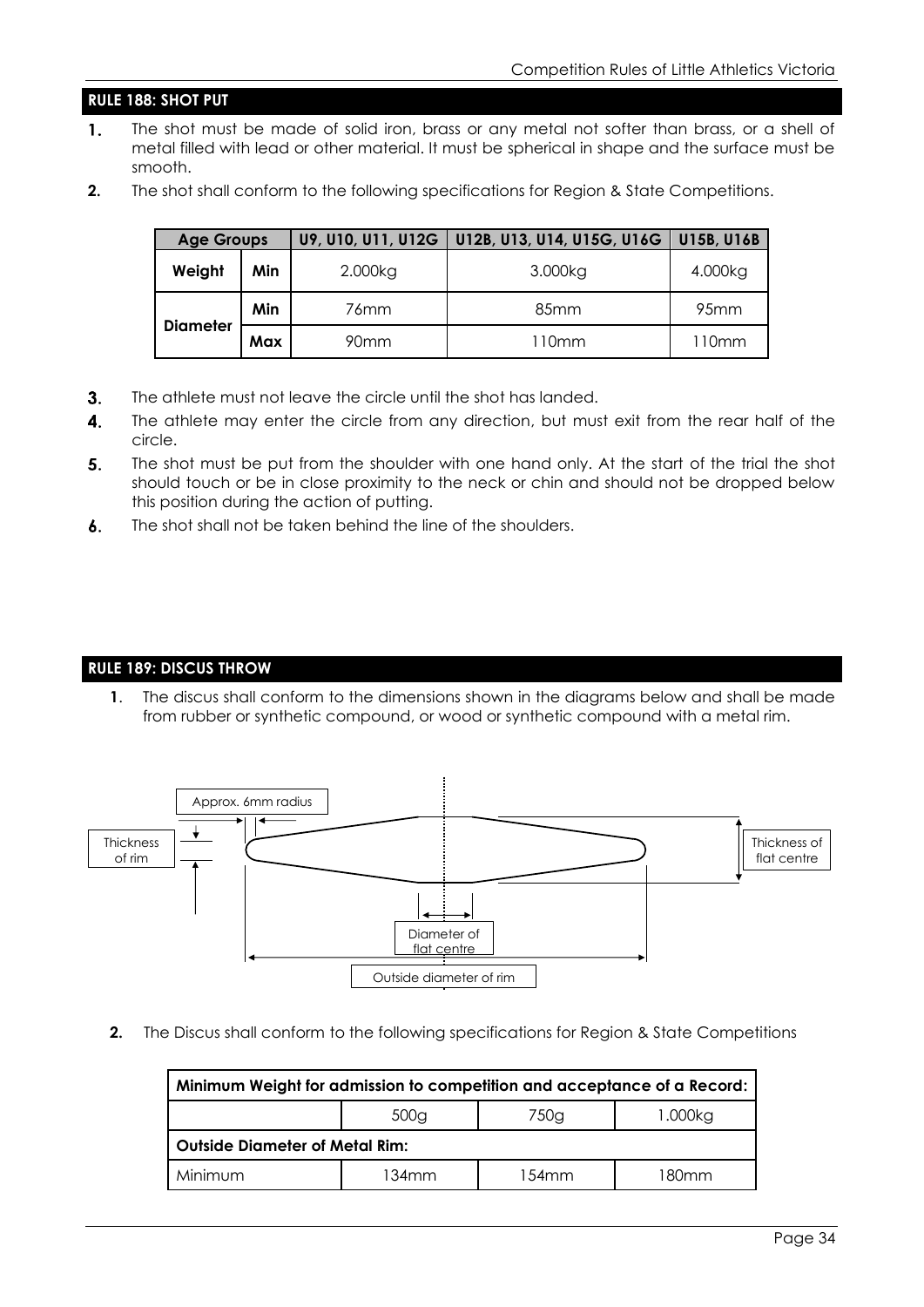## RULE 188: SHOT PUT

1. The shot must be made of solid iron, brass or any metal not softer than brass, or a shell of metal filled with lead or other material. It must be spherical in shape and the surface must be smooth.
2. The shot shall conform to the following specifications for Region & State Competitions.

| Age Groups | | U9, U10, U11, U12G | U12B, U13, U14, U15G, U16G | U15B, U16B |
|---|---|---|---|---|
| Weight | Min | 2.000kg | 3.000kg | 4.000kg |
| Diameter | Min | 76mm | 85mm | 95mm |
| | Max | 90mm | 110mm | 110mm |

3. The athlete must not leave the circle until the shot has landed.
4. The athlete may enter the circle from any direction, but must exit from the rear half of the circle.
5. The shot must be put from the shoulder with one hand only. At the start of the trial the shot should touch or be in close proximity to the neck or chin and should not be dropped below this position during the action of putting.
6. The shot shall not be taken behind the line of the shoulders.

## RULE 189: DISCUS THROW

1. The discus shall conform to the dimensions shown in the diagrams below and shall be made from rubber or synthetic compound, or wood or synthetic compound with a metal rim.

Approx. 6mm radius

Thickness of rim

Thickness of flat centre

Diameter of flat centre

Outside diameter of rim

2. The Discus shall conform to the following specifications for Region & State Competitions

| Minimum Weight for admission to competition and acceptance of a Record: | | | |
|---|---|---|---|
| | 500g | 750g | 1.000kg |
| **Outside Diameter of Metal Rim:** | | | |
| Minimum | 134mm | 154mm | 180mm |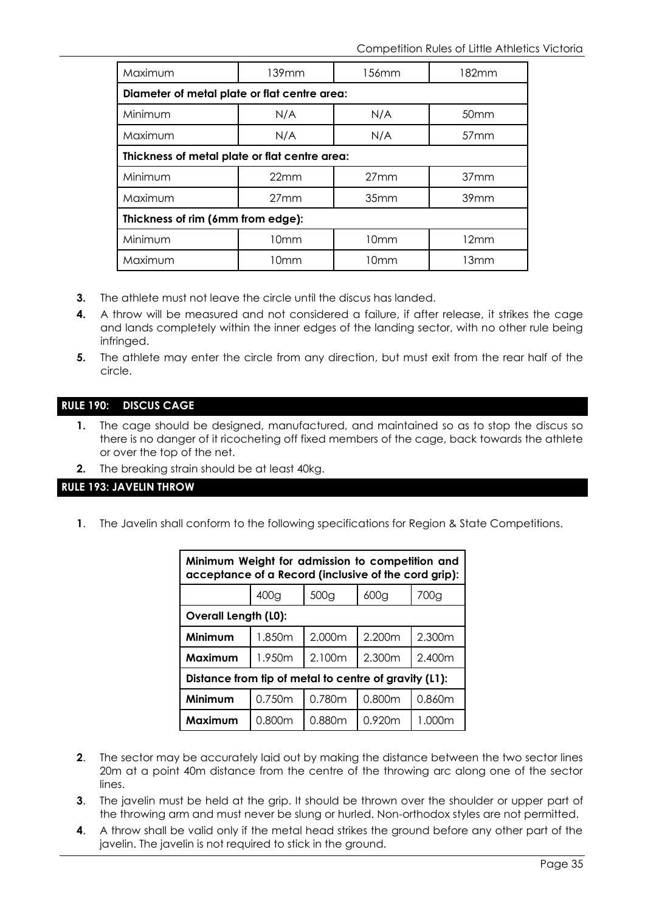| Maximum | 139mm | 156mm | 182mm |
|---|---|---|---|
| **Diameter of metal plate or flat centre area:** | | | |
| Minimum | N/A | N/A | 50mm |
| Maximum | N/A | N/A | 57mm |
| **Thickness of metal plate or flat centre area:** | | | |
| Minimum | 22mm | 27mm | 37mm |
| Maximum | 27mm | 35mm | 39mm |
| **Thickness of rim (6mm from edge):** | | | |
| Minimum | 10mm | 10mm | 12mm |
| Maximum | 10mm | 10mm | 13mm |

**3.** The athlete must not leave the circle until the discus has landed.

**4.** A throw will be measured and not considered a failure, if after release, it strikes the cage and lands completely within the inner edges of the landing sector, with no other rule being infringed.

**5.** The athlete may enter the circle from any direction, but must exit from the rear half of the circle.

## RULE 190: DISCUS CAGE

**1.** The cage should be designed, manufactured, and maintained so as to stop the discus so there is no danger of it ricocheting off fixed members of the cage, back towards the athlete or over the top of the net.

**2.** The breaking strain should be at least 40kg.

## RULE 193: JAVELIN THROW

**1**. The Javelin shall conform to the following specifications for Region & State Competitions.

| **Minimum Weight for admission to competition and acceptance of a Record (inclusive of the cord grip):** | | | | |
|---|---|---|---|---|
| | 400g | 500g | 600g | 700g |
| **Overall Length (L0):** | | | | |
| **Minimum** | 1.850m | 2.000m | 2.200m | 2.300m |
| **Maximum** | 1.950m | 2.100m | 2.300m | 2.400m |
| **Distance from tip of metal to centre of gravity (L1):** | | | | |
| **Minimum** | 0.750m | 0.780m | 0.800m | 0.860m |
| **Maximum** | 0.800m | 0.880m | 0.920m | 1.000m |

**2**. The sector may be accurately laid out by making the distance between the two sector lines 20m at a point 40m distance from the centre of the throwing arc along one of the sector lines.

**3**. The javelin must be held at the grip. It should be thrown over the shoulder or upper part of the throwing arm and must never be slung or hurled. Non-orthodox styles are not permitted.

**4**. A throw shall be valid only if the metal head strikes the ground before any other part of the javelin. The javelin is not required to stick in the ground.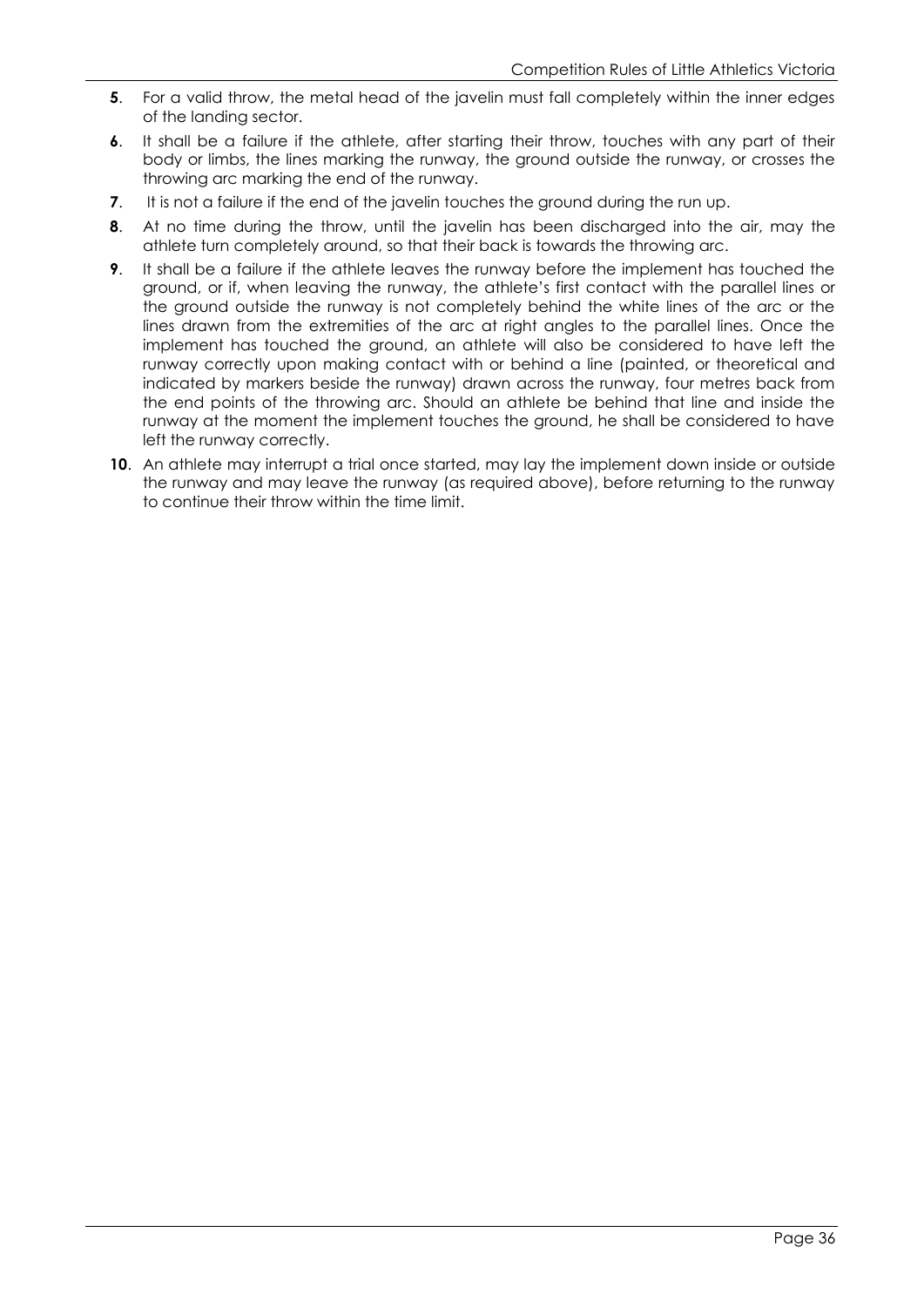**5**. For a valid throw, the metal head of the javelin must fall completely within the inner edges of the landing sector.

**6**. It shall be a failure if the athlete, after starting their throw, touches with any part of their body or limbs, the lines marking the runway, the ground outside the runway, or crosses the throwing arc marking the end of the runway.

**7**. It is not a failure if the end of the javelin touches the ground during the run up.

**8**. At no time during the throw, until the javelin has been discharged into the air, may the athlete turn completely around, so that their back is towards the throwing arc.

**9**. It shall be a failure if the athlete leaves the runway before the implement has touched the ground, or if, when leaving the runway, the athlete's first contact with the parallel lines or the ground outside the runway is not completely behind the white lines of the arc or the lines drawn from the extremities of the arc at right angles to the parallel lines. Once the implement has touched the ground, an athlete will also be considered to have left the runway correctly upon making contact with or behind a line (painted, or theoretical and indicated by markers beside the runway) drawn across the runway, four metres back from the end points of the throwing arc. Should an athlete be behind that line and inside the runway at the moment the implement touches the ground, he shall be considered to have left the runway correctly.

**10**. An athlete may interrupt a trial once started, may lay the implement down inside or outside the runway and may leave the runway (as required above), before returning to the runway to continue their throw within the time limit.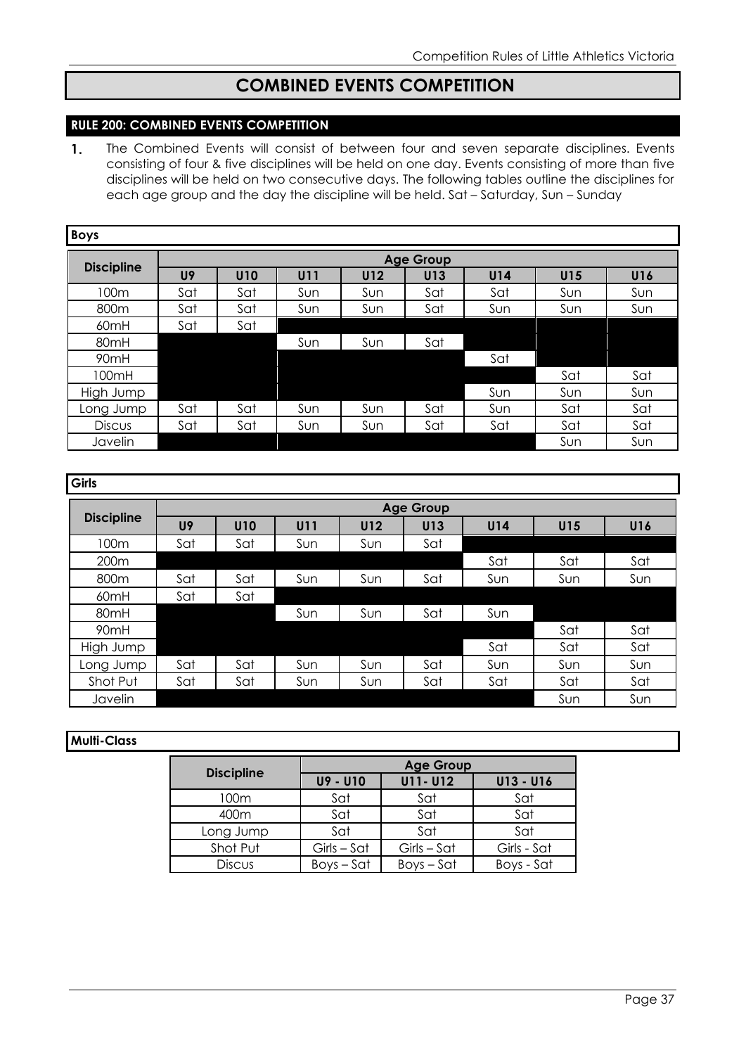# COMBINED EVENTS COMPETITION

## RULE 200: COMBINED EVENTS COMPETITION

1. The Combined Events will consist of between four and seven separate disciplines. Events consisting of four & five disciplines will be held on one day. Events consisting of more than five disciplines will be held on two consecutive days. The following tables outline the disciplines for each age group and the day the discipline will be held. Sat – Saturday, Sun – Sunday

**Boys**

| Discipline | Age Group | | | | | | | |
|---|---|---|---|---|---|---|---|---|
| | U9 | U10 | U11 | U12 | U13 | U14 | U15 | U16 |
| 100m | Sat | Sat | Sun | Sun | Sat | Sat | Sun | Sun |
| 800m | Sat | Sat | Sun | Sun | Sat | Sun | Sun | Sun |
| 60mH | Sat | Sat | | | | | | |
| 80mH | | | Sun | Sun | Sat | | | |
| 90mH | | | | | | Sat | | |
| 100mH | | | | | | | Sat | Sat |
| High Jump | | | | | | Sun | Sun | Sun |
| Long Jump | Sat | Sat | Sun | Sun | Sat | Sun | Sat | Sat |
| Discus | Sat | Sat | Sun | Sun | Sat | Sat | Sat | Sat |
| Javelin | | | | | | | Sun | Sun |

**Girls**

| Discipline | Age Group | | | | | | | |
|---|---|---|---|---|---|---|---|---|
| | U9 | U10 | U11 | U12 | U13 | U14 | U15 | U16 |
| 100m | Sat | Sat | Sun | Sun | Sat | | | |
| 200m | | | | | | Sat | Sat | Sat |
| 800m | Sat | Sat | Sun | Sun | Sat | Sun | Sun | Sun |
| 60mH | Sat | Sat | | | | | | |
| 80mH | | | Sun | Sun | Sat | Sun | | |
| 90mH | | | | | | | Sat | Sat |
| High Jump | | | | | | Sat | Sat | Sat |
| Long Jump | Sat | Sat | Sun | Sun | Sat | Sun | Sun | Sun |
| Shot Put | Sat | Sat | Sun | Sun | Sat | Sat | Sat | Sat |
| Javelin | | | | | | | Sun | Sun |

**Multi-Class**

| Discipline | Age Group | | |
|---|---|---|---|
| | U9 - U10 | U11- U12 | U13 - U16 |
| 100m | Sat | Sat | Sat |
| 400m | Sat | Sat | Sat |
| Long Jump | Sat | Sat | Sat |
| Shot Put | Girls – Sat | Girls – Sat | Girls - Sat |
| Discus | Boys – Sat | Boys – Sat | Boys - Sat |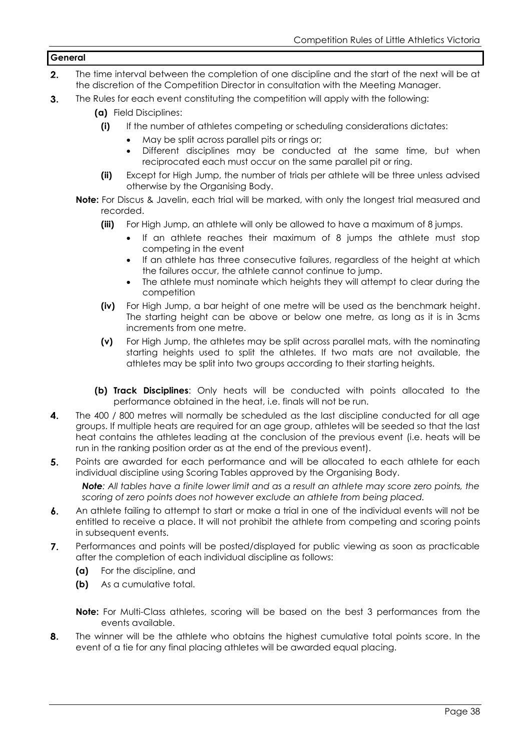**General**

**2.** The time interval between the completion of one discipline and the start of the next will be at the discretion of the Competition Director in consultation with the Meeting Manager.

**3.** The Rules for each event constituting the competition will apply with the following:

**(a)** Field Disciplines:

**(i)** If the number of athletes competing or scheduling considerations dictates:

- May be split across parallel pits or rings or;
- Different disciplines may be conducted at the same time, but when reciprocated each must occur on the same parallel pit or ring.

**(ii)** Except for High Jump, the number of trials per athlete will be three unless advised otherwise by the Organising Body.

**Note:** For Discus & Javelin, each trial will be marked, with only the longest trial measured and recorded.

**(iii)** For High Jump, an athlete will only be allowed to have a maximum of 8 jumps.

- If an athlete reaches their maximum of 8 jumps the athlete must stop competing in the event
- If an athlete has three consecutive failures, regardless of the height at which the failures occur, the athlete cannot continue to jump.
- The athlete must nominate which heights they will attempt to clear during the competition

**(iv)** For High Jump, a bar height of one metre will be used as the benchmark height. The starting height can be above or below one metre, as long as it is in 3cms increments from one metre.

**(v)** For High Jump, the athletes may be split across parallel mats, with the nominating starting heights used to split the athletes. If two mats are not available, the athletes may be split into two groups according to their starting heights.

**(b) Track Disciplines**: Only heats will be conducted with points allocated to the performance obtained in the heat, i.e. finals will not be run.

**4.** The 400 / 800 metres will normally be scheduled as the last discipline conducted for all age groups. If multiple heats are required for an age group, athletes will be seeded so that the last heat contains the athletes leading at the conclusion of the previous event (i.e. heats will be run in the ranking position order as at the end of the previous event).

**5.** Points are awarded for each performance and will be allocated to each athlete for each individual discipline using Scoring Tables approved by the Organising Body.

***Note**: All tables have a finite lower limit and as a result an athlete may score zero points, the scoring of zero points does not however exclude an athlete from being placed.*

**6.** An athlete failing to attempt to start or make a trial in one of the individual events will not be entitled to receive a place. It will not prohibit the athlete from competing and scoring points in subsequent events.

**7.** Performances and points will be posted/displayed for public viewing as soon as practicable after the completion of each individual discipline as follows:

**(a)** For the discipline, and

**(b)** As a cumulative total.

**Note:** For Multi-Class athletes, scoring will be based on the best 3 performances from the events available.

**8.** The winner will be the athlete who obtains the highest cumulative total points score. In the event of a tie for any final placing athletes will be awarded equal placing.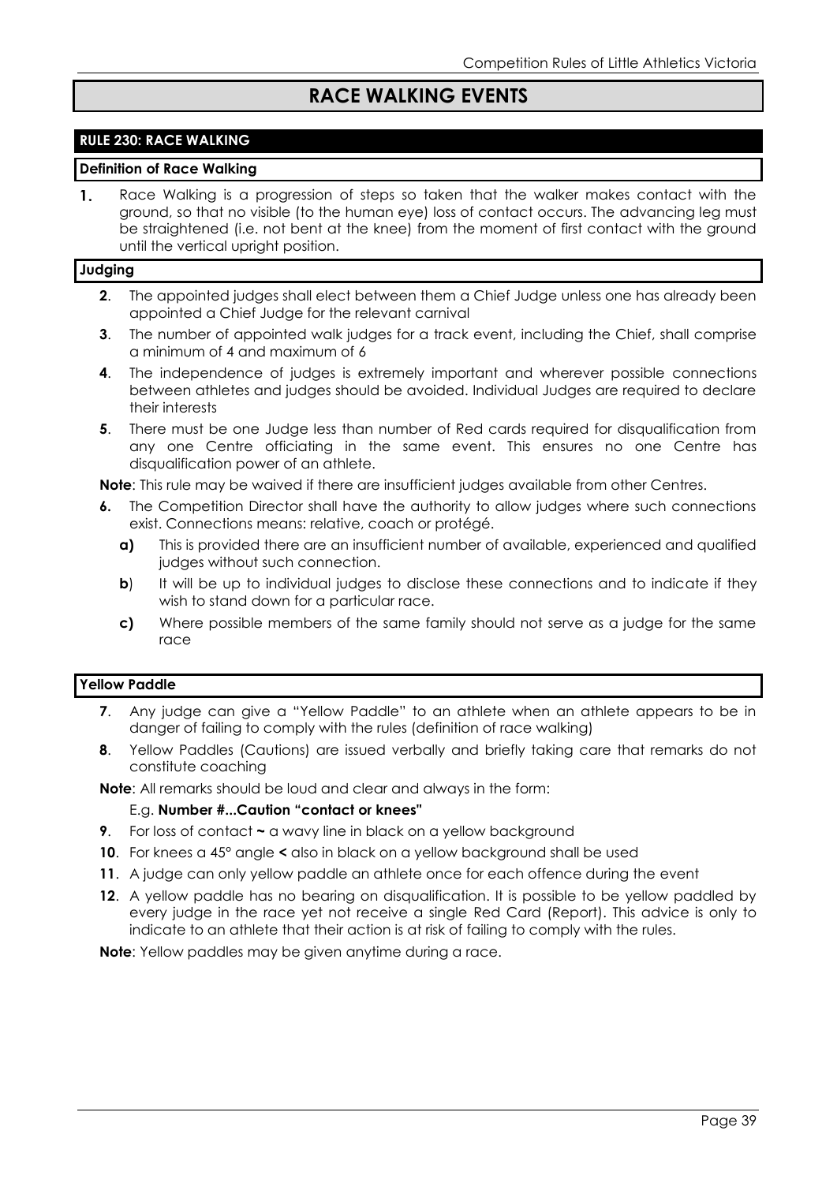# RACE WALKING EVENTS

## RULE 230: RACE WALKING

### Definition of Race Walking

1. Race Walking is a progression of steps so taken that the walker makes contact with the ground, so that no visible (to the human eye) loss of contact occurs. The advancing leg must be straightened (i.e. not bent at the knee) from the moment of first contact with the ground until the vertical upright position.

### Judging

2. The appointed judges shall elect between them a Chief Judge unless one has already been appointed a Chief Judge for the relevant carnival
3. The number of appointed walk judges for a track event, including the Chief, shall comprise a minimum of 4 and maximum of 6
4. The independence of judges is extremely important and wherever possible connections between athletes and judges should be avoided. Individual Judges are required to declare their interests
5. There must be one Judge less than number of Red cards required for disqualification from any one Centre officiating in the same event. This ensures no one Centre has disqualification power of an athlete.

**Note**: This rule may be waived if there are insufficient judges available from other Centres.

6. The Competition Director shall have the authority to allow judges where such connections exist. Connections means: relative, coach or protégé.
   - **a)** This is provided there are an insufficient number of available, experienced and qualified judges without such connection.
   - **b**) It will be up to individual judges to disclose these connections and to indicate if they wish to stand down for a particular race.
   - **c)** Where possible members of the same family should not serve as a judge for the same race

### Yellow Paddle

7. Any judge can give a "Yellow Paddle" to an athlete when an athlete appears to be in danger of failing to comply with the rules (definition of race walking)
8. Yellow Paddles (Cautions) are issued verbally and briefly taking care that remarks do not constitute coaching

**Note**: All remarks should be loud and clear and always in the form:

E.g. **Number #...Caution "contact or knees"**

9. For loss of contact **~** a wavy line in black on a yellow background
10. For knees a 45° angle **<** also in black on a yellow background shall be used
11. A judge can only yellow paddle an athlete once for each offence during the event
12. A yellow paddle has no bearing on disqualification. It is possible to be yellow paddled by every judge in the race yet not receive a single Red Card (Report). This advice is only to indicate to an athlete that their action is at risk of failing to comply with the rules.

**Note**: Yellow paddles may be given anytime during a race.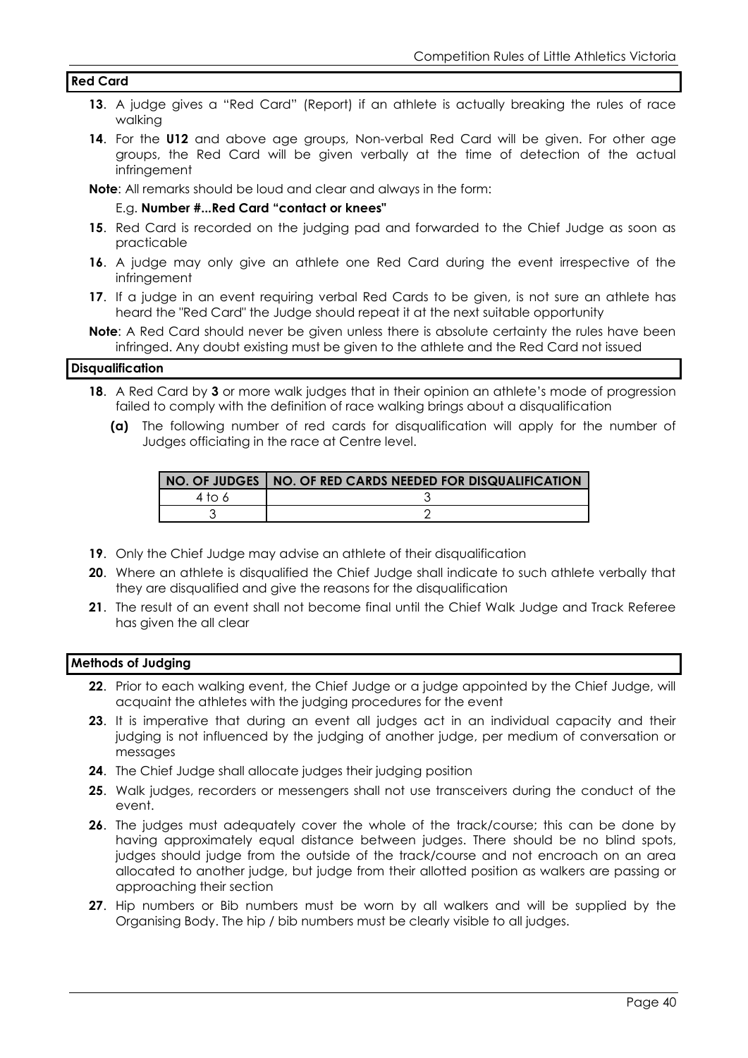## Red Card

**13**. A judge gives a "Red Card" (Report) if an athlete is actually breaking the rules of race walking

**14**. For the **U12** and above age groups, Non-verbal Red Card will be given. For other age groups, the Red Card will be given verbally at the time of detection of the actual infringement

**Note**: All remarks should be loud and clear and always in the form:

E.g. **Number #...Red Card "contact or knees"**

**15**. Red Card is recorded on the judging pad and forwarded to the Chief Judge as soon as practicable

**16**. A judge may only give an athlete one Red Card during the event irrespective of the infringement

**17**. If a judge in an event requiring verbal Red Cards to be given, is not sure an athlete has heard the "Red Card" the Judge should repeat it at the next suitable opportunity

**Note**: A Red Card should never be given unless there is absolute certainty the rules have been infringed. Any doubt existing must be given to the athlete and the Red Card not issued

## Disqualification

**18**. A Red Card by **3** or more walk judges that in their opinion an athlete's mode of progression failed to comply with the definition of race walking brings about a disqualification

**(a)** The following number of red cards for disqualification will apply for the number of Judges officiating in the race at Centre level.

| NO. OF JUDGES | NO. OF RED CARDS NEEDED FOR DISQUALIFICATION |
|---|---|
| 4 to 6 | 3 |
| 3 | 2 |

**19**. Only the Chief Judge may advise an athlete of their disqualification

**20**. Where an athlete is disqualified the Chief Judge shall indicate to such athlete verbally that they are disqualified and give the reasons for the disqualification

**21**. The result of an event shall not become final until the Chief Walk Judge and Track Referee has given the all clear

## Methods of Judging

**22**. Prior to each walking event, the Chief Judge or a judge appointed by the Chief Judge, will acquaint the athletes with the judging procedures for the event

**23**. It is imperative that during an event all judges act in an individual capacity and their judging is not influenced by the judging of another judge, per medium of conversation or messages

**24**. The Chief Judge shall allocate judges their judging position

**25**. Walk judges, recorders or messengers shall not use transceivers during the conduct of the event.

**26**. The judges must adequately cover the whole of the track/course; this can be done by having approximately equal distance between judges. There should be no blind spots, judges should judge from the outside of the track/course and not encroach on an area allocated to another judge, but judge from their allotted position as walkers are passing or approaching their section

**27**. Hip numbers or Bib numbers must be worn by all walkers and will be supplied by the Organising Body. The hip / bib numbers must be clearly visible to all judges.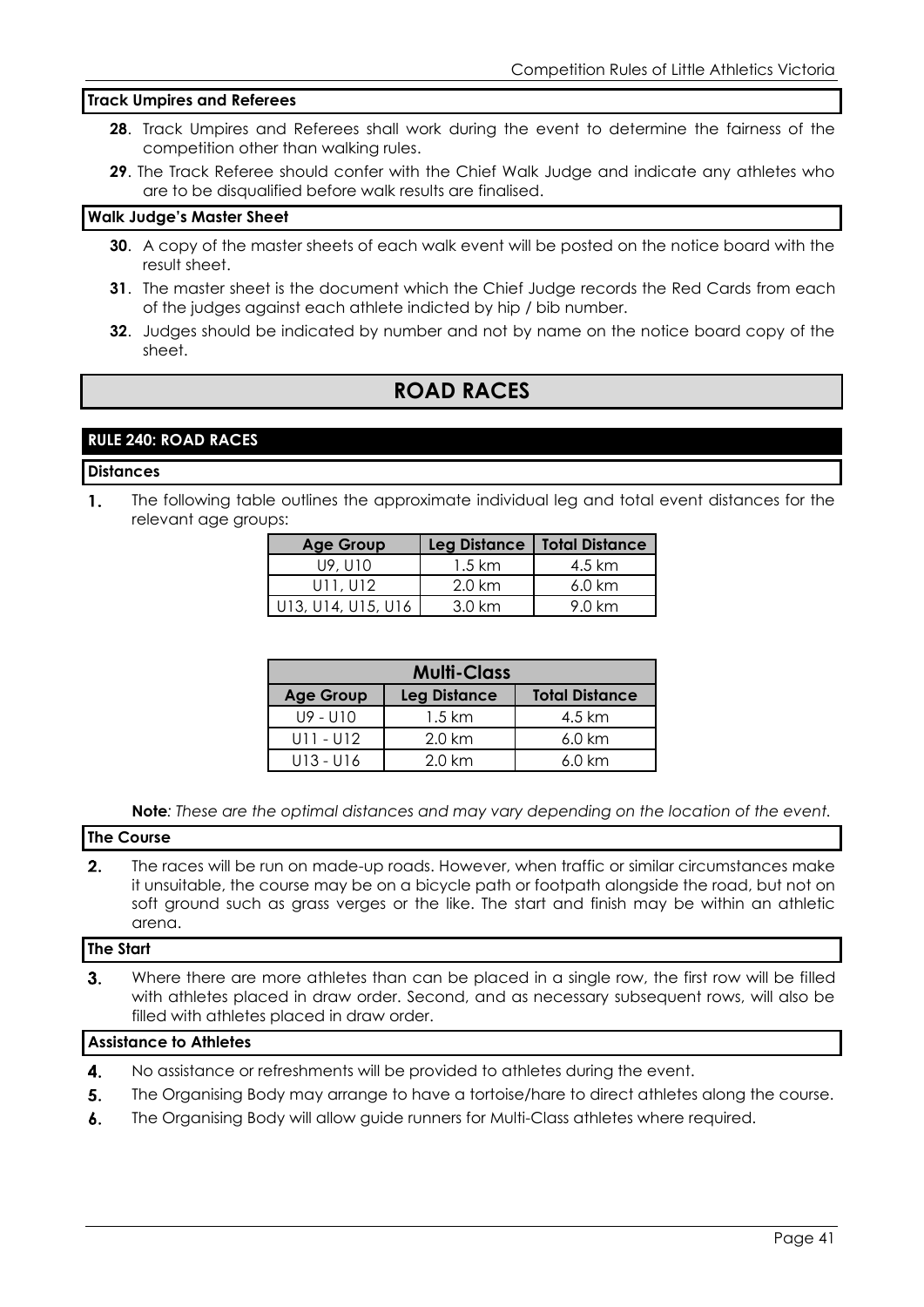### Track Umpires and Referees

**28**. Track Umpires and Referees shall work during the event to determine the fairness of the competition other than walking rules.

**29**. The Track Referee should confer with the Chief Walk Judge and indicate any athletes who are to be disqualified before walk results are finalised.

### Walk Judge's Master Sheet

**30**. A copy of the master sheets of each walk event will be posted on the notice board with the result sheet.

**31**. The master sheet is the document which the Chief Judge records the Red Cards from each of the judges against each athlete indicted by hip / bib number.

**32**. Judges should be indicated by number and not by name on the notice board copy of the sheet.

# ROAD RACES

## RULE 240: ROAD RACES

### Distances

**1.** The following table outlines the approximate individual leg and total event distances for the relevant age groups:

| Age Group | Leg Distance | Total Distance |
|---|---|---|
| U9, U10 | 1.5 km | 4.5 km |
| U11, U12 | 2.0 km | 6.0 km |
| U13, U14, U15, U16 | 3.0 km | 9.0 km |

| Multi-Class | | |
|---|---|---|
| **Age Group** | **Leg Distance** | **Total Distance** |
| U9 - U10 | 1.5 km | 4.5 km |
| U11 - U12 | 2.0 km | 6.0 km |
| U13 - U16 | 2.0 km | 6.0 km |

**Note**: *These are the optimal distances and may vary depending on the location of the event.*

### The Course

**2.** The races will be run on made-up roads. However, when traffic or similar circumstances make it unsuitable, the course may be on a bicycle path or footpath alongside the road, but not on soft ground such as grass verges or the like. The start and finish may be within an athletic arena.

### The Start

**3.** Where there are more athletes than can be placed in a single row, the first row will be filled with athletes placed in draw order. Second, and as necessary subsequent rows, will also be filled with athletes placed in draw order.

### Assistance to Athletes

**4.** No assistance or refreshments will be provided to athletes during the event.

**5.** The Organising Body may arrange to have a tortoise/hare to direct athletes along the course.

**6.** The Organising Body will allow guide runners for Multi-Class athletes where required.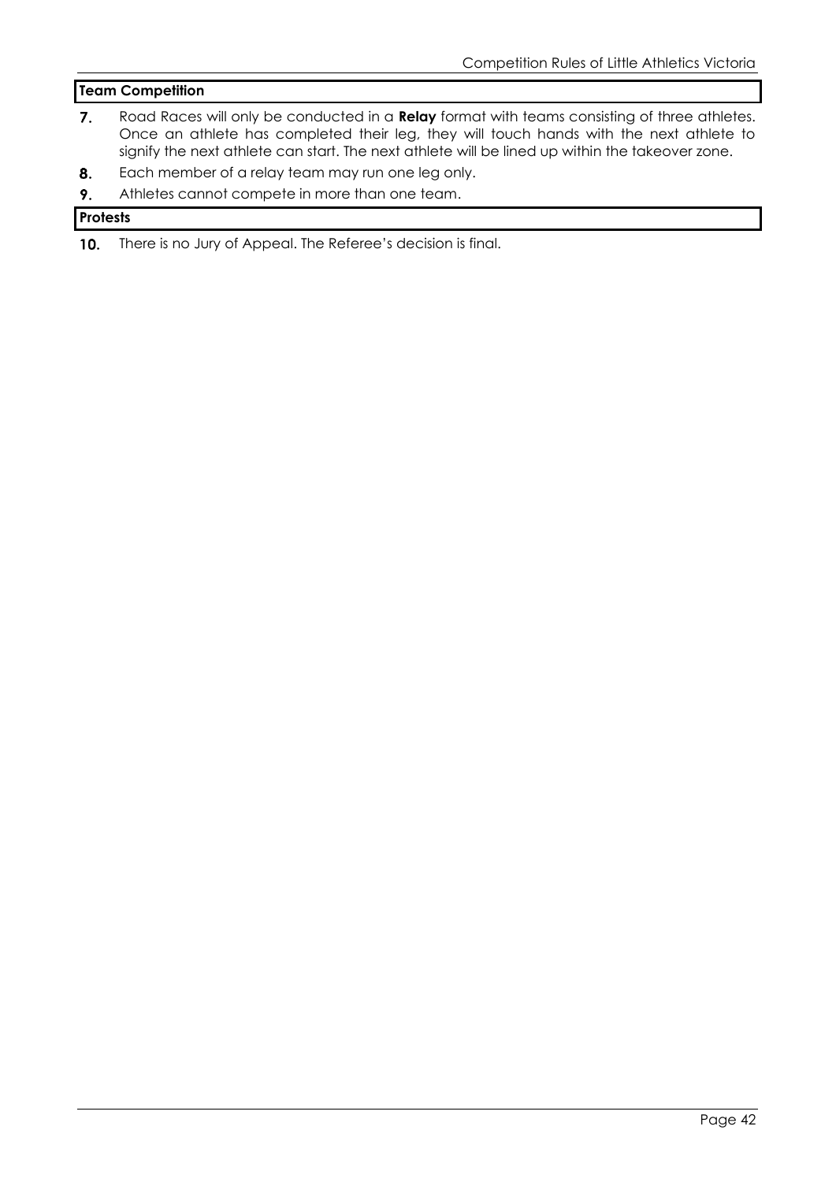**Team Competition**

7. Road Races will only be conducted in a **Relay** format with teams consisting of three athletes. Once an athlete has completed their leg, they will touch hands with the next athlete to signify the next athlete can start. The next athlete will be lined up within the takeover zone.
8. Each member of a relay team may run one leg only.
9. Athletes cannot compete in more than one team.

**Protests**

10. There is no Jury of Appeal. The Referee's decision is final.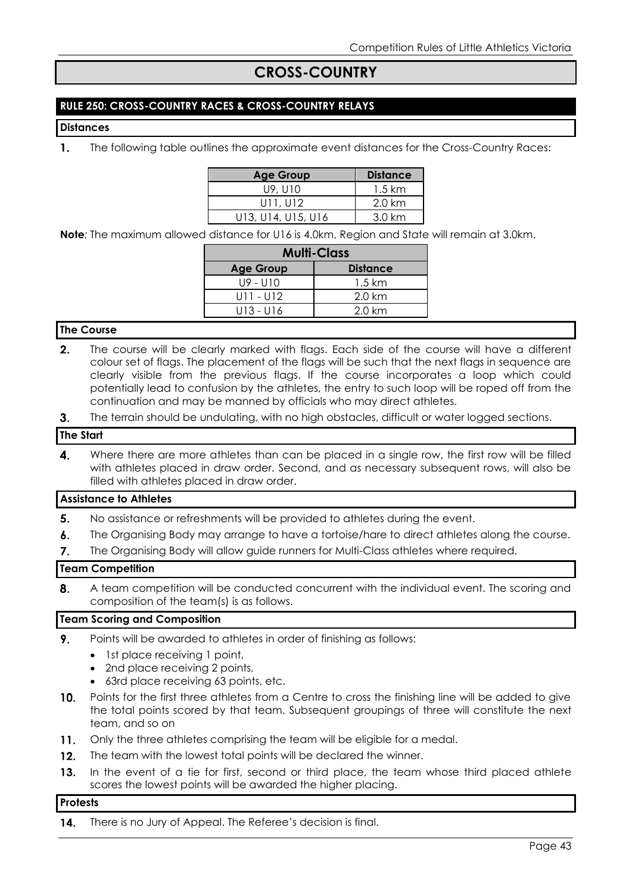# CROSS-COUNTRY

## RULE 250: CROSS-COUNTRY RACES & CROSS-COUNTRY RELAYS

### Distances

**1.** The following table outlines the approximate event distances for the Cross-Country Races:

| Age Group | Distance |
|---|---|
| U9, U10 | 1.5 km |
| U11, U12 | 2.0 km |
| U13, U14, U15, U16 | 3.0 km |

**Note***:* The maximum allowed distance for U16 is 4.0km, Region and State will remain at 3.0km.

| Multi-Class | |
|---|---|
| **Age Group** | **Distance** |
| U9 - U10 | 1.5 km |
| U11 - U12 | 2.0 km |
| U13 - U16 | 2.0 km |

### The Course

**2.** The course will be clearly marked with flags. Each side of the course will have a different colour set of flags. The placement of the flags will be such that the next flags in sequence are clearly visible from the previous flags. If the course incorporates a loop which could potentially lead to confusion by the athletes, the entry to such loop will be roped off from the continuation and may be manned by officials who may direct athletes.

**3.** The terrain should be undulating, with no high obstacles, difficult or water logged sections.

### The Start

**4.** Where there are more athletes than can be placed in a single row, the first row will be filled with athletes placed in draw order. Second, and as necessary subsequent rows, will also be filled with athletes placed in draw order.

### Assistance to Athletes

**5.** No assistance or refreshments will be provided to athletes during the event.

**6.** The Organising Body may arrange to have a tortoise/hare to direct athletes along the course.

**7.** The Organising Body will allow guide runners for Multi-Class athletes where required.

### Team Competition

**8.** A team competition will be conducted concurrent with the individual event. The scoring and composition of the team(s) is as follows.

### Team Scoring and Composition

**9.** Points will be awarded to athletes in order of finishing as follows:

- 1st place receiving 1 point,
- 2nd place receiving 2 points,
- 63rd place receiving 63 points, etc.

**10.** Points for the first three athletes from a Centre to cross the finishing line will be added to give the total points scored by that team. Subsequent groupings of three will constitute the next team, and so on

**11.** Only the three athletes comprising the team will be eligible for a medal.

**12.** The team with the lowest total points will be declared the winner.

**13.** In the event of a tie for first, second or third place, the team whose third placed athlete scores the lowest points will be awarded the higher placing.

### Protests

**14.** There is no Jury of Appeal. The Referee's decision is final.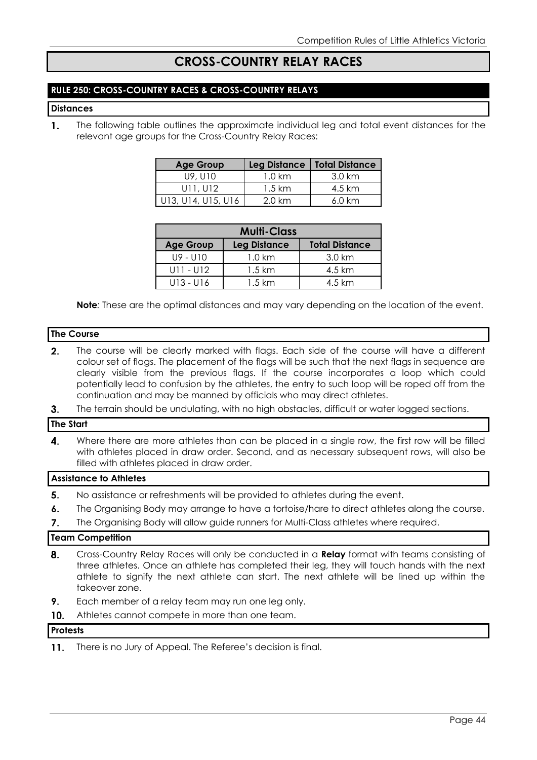# CROSS-COUNTRY RELAY RACES

## RULE 250: CROSS-COUNTRY RACES & CROSS-COUNTRY RELAYS

### Distances

1. The following table outlines the approximate individual leg and total event distances for the relevant age groups for the Cross-Country Relay Races:

| Age Group | Leg Distance | Total Distance |
|---|---|---|
| U9, U10 | 1.0 km | 3.0 km |
| U11, U12 | 1.5 km | 4.5 km |
| U13, U14, U15, U16 | 2.0 km | 6.0 km |

| Multi-Class | | |
|---|---|---|
| **Age Group** | **Leg Distance** | **Total Distance** |
| U9 - U10 | 1.0 km | 3.0 km |
| U11 - U12 | 1.5 km | 4.5 km |
| U13 - U16 | 1.5 km | 4.5 km |

**Note**: These are the optimal distances and may vary depending on the location of the event.

### The Course

2. The course will be clearly marked with flags. Each side of the course will have a different colour set of flags. The placement of the flags will be such that the next flags in sequence are clearly visible from the previous flags. If the course incorporates a loop which could potentially lead to confusion by the athletes, the entry to such loop will be roped off from the continuation and may be manned by officials who may direct athletes.
3. The terrain should be undulating, with no high obstacles, difficult or water logged sections.

### The Start

4. Where there are more athletes than can be placed in a single row, the first row will be filled with athletes placed in draw order. Second, and as necessary subsequent rows, will also be filled with athletes placed in draw order.

### Assistance to Athletes

5. No assistance or refreshments will be provided to athletes during the event.
6. The Organising Body may arrange to have a tortoise/hare to direct athletes along the course.
7. The Organising Body will allow guide runners for Multi-Class athletes where required.

### Team Competition

8. Cross-Country Relay Races will only be conducted in a **Relay** format with teams consisting of three athletes. Once an athlete has completed their leg, they will touch hands with the next athlete to signify the next athlete can start. The next athlete will be lined up within the takeover zone.
9. Each member of a relay team may run one leg only.
10. Athletes cannot compete in more than one team.

### Protests

11. There is no Jury of Appeal. The Referee's decision is final.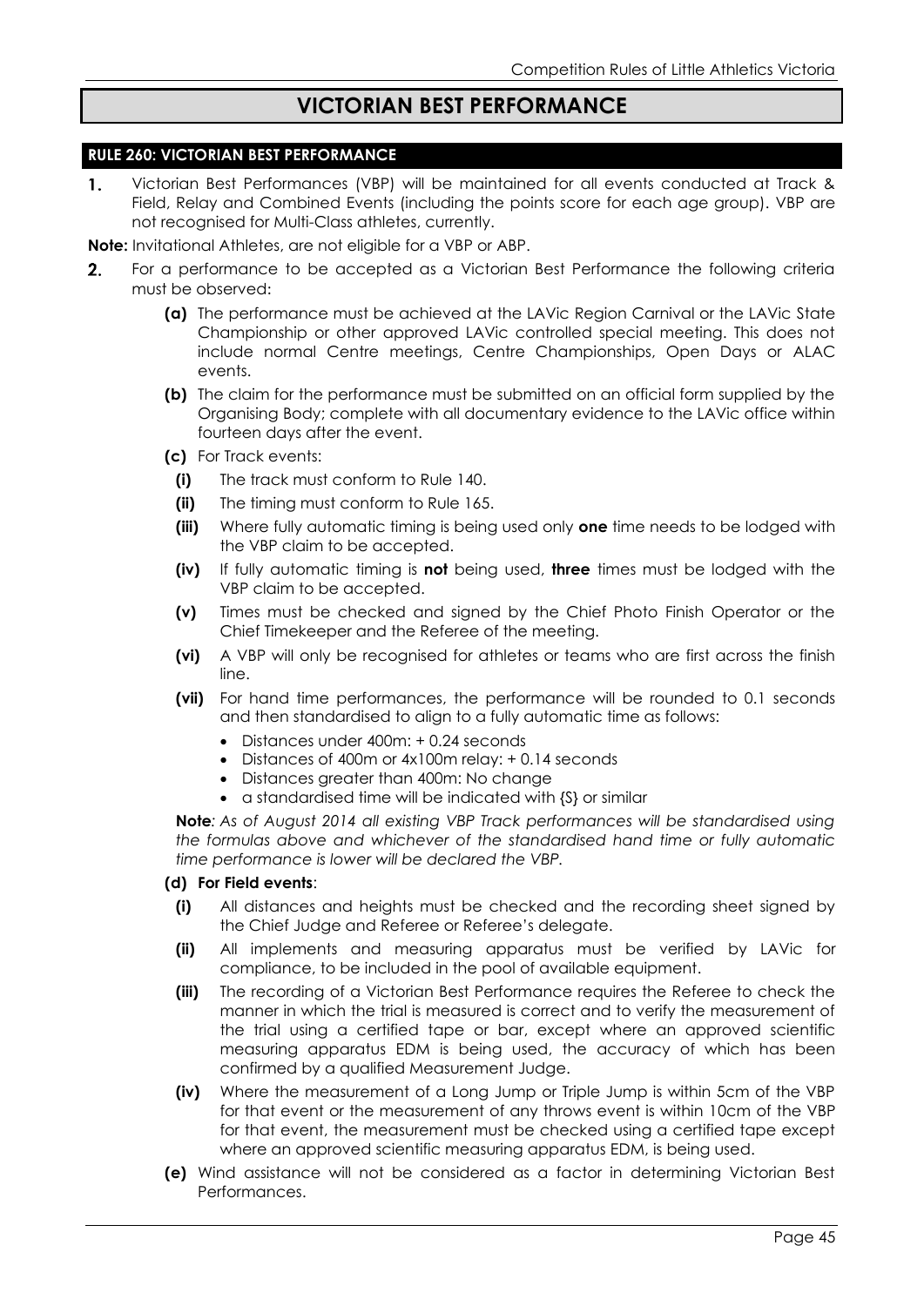# VICTORIAN BEST PERFORMANCE

## RULE 260: VICTORIAN BEST PERFORMANCE

**1.** Victorian Best Performances (VBP) will be maintained for all events conducted at Track & Field, Relay and Combined Events (including the points score for each age group). VBP are not recognised for Multi-Class athletes, currently.

**Note:** Invitational Athletes, are not eligible for a VBP or ABP.

**2.** For a performance to be accepted as a Victorian Best Performance the following criteria must be observed:

- **(a)** The performance must be achieved at the LAVic Region Carnival or the LAVic State Championship or other approved LAVic controlled special meeting. This does not include normal Centre meetings, Centre Championships, Open Days or ALAC events.
- **(b)** The claim for the performance must be submitted on an official form supplied by the Organising Body; complete with all documentary evidence to the LAVic office within fourteen days after the event.
- **(c)** For Track events:
  - **(i)** The track must conform to Rule 140.
  - **(ii)** The timing must conform to Rule 165.
  - **(iii)** Where fully automatic timing is being used only **one** time needs to be lodged with the VBP claim to be accepted.
  - **(iv)** If fully automatic timing is **not** being used, **three** times must be lodged with the VBP claim to be accepted.
  - **(v)** Times must be checked and signed by the Chief Photo Finish Operator or the Chief Timekeeper and the Referee of the meeting.
  - **(vi)** A VBP will only be recognised for athletes or teams who are first across the finish line.
  - **(vii)** For hand time performances, the performance will be rounded to 0.1 seconds and then standardised to align to a fully automatic time as follows:
    - Distances under 400m: + 0.24 seconds
    - Distances of 400m or 4x100m relay: + 0.14 seconds
    - Distances greater than 400m: No change
    - a standardised time will be indicated with {S} or similar

  **Note**: *As of August 2014 all existing VBP Track performances will be standardised using the formulas above and whichever of the standardised hand time or fully automatic time performance is lower will be declared the VBP.*

- **(d) For Field events**:
  - **(i)** All distances and heights must be checked and the recording sheet signed by the Chief Judge and Referee or Referee's delegate.
  - **(ii)** All implements and measuring apparatus must be verified by LAVic for compliance, to be included in the pool of available equipment.
  - **(iii)** The recording of a Victorian Best Performance requires the Referee to check the manner in which the trial is measured is correct and to verify the measurement of the trial using a certified tape or bar, except where an approved scientific measuring apparatus EDM is being used, the accuracy of which has been confirmed by a qualified Measurement Judge.
  - **(iv)** Where the measurement of a Long Jump or Triple Jump is within 5cm of the VBP for that event or the measurement of any throws event is within 10cm of the VBP for that event, the measurement must be checked using a certified tape except where an approved scientific measuring apparatus EDM, is being used.
- **(e)** Wind assistance will not be considered as a factor in determining Victorian Best Performances.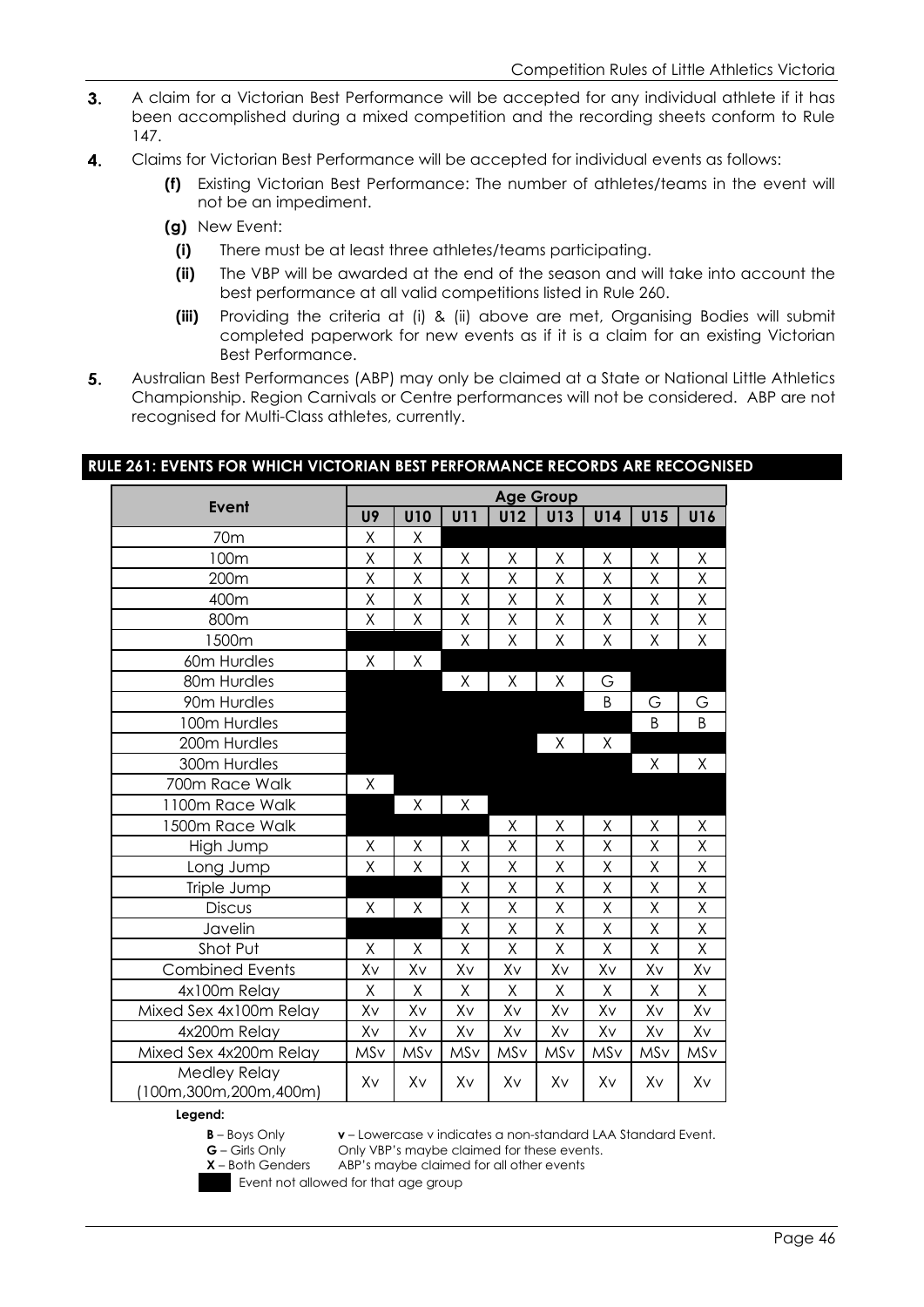3. A claim for a Victorian Best Performance will be accepted for any individual athlete if it has been accomplished during a mixed competition and the recording sheets conform to Rule 147.

4. Claims for Victorian Best Performance will be accepted for individual events as follows:

   **(f)** Existing Victorian Best Performance: The number of athletes/teams in the event will not be an impediment.

   **(g)** New Event:

   **(i)** There must be at least three athletes/teams participating.

   **(ii)** The VBP will be awarded at the end of the season and will take into account the best performance at all valid competitions listed in Rule 260.

   **(iii)** Providing the criteria at (i) & (ii) above are met, Organising Bodies will submit completed paperwork for new events as if it is a claim for an existing Victorian Best Performance.

5. Australian Best Performances (ABP) may only be claimed at a State or National Little Athletics Championship. Region Carnivals or Centre performances will not be considered. ABP are not recognised for Multi-Class athletes, currently.

## RULE 261: EVENTS FOR WHICH VICTORIAN BEST PERFORMANCE RECORDS ARE RECOGNISED

| Event | Age Group | | | | | | | |
|---|---|---|---|---|---|---|---|---|
| | **U9** | **U10** | **U11** | **U12** | **U13** | **U14** | **U15** | **U16** |
| 70m | X | X | ■ | ■ | ■ | ■ | ■ | ■ |
| 100m | X | X | X | X | X | X | X | X |
| 200m | X | X | X | X | X | X | X | X |
| 400m | X | X | X | X | X | X | X | X |
| 800m | X | X | X | X | X | X | X | X |
| 1500m | ■ | ■ | X | X | X | X | X | X |
| 60m Hurdles | X | X | ■ | ■ | ■ | ■ | ■ | ■ |
| 80m Hurdles | ■ | ■ | X | X | X | G | ■ | ■ |
| 90m Hurdles | ■ | ■ | ■ | ■ | ■ | B | G | G |
| 100m Hurdles | ■ | ■ | ■ | ■ | ■ | ■ | B | B |
| 200m Hurdles | ■ | ■ | ■ | ■ | X | X | ■ | ■ |
| 300m Hurdles | ■ | ■ | ■ | ■ | ■ | ■ | X | X |
| 700m Race Walk | X | ■ | ■ | ■ | ■ | ■ | ■ | ■ |
| 1100m Race Walk | ■ | X | X | ■ | ■ | ■ | ■ | ■ |
| 1500m Race Walk | ■ | ■ | ■ | X | X | X | X | X |
| High Jump | X | X | X | X | X | X | X | X |
| Long Jump | X | X | X | X | X | X | X | X |
| Triple Jump | ■ | ■ | X | X | X | X | X | X |
| Discus | X | X | X | X | X | X | X | X |
| Javelin | ■ | ■ | X | X | X | X | X | X |
| Shot Put | X | X | X | X | X | X | X | X |
| Combined Events | Xv | Xv | Xv | Xv | Xv | Xv | Xv | Xv |
| 4x100m Relay | X | X | X | X | X | X | X | X |
| Mixed Sex 4x100m Relay | Xv | Xv | Xv | Xv | Xv | Xv | Xv | Xv |
| 4x200m Relay | Xv | Xv | Xv | Xv | Xv | Xv | Xv | Xv |
| Mixed Sex 4x200m Relay | MSv | MSv | MSv | MSv | MSv | MSv | MSv | MSv |
| Medley Relay (100m,300m,200m,400m) | Xv | Xv | Xv | Xv | Xv | Xv | Xv | Xv |

**Legend:**

**B** – Boys Only  
**G** – Girls Only  
**X** – Both Genders  
■ Event not allowed for that age group

**v** – Lowercase v indicates a non-standard LAA Standard Event.  
Only VBP's maybe claimed for these events.  
ABP's maybe claimed for all other events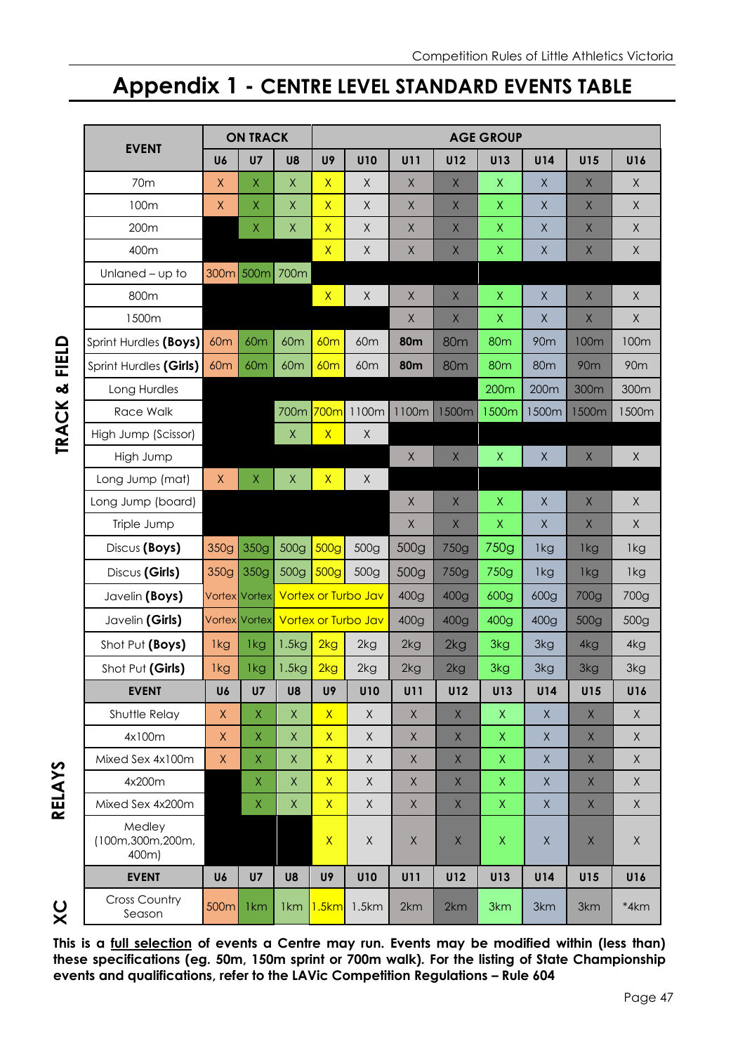# Appendix 1 - CENTRE LEVEL STANDARD EVENTS TABLE

| | EVENT | ON TRACK | | | AGE GROUP | | | | | | | |
|---|---|---|---|---|---|---|---|---|---|---|---|---|
| | | U6 | U7 | U8 | U9 | U10 | U11 | U12 | U13 | U14 | U15 | U16 |
| TRACK & FIELD | 70m | X | X | X | X | X | X | X | X | X | X | X |
| | 100m | X | X | X | X | X | X | X | X | X | X | X |
| | 200m | | X | X | X | X | X | X | X | X | X | X |
| | 400m | | | | X | X | X | X | X | X | X | X |
| | Unlaned – up to | 300m | 500m | 700m | | | | | | | | |
| | 800m | | | | X | X | X | X | X | X | X | X |
| | 1500m | | | | | | X | X | X | X | X | X |
| | Sprint Hurdles **(Boys)** | 60m | 60m | 60m | 60m | 60m | **80m** | 80m | 80m | 90m | 100m | 100m |
| | Sprint Hurdles **(Girls)** | 60m | 60m | 60m | 60m | 60m | **80m** | 80m | 80m | 80m | 90m | 90m |
| | Long Hurdles | | | | | | | | 200m | 200m | 300m | 300m |
| | Race Walk | | | 700m | 700m | 1100m | 1100m | 1500m | 1500m | 1500m | 1500m | 1500m |
| | High Jump (Scissor) | | | X | X | X | | | | | | |
| | High Jump | | | | | | X | X | X | X | X | X |
| | Long Jump (mat) | X | X | X | X | X | | | | | | |
| | Long Jump (board) | | | | | | X | X | X | X | X | X |
| | Triple Jump | | | | | | X | X | X | X | X | X |
| | Discus **(Boys)** | 350g | 350g | 500g | 500g | 500g | 500g | 750g | 750g | 1kg | 1kg | 1kg |
| | Discus **(Girls)** | 350g | 350g | 500g | 500g | 500g | 500g | 750g | 750g | 1kg | 1kg | 1kg |
| | Javelin **(Boys)** | Vortex | Vortex | Vortex or Turbo Jav | | | 400g | 400g | 600g | 600g | 700g | 700g |
| | Javelin **(Girls)** | Vortex | Vortex | Vortex or Turbo Jav | | | 400g | 400g | 400g | 400g | 500g | 500g |
| | Shot Put **(Boys)** | 1kg | 1kg | 1.5kg | 2kg | 2kg | 2kg | 2kg | 3kg | 3kg | 4kg | 4kg |
| | Shot Put **(Girls)** | 1kg | 1kg | 1.5kg | 2kg | 2kg | 2kg | 2kg | 3kg | 3kg | 3kg | 3kg |
| | **EVENT** | **U6** | **U7** | **U8** | **U9** | **U10** | **U11** | **U12** | **U13** | **U14** | **U15** | **U16** |
| RELAYS | Shuttle Relay | X | X | X | X | X | X | X | X | X | X | X |
| | 4x100m | X | X | X | X | X | X | X | X | X | X | X |
| | Mixed Sex 4x100m | X | X | X | X | X | X | X | X | X | X | X |
| | 4x200m | | X | X | X | X | X | X | X | X | X | X |
| | Mixed Sex 4x200m | | X | X | X | X | X | X | X | X | X | X |
| | Medley (100m,300m,200m, 400m) | | | | X | X | X | X | X | X | X | X |
| | **EVENT** | **U6** | **U7** | **U8** | **U9** | **U10** | **U11** | **U12** | **U13** | **U14** | **U15** | **U16** |
| XC | Cross Country Season | 500m | 1km | 1km | 1.5km | 1.5km | 2km | 2km | 3km | 3km | 3km | *4km |

**This is a <u>full selection</u> of events a Centre may run. Events may be modified within (less than) these specifications (eg. 50m, 150m sprint or 700m walk). For the listing of State Championship events and qualifications, refer to the LAVic Competition Regulations – Rule 604**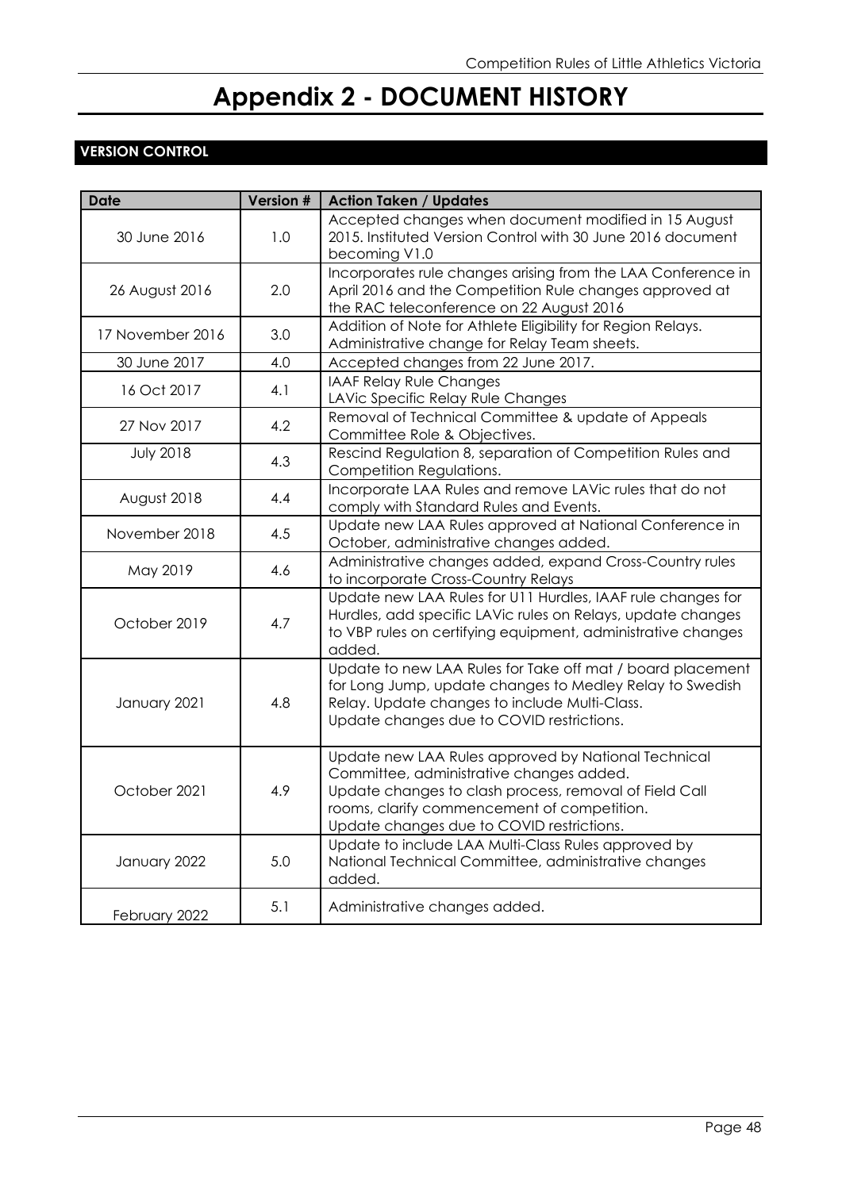# Appendix 2 - DOCUMENT HISTORY

## VERSION CONTROL

| Date | Version # | Action Taken / Updates |
|---|---|---|
| 30 June 2016 | 1.0 | Accepted changes when document modified in 15 August 2015. Instituted Version Control with 30 June 2016 document becoming V1.0 |
| 26 August 2016 | 2.0 | Incorporates rule changes arising from the LAA Conference in April 2016 and the Competition Rule changes approved at the RAC teleconference on 22 August 2016 |
| 17 November 2016 | 3.0 | Addition of Note for Athlete Eligibility for Region Relays. Administrative change for Relay Team sheets. |
| 30 June 2017 | 4.0 | Accepted changes from 22 June 2017. |
| 16 Oct 2017 | 4.1 | IAAF Relay Rule Changes<br>LAVic Specific Relay Rule Changes |
| 27 Nov 2017 | 4.2 | Removal of Technical Committee & update of Appeals Committee Role & Objectives. |
| July 2018 | 4.3 | Rescind Regulation 8, separation of Competition Rules and Competition Regulations. |
| August 2018 | 4.4 | Incorporate LAA Rules and remove LAVic rules that do not comply with Standard Rules and Events. |
| November 2018 | 4.5 | Update new LAA Rules approved at National Conference in October, administrative changes added. |
| May 2019 | 4.6 | Administrative changes added, expand Cross-Country rules to incorporate Cross-Country Relays |
| October 2019 | 4.7 | Update new LAA Rules for U11 Hurdles, IAAF rule changes for Hurdles, add specific LAVic rules on Relays, update changes to VBP rules on certifying equipment, administrative changes added. |
| January 2021 | 4.8 | Update to new LAA Rules for Take off mat / board placement for Long Jump, update changes to Medley Relay to Swedish Relay. Update changes to include Multi-Class.<br>Update changes due to COVID restrictions. |
| October 2021 | 4.9 | Update new LAA Rules approved by National Technical Committee, administrative changes added.<br>Update changes to clash process, removal of Field Call rooms, clarify commencement of competition.<br>Update changes due to COVID restrictions. |
| January 2022 | 5.0 | Update to include LAA Multi-Class Rules approved by National Technical Committee, administrative changes added. |
| February 2022 | 5.1 | Administrative changes added. |